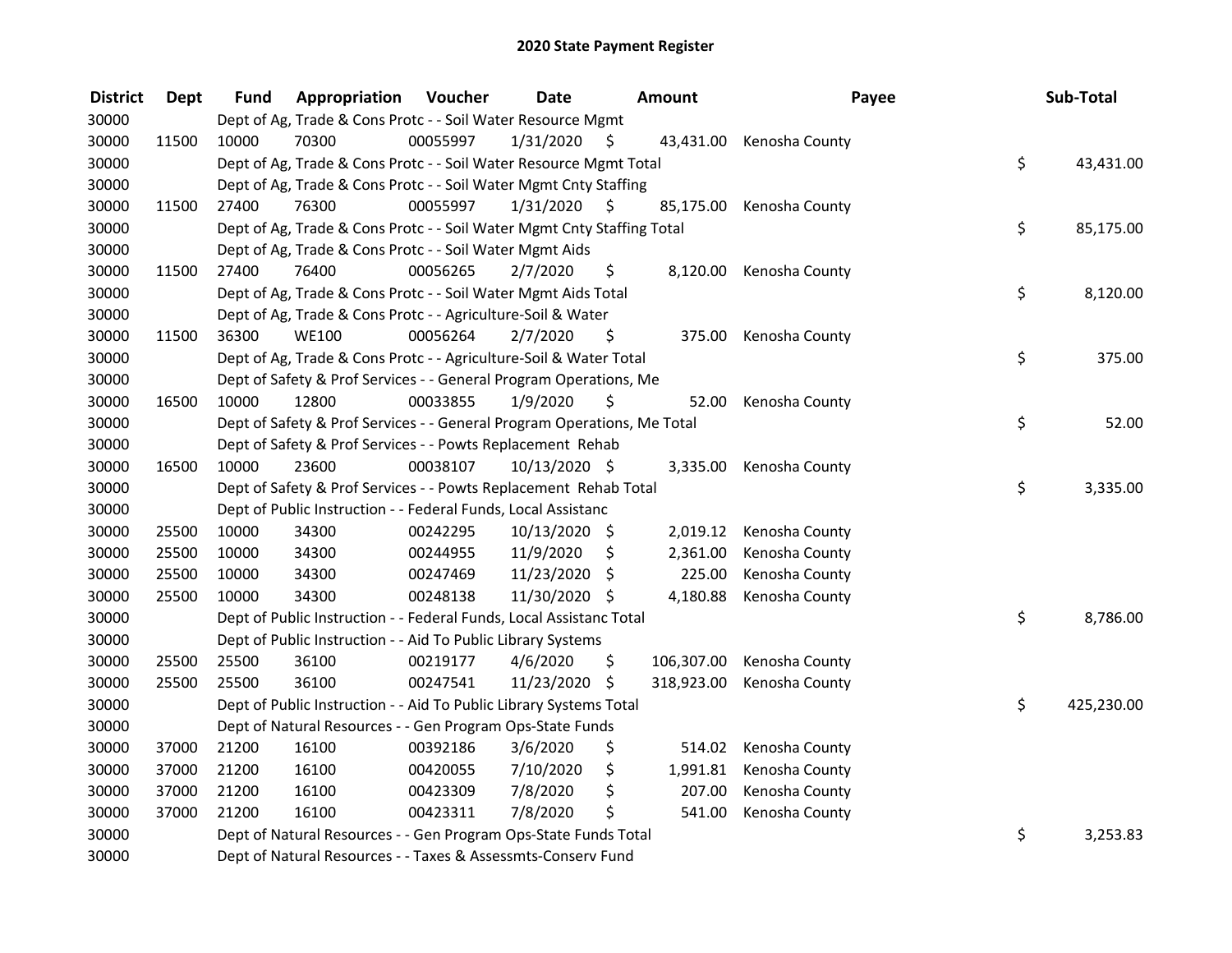# 2020 State Payment Register

| District | Dept | Fund | Appropriation | Voucher | Date | Amount | Payee | Sub-Total |
|---|---|---|---|---|---|---|---|---|
| 30000 | | Dept of Ag, Trade & Cons Protc - - Soil Water Resource Mgmt | | | | | | |
| 30000 | 11500 | 10000 | 70300 | 00055997 | 1/31/2020 | $ 43,431.00 | Kenosha County | |
| 30000 | | Dept of Ag, Trade & Cons Protc - - Soil Water Resource Mgmt Total | | | | | | $ 43,431.00 |
| 30000 | | Dept of Ag, Trade & Cons Protc - - Soil Water Mgmt Cnty Staffing | | | | | | |
| 30000 | 11500 | 27400 | 76300 | 00055997 | 1/31/2020 | $ 85,175.00 | Kenosha County | |
| 30000 | | Dept of Ag, Trade & Cons Protc - - Soil Water Mgmt Cnty Staffing Total | | | | | | $ 85,175.00 |
| 30000 | | Dept of Ag, Trade & Cons Protc - - Soil Water Mgmt Aids | | | | | | |
| 30000 | 11500 | 27400 | 76400 | 00056265 | 2/7/2020 | $ 8,120.00 | Kenosha County | |
| 30000 | | Dept of Ag, Trade & Cons Protc - - Soil Water Mgmt Aids Total | | | | | | $ 8,120.00 |
| 30000 | | Dept of Ag, Trade & Cons Protc - - Agriculture-Soil & Water | | | | | | |
| 30000 | 11500 | 36300 | WE100 | 00056264 | 2/7/2020 | $ 375.00 | Kenosha County | |
| 30000 | | Dept of Ag, Trade & Cons Protc - - Agriculture-Soil & Water Total | | | | | | $ 375.00 |
| 30000 | | Dept of Safety & Prof Services - - General Program Operations, Me | | | | | | |
| 30000 | 16500 | 10000 | 12800 | 00033855 | 1/9/2020 | $ 52.00 | Kenosha County | |
| 30000 | | Dept of Safety & Prof Services - - General Program Operations, Me Total | | | | | | $ 52.00 |
| 30000 | | Dept of Safety & Prof Services - - Powts Replacement Rehab | | | | | | |
| 30000 | 16500 | 10000 | 23600 | 00038107 | 10/13/2020 | $ 3,335.00 | Kenosha County | |
| 30000 | | Dept of Safety & Prof Services - - Powts Replacement Rehab Total | | | | | | $ 3,335.00 |
| 30000 | | Dept of Public Instruction - - Federal Funds, Local Assistanc | | | | | | |
| 30000 | 25500 | 10000 | 34300 | 00242295 | 10/13/2020 | $ 2,019.12 | Kenosha County | |
| 30000 | 25500 | 10000 | 34300 | 00244955 | 11/9/2020 | $ 2,361.00 | Kenosha County | |
| 30000 | 25500 | 10000 | 34300 | 00247469 | 11/23/2020 | $ 225.00 | Kenosha County | |
| 30000 | 25500 | 10000 | 34300 | 00248138 | 11/30/2020 | $ 4,180.88 | Kenosha County | |
| 30000 | | Dept of Public Instruction - - Federal Funds, Local Assistanc Total | | | | | | $ 8,786.00 |
| 30000 | | Dept of Public Instruction - - Aid To Public Library Systems | | | | | | |
| 30000 | 25500 | 25500 | 36100 | 00219177 | 4/6/2020 | $ 106,307.00 | Kenosha County | |
| 30000 | 25500 | 25500 | 36100 | 00247541 | 11/23/2020 | $ 318,923.00 | Kenosha County | |
| 30000 | | Dept of Public Instruction - - Aid To Public Library Systems Total | | | | | | $ 425,230.00 |
| 30000 | | Dept of Natural Resources - - Gen Program Ops-State Funds | | | | | | |
| 30000 | 37000 | 21200 | 16100 | 00392186 | 3/6/2020 | $ 514.02 | Kenosha County | |
| 30000 | 37000 | 21200 | 16100 | 00420055 | 7/10/2020 | $ 1,991.81 | Kenosha County | |
| 30000 | 37000 | 21200 | 16100 | 00423309 | 7/8/2020 | $ 207.00 | Kenosha County | |
| 30000 | 37000 | 21200 | 16100 | 00423311 | 7/8/2020 | $ 541.00 | Kenosha County | |
| 30000 | | Dept of Natural Resources - - Gen Program Ops-State Funds Total | | | | | | $ 3,253.83 |
| 30000 | | Dept of Natural Resources - - Taxes & Assessmts-Conserv Fund | | | | | | |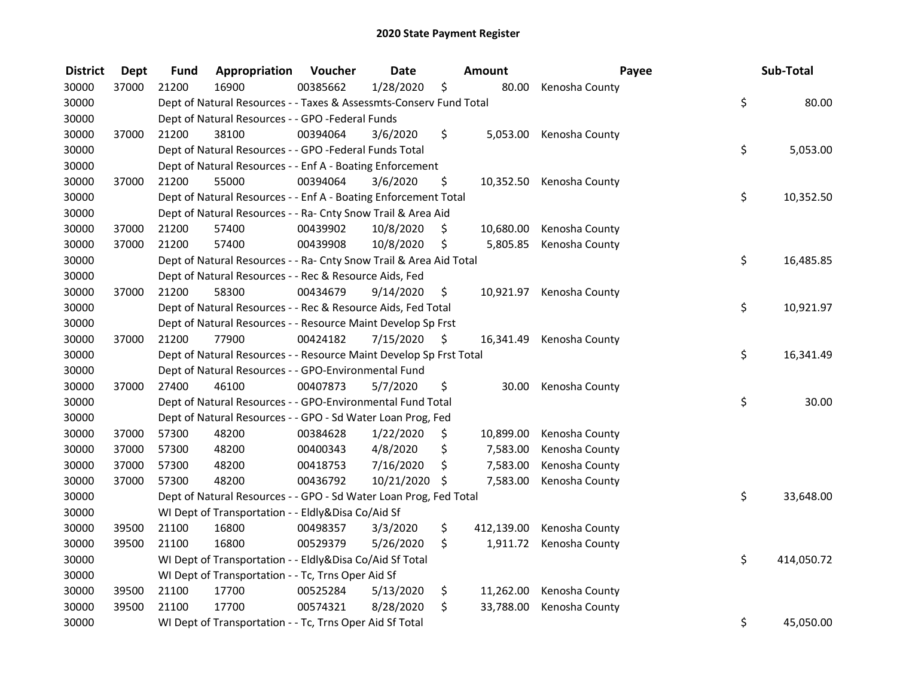## 2020 State Payment Register

| District | Dept | Fund | Appropriation | Voucher | Date | Amount | Payee | Sub-Total |
|---|---|---|---|---|---|---|---|---|
| 30000 | 37000 | 21200 | 16900 | 00385662 | 1/28/2020 | $ 80.00 | Kenosha County | |
| 30000 | | Dept of Natural Resources - - Taxes & Assessmts-Conserv Fund Total | | | | | | $ 80.00 |
| 30000 | | Dept of Natural Resources - - GPO -Federal Funds | | | | | | |
| 30000 | 37000 | 21200 | 38100 | 00394064 | 3/6/2020 | $ 5,053.00 | Kenosha County | |
| 30000 | | Dept of Natural Resources - - GPO -Federal Funds Total | | | | | | $ 5,053.00 |
| 30000 | | Dept of Natural Resources - - Enf A - Boating Enforcement | | | | | | |
| 30000 | 37000 | 21200 | 55000 | 00394064 | 3/6/2020 | $ 10,352.50 | Kenosha County | |
| 30000 | | Dept of Natural Resources - - Enf A - Boating Enforcement Total | | | | | | $ 10,352.50 |
| 30000 | | Dept of Natural Resources - - Ra- Cnty Snow Trail & Area Aid | | | | | | |
| 30000 | 37000 | 21200 | 57400 | 00439902 | 10/8/2020 | $ 10,680.00 | Kenosha County | |
| 30000 | 37000 | 21200 | 57400 | 00439908 | 10/8/2020 | $ 5,805.85 | Kenosha County | |
| 30000 | | Dept of Natural Resources - - Ra- Cnty Snow Trail & Area Aid Total | | | | | | $ 16,485.85 |
| 30000 | | Dept of Natural Resources - - Rec & Resource Aids, Fed | | | | | | |
| 30000 | 37000 | 21200 | 58300 | 00434679 | 9/14/2020 | $ 10,921.97 | Kenosha County | |
| 30000 | | Dept of Natural Resources - - Rec & Resource Aids, Fed Total | | | | | | $ 10,921.97 |
| 30000 | | Dept of Natural Resources - - Resource Maint Develop Sp Frst | | | | | | |
| 30000 | 37000 | 21200 | 77900 | 00424182 | 7/15/2020 | $ 16,341.49 | Kenosha County | |
| 30000 | | Dept of Natural Resources - - Resource Maint Develop Sp Frst Total | | | | | | $ 16,341.49 |
| 30000 | | Dept of Natural Resources - - GPO-Environmental Fund | | | | | | |
| 30000 | 37000 | 27400 | 46100 | 00407873 | 5/7/2020 | $ 30.00 | Kenosha County | |
| 30000 | | Dept of Natural Resources - - GPO-Environmental Fund Total | | | | | | $ 30.00 |
| 30000 | | Dept of Natural Resources - - GPO - Sd Water Loan Prog, Fed | | | | | | |
| 30000 | 37000 | 57300 | 48200 | 00384628 | 1/22/2020 | $ 10,899.00 | Kenosha County | |
| 30000 | 37000 | 57300 | 48200 | 00400343 | 4/8/2020 | $ 7,583.00 | Kenosha County | |
| 30000 | 37000 | 57300 | 48200 | 00418753 | 7/16/2020 | $ 7,583.00 | Kenosha County | |
| 30000 | 37000 | 57300 | 48200 | 00436792 | 10/21/2020 | $ 7,583.00 | Kenosha County | |
| 30000 | | Dept of Natural Resources - - GPO - Sd Water Loan Prog, Fed Total | | | | | | $ 33,648.00 |
| 30000 | | WI Dept of Transportation - - Eldly&Disa Co/Aid Sf | | | | | | |
| 30000 | 39500 | 21100 | 16800 | 00498357 | 3/3/2020 | $ 412,139.00 | Kenosha County | |
| 30000 | 39500 | 21100 | 16800 | 00529379 | 5/26/2020 | $ 1,911.72 | Kenosha County | |
| 30000 | | WI Dept of Transportation - - Eldly&Disa Co/Aid Sf Total | | | | | | $ 414,050.72 |
| 30000 | | WI Dept of Transportation - - Tc, Trns Oper Aid Sf | | | | | | |
| 30000 | 39500 | 21100 | 17700 | 00525284 | 5/13/2020 | $ 11,262.00 | Kenosha County | |
| 30000 | 39500 | 21100 | 17700 | 00574321 | 8/28/2020 | $ 33,788.00 | Kenosha County | |
| 30000 | | WI Dept of Transportation - - Tc, Trns Oper Aid Sf Total | | | | | | $ 45,050.00 |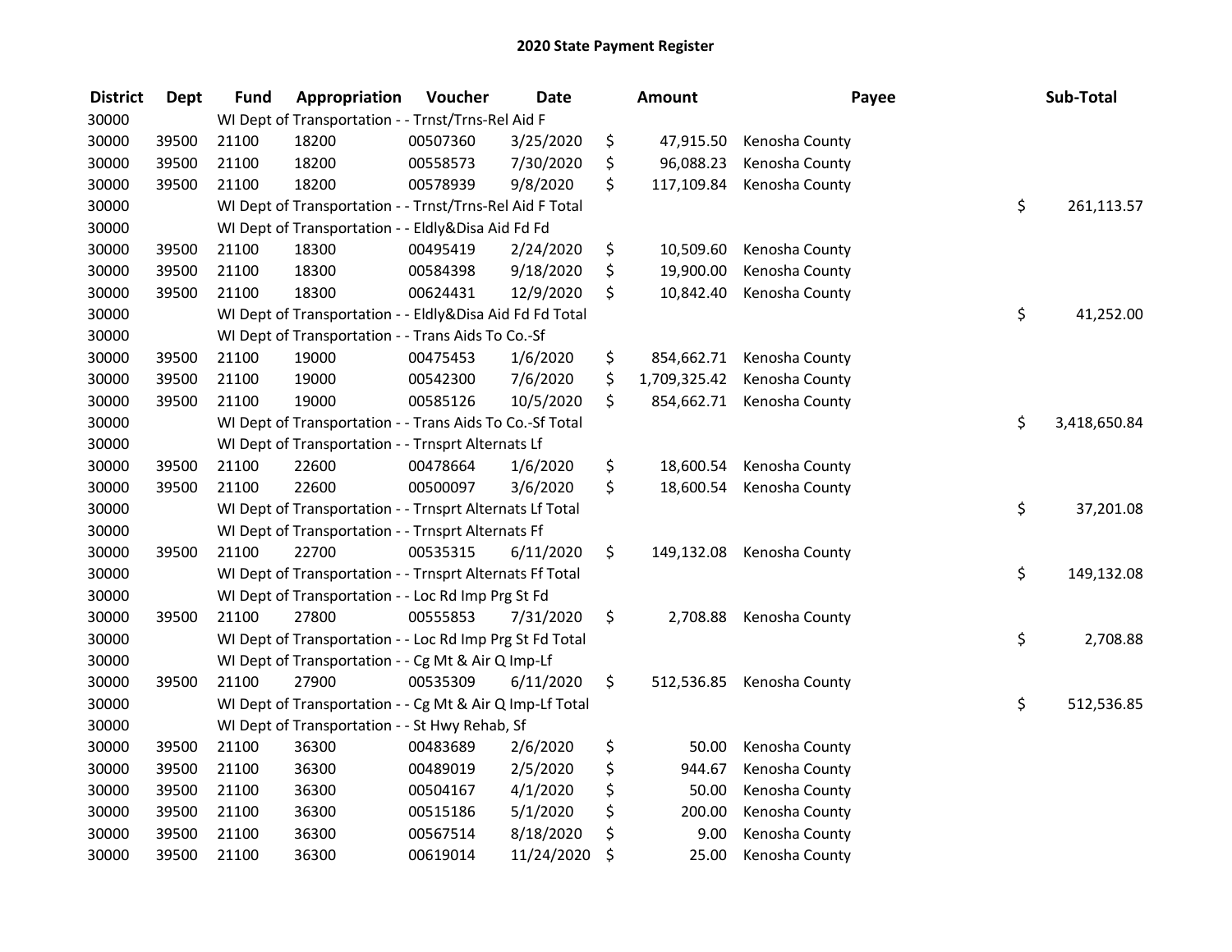# 2020 State Payment Register

| District | Dept | Fund | Appropriation | Voucher | Date | Amount | Payee | Sub-Total |
|---|---|---|---|---|---|---|---|---|
| 30000 | | WI Dept of Transportation - - Trnst/Trns-Rel Aid F | | | | | | |
| 30000 | 39500 | 21100 | 18200 | 00507360 | 3/25/2020 | $ 47,915.50 | Kenosha County | |
| 30000 | 39500 | 21100 | 18200 | 00558573 | 7/30/2020 | $ 96,088.23 | Kenosha County | |
| 30000 | 39500 | 21100 | 18200 | 00578939 | 9/8/2020 | $ 117,109.84 | Kenosha County | |
| 30000 | | WI Dept of Transportation - - Trnst/Trns-Rel Aid F Total | | | | | | $ 261,113.57 |
| 30000 | | WI Dept of Transportation - - Eldly&Disa Aid Fd Fd | | | | | | |
| 30000 | 39500 | 21100 | 18300 | 00495419 | 2/24/2020 | $ 10,509.60 | Kenosha County | |
| 30000 | 39500 | 21100 | 18300 | 00584398 | 9/18/2020 | $ 19,900.00 | Kenosha County | |
| 30000 | 39500 | 21100 | 18300 | 00624431 | 12/9/2020 | $ 10,842.40 | Kenosha County | |
| 30000 | | WI Dept of Transportation - - Eldly&Disa Aid Fd Fd Total | | | | | | $ 41,252.00 |
| 30000 | | WI Dept of Transportation - - Trans Aids To Co.-Sf | | | | | | |
| 30000 | 39500 | 21100 | 19000 | 00475453 | 1/6/2020 | $ 854,662.71 | Kenosha County | |
| 30000 | 39500 | 21100 | 19000 | 00542300 | 7/6/2020 | $ 1,709,325.42 | Kenosha County | |
| 30000 | 39500 | 21100 | 19000 | 00585126 | 10/5/2020 | $ 854,662.71 | Kenosha County | |
| 30000 | | WI Dept of Transportation - - Trans Aids To Co.-Sf Total | | | | | | $ 3,418,650.84 |
| 30000 | | WI Dept of Transportation - - Trnsprt Alternats Lf | | | | | | |
| 30000 | 39500 | 21100 | 22600 | 00478664 | 1/6/2020 | $ 18,600.54 | Kenosha County | |
| 30000 | 39500 | 21100 | 22600 | 00500097 | 3/6/2020 | $ 18,600.54 | Kenosha County | |
| 30000 | | WI Dept of Transportation - - Trnsprt Alternats Lf Total | | | | | | $ 37,201.08 |
| 30000 | | WI Dept of Transportation - - Trnsprt Alternats Ff | | | | | | |
| 30000 | 39500 | 21100 | 22700 | 00535315 | 6/11/2020 | $ 149,132.08 | Kenosha County | |
| 30000 | | WI Dept of Transportation - - Trnsprt Alternats Ff Total | | | | | | $ 149,132.08 |
| 30000 | | WI Dept of Transportation - - Loc Rd Imp Prg St Fd | | | | | | |
| 30000 | 39500 | 21100 | 27800 | 00555853 | 7/31/2020 | $ 2,708.88 | Kenosha County | |
| 30000 | | WI Dept of Transportation - - Loc Rd Imp Prg St Fd Total | | | | | | $ 2,708.88 |
| 30000 | | WI Dept of Transportation - - Cg Mt & Air Q Imp-Lf | | | | | | |
| 30000 | 39500 | 21100 | 27900 | 00535309 | 6/11/2020 | $ 512,536.85 | Kenosha County | |
| 30000 | | WI Dept of Transportation - - Cg Mt & Air Q Imp-Lf Total | | | | | | $ 512,536.85 |
| 30000 | | WI Dept of Transportation - - St Hwy Rehab, Sf | | | | | | |
| 30000 | 39500 | 21100 | 36300 | 00483689 | 2/6/2020 | $ 50.00 | Kenosha County | |
| 30000 | 39500 | 21100 | 36300 | 00489019 | 2/5/2020 | $ 944.67 | Kenosha County | |
| 30000 | 39500 | 21100 | 36300 | 00504167 | 4/1/2020 | $ 50.00 | Kenosha County | |
| 30000 | 39500 | 21100 | 36300 | 00515186 | 5/1/2020 | $ 200.00 | Kenosha County | |
| 30000 | 39500 | 21100 | 36300 | 00567514 | 8/18/2020 | $ 9.00 | Kenosha County | |
| 30000 | 39500 | 21100 | 36300 | 00619014 | 11/24/2020 | $ 25.00 | Kenosha County | |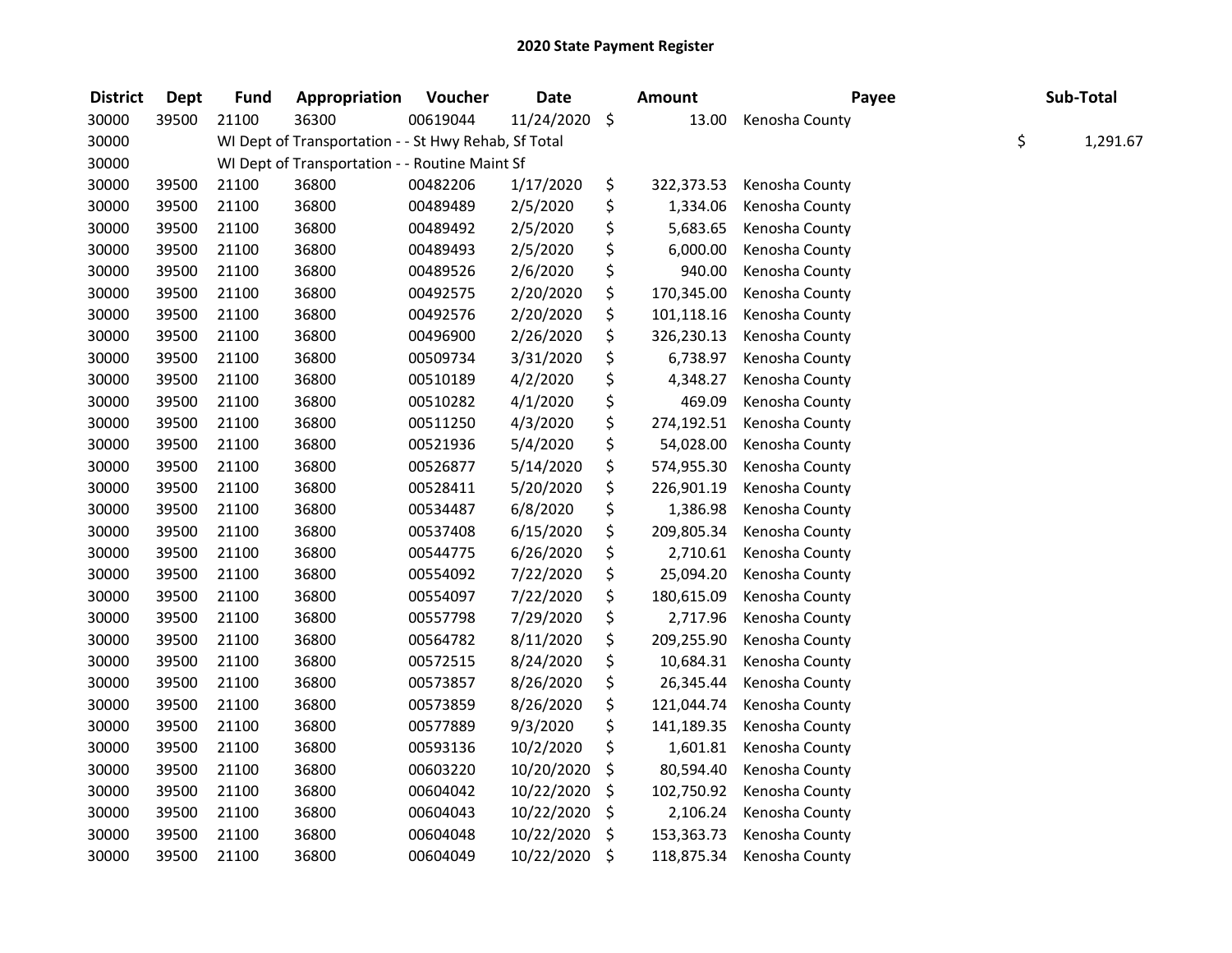# 2020 State Payment Register

| District | Dept | Fund | Appropriation | Voucher | Date | Amount | Payee | Sub-Total |
|---|---|---|---|---|---|---|---|---|
| 30000 | 39500 | 21100 | 36300 | 00619044 | 11/24/2020 | $ 13.00 | Kenosha County | |
| 30000 | | WI Dept of Transportation - - St Hwy Rehab, Sf Total | | | | | | $ 1,291.67 |
| 30000 | | WI Dept of Transportation - - Routine Maint Sf | | | | | | |
| 30000 | 39500 | 21100 | 36800 | 00482206 | 1/17/2020 | $ 322,373.53 | Kenosha County | |
| 30000 | 39500 | 21100 | 36800 | 00489489 | 2/5/2020 | $ 1,334.06 | Kenosha County | |
| 30000 | 39500 | 21100 | 36800 | 00489492 | 2/5/2020 | $ 5,683.65 | Kenosha County | |
| 30000 | 39500 | 21100 | 36800 | 00489493 | 2/5/2020 | $ 6,000.00 | Kenosha County | |
| 30000 | 39500 | 21100 | 36800 | 00489526 | 2/6/2020 | $ 940.00 | Kenosha County | |
| 30000 | 39500 | 21100 | 36800 | 00492575 | 2/20/2020 | $ 170,345.00 | Kenosha County | |
| 30000 | 39500 | 21100 | 36800 | 00492576 | 2/20/2020 | $ 101,118.16 | Kenosha County | |
| 30000 | 39500 | 21100 | 36800 | 00496900 | 2/26/2020 | $ 326,230.13 | Kenosha County | |
| 30000 | 39500 | 21100 | 36800 | 00509734 | 3/31/2020 | $ 6,738.97 | Kenosha County | |
| 30000 | 39500 | 21100 | 36800 | 00510189 | 4/2/2020 | $ 4,348.27 | Kenosha County | |
| 30000 | 39500 | 21100 | 36800 | 00510282 | 4/1/2020 | $ 469.09 | Kenosha County | |
| 30000 | 39500 | 21100 | 36800 | 00511250 | 4/3/2020 | $ 274,192.51 | Kenosha County | |
| 30000 | 39500 | 21100 | 36800 | 00521936 | 5/4/2020 | $ 54,028.00 | Kenosha County | |
| 30000 | 39500 | 21100 | 36800 | 00526877 | 5/14/2020 | $ 574,955.30 | Kenosha County | |
| 30000 | 39500 | 21100 | 36800 | 00528411 | 5/20/2020 | $ 226,901.19 | Kenosha County | |
| 30000 | 39500 | 21100 | 36800 | 00534487 | 6/8/2020 | $ 1,386.98 | Kenosha County | |
| 30000 | 39500 | 21100 | 36800 | 00537408 | 6/15/2020 | $ 209,805.34 | Kenosha County | |
| 30000 | 39500 | 21100 | 36800 | 00544775 | 6/26/2020 | $ 2,710.61 | Kenosha County | |
| 30000 | 39500 | 21100 | 36800 | 00554092 | 7/22/2020 | $ 25,094.20 | Kenosha County | |
| 30000 | 39500 | 21100 | 36800 | 00554097 | 7/22/2020 | $ 180,615.09 | Kenosha County | |
| 30000 | 39500 | 21100 | 36800 | 00557798 | 7/29/2020 | $ 2,717.96 | Kenosha County | |
| 30000 | 39500 | 21100 | 36800 | 00564782 | 8/11/2020 | $ 209,255.90 | Kenosha County | |
| 30000 | 39500 | 21100 | 36800 | 00572515 | 8/24/2020 | $ 10,684.31 | Kenosha County | |
| 30000 | 39500 | 21100 | 36800 | 00573857 | 8/26/2020 | $ 26,345.44 | Kenosha County | |
| 30000 | 39500 | 21100 | 36800 | 00573859 | 8/26/2020 | $ 121,044.74 | Kenosha County | |
| 30000 | 39500 | 21100 | 36800 | 00577889 | 9/3/2020 | $ 141,189.35 | Kenosha County | |
| 30000 | 39500 | 21100 | 36800 | 00593136 | 10/2/2020 | $ 1,601.81 | Kenosha County | |
| 30000 | 39500 | 21100 | 36800 | 00603220 | 10/20/2020 | $ 80,594.40 | Kenosha County | |
| 30000 | 39500 | 21100 | 36800 | 00604042 | 10/22/2020 | $ 102,750.92 | Kenosha County | |
| 30000 | 39500 | 21100 | 36800 | 00604043 | 10/22/2020 | $ 2,106.24 | Kenosha County | |
| 30000 | 39500 | 21100 | 36800 | 00604048 | 10/22/2020 | $ 153,363.73 | Kenosha County | |
| 30000 | 39500 | 21100 | 36800 | 00604049 | 10/22/2020 | $ 118,875.34 | Kenosha County | |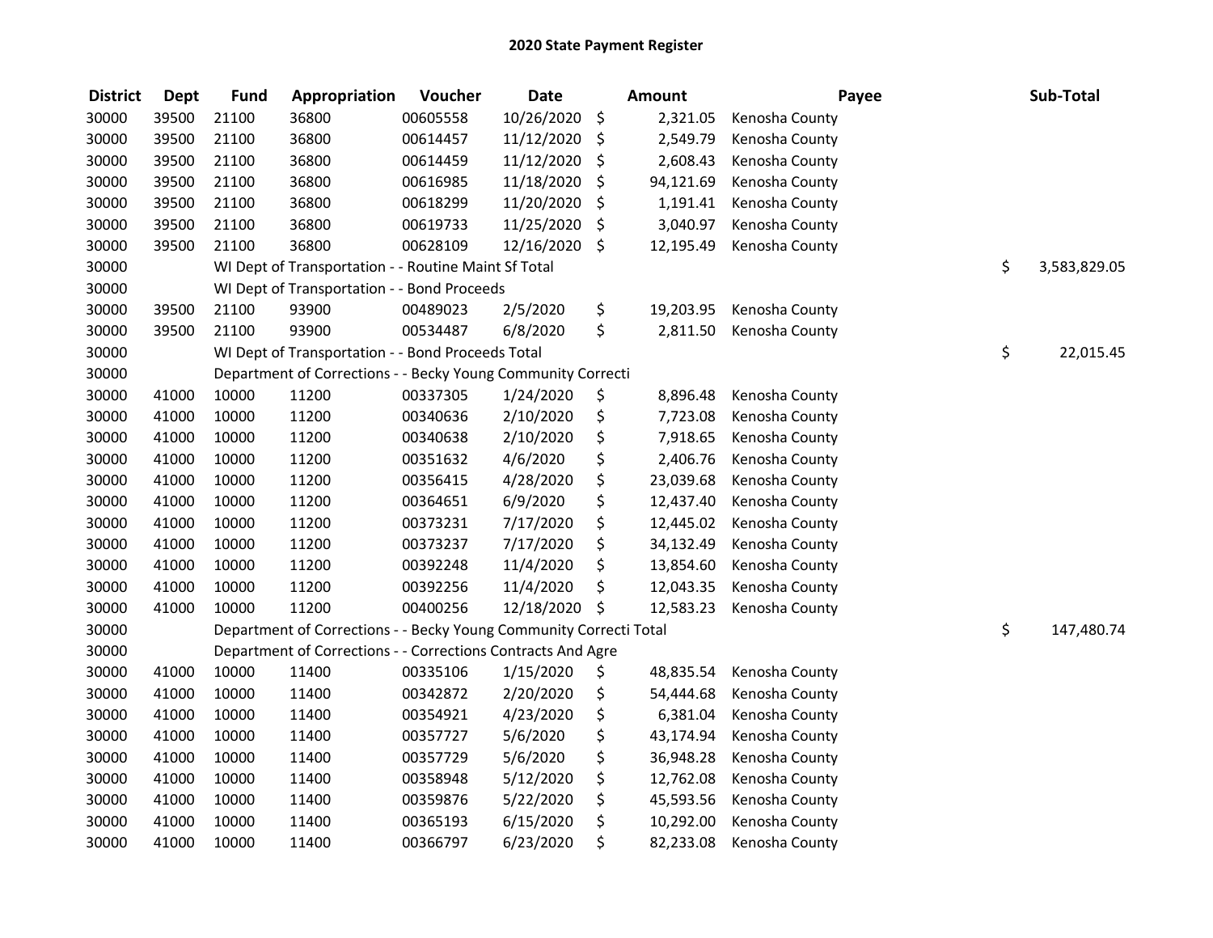# 2020 State Payment Register

| District | Dept | Fund | Appropriation | Voucher | Date | Amount | Payee | Sub-Total |
|---|---|---|---|---|---|---|---|---|
| 30000 | 39500 | 21100 | 36800 | 00605558 | 10/26/2020 | $ 2,321.05 | Kenosha County | |
| 30000 | 39500 | 21100 | 36800 | 00614457 | 11/12/2020 | $ 2,549.79 | Kenosha County | |
| 30000 | 39500 | 21100 | 36800 | 00614459 | 11/12/2020 | $ 2,608.43 | Kenosha County | |
| 30000 | 39500 | 21100 | 36800 | 00616985 | 11/18/2020 | $ 94,121.69 | Kenosha County | |
| 30000 | 39500 | 21100 | 36800 | 00618299 | 11/20/2020 | $ 1,191.41 | Kenosha County | |
| 30000 | 39500 | 21100 | 36800 | 00619733 | 11/25/2020 | $ 3,040.97 | Kenosha County | |
| 30000 | 39500 | 21100 | 36800 | 00628109 | 12/16/2020 | $ 12,195.49 | Kenosha County | |
| 30000 | | WI Dept of Transportation - - Routine Maint Sf Total | | | | | | $ 3,583,829.05 |
| 30000 | | WI Dept of Transportation - - Bond Proceeds | | | | | | |
| 30000 | 39500 | 21100 | 93900 | 00489023 | 2/5/2020 | $ 19,203.95 | Kenosha County | |
| 30000 | 39500 | 21100 | 93900 | 00534487 | 6/8/2020 | $ 2,811.50 | Kenosha County | |
| 30000 | | WI Dept of Transportation - - Bond Proceeds Total | | | | | | $ 22,015.45 |
| 30000 | | Department of Corrections - - Becky Young Community Correcti | | | | | | |
| 30000 | 41000 | 10000 | 11200 | 00337305 | 1/24/2020 | $ 8,896.48 | Kenosha County | |
| 30000 | 41000 | 10000 | 11200 | 00340636 | 2/10/2020 | $ 7,723.08 | Kenosha County | |
| 30000 | 41000 | 10000 | 11200 | 00340638 | 2/10/2020 | $ 7,918.65 | Kenosha County | |
| 30000 | 41000 | 10000 | 11200 | 00351632 | 4/6/2020 | $ 2,406.76 | Kenosha County | |
| 30000 | 41000 | 10000 | 11200 | 00356415 | 4/28/2020 | $ 23,039.68 | Kenosha County | |
| 30000 | 41000 | 10000 | 11200 | 00364651 | 6/9/2020 | $ 12,437.40 | Kenosha County | |
| 30000 | 41000 | 10000 | 11200 | 00373231 | 7/17/2020 | $ 12,445.02 | Kenosha County | |
| 30000 | 41000 | 10000 | 11200 | 00373237 | 7/17/2020 | $ 34,132.49 | Kenosha County | |
| 30000 | 41000 | 10000 | 11200 | 00392248 | 11/4/2020 | $ 13,854.60 | Kenosha County | |
| 30000 | 41000 | 10000 | 11200 | 00392256 | 11/4/2020 | $ 12,043.35 | Kenosha County | |
| 30000 | 41000 | 10000 | 11200 | 00400256 | 12/18/2020 | $ 12,583.23 | Kenosha County | |
| 30000 | | Department of Corrections - - Becky Young Community Correcti Total | | | | | | $ 147,480.74 |
| 30000 | | Department of Corrections - - Corrections Contracts And Agre | | | | | | |
| 30000 | 41000 | 10000 | 11400 | 00335106 | 1/15/2020 | $ 48,835.54 | Kenosha County | |
| 30000 | 41000 | 10000 | 11400 | 00342872 | 2/20/2020 | $ 54,444.68 | Kenosha County | |
| 30000 | 41000 | 10000 | 11400 | 00354921 | 4/23/2020 | $ 6,381.04 | Kenosha County | |
| 30000 | 41000 | 10000 | 11400 | 00357727 | 5/6/2020 | $ 43,174.94 | Kenosha County | |
| 30000 | 41000 | 10000 | 11400 | 00357729 | 5/6/2020 | $ 36,948.28 | Kenosha County | |
| 30000 | 41000 | 10000 | 11400 | 00358948 | 5/12/2020 | $ 12,762.08 | Kenosha County | |
| 30000 | 41000 | 10000 | 11400 | 00359876 | 5/22/2020 | $ 45,593.56 | Kenosha County | |
| 30000 | 41000 | 10000 | 11400 | 00365193 | 6/15/2020 | $ 10,292.00 | Kenosha County | |
| 30000 | 41000 | 10000 | 11400 | 00366797 | 6/23/2020 | $ 82,233.08 | Kenosha County | |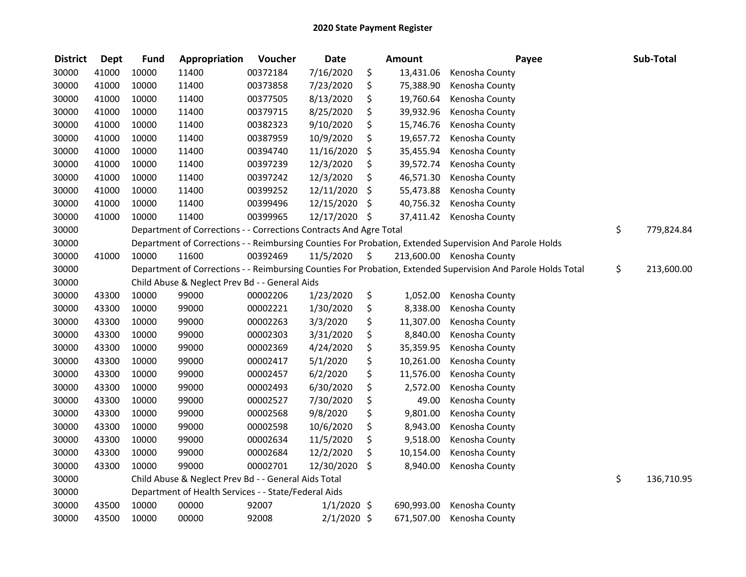# 2020 State Payment Register

| District | Dept | Fund | Appropriation | Voucher | Date | Amount | Payee | Sub-Total |
|---|---|---|---|---|---|---|---|---|
| 30000 | 41000 | 10000 | 11400 | 00372184 | 7/16/2020 | $ 13,431.06 | Kenosha County | |
| 30000 | 41000 | 10000 | 11400 | 00373858 | 7/23/2020 | $ 75,388.90 | Kenosha County | |
| 30000 | 41000 | 10000 | 11400 | 00377505 | 8/13/2020 | $ 19,760.64 | Kenosha County | |
| 30000 | 41000 | 10000 | 11400 | 00379715 | 8/25/2020 | $ 39,932.96 | Kenosha County | |
| 30000 | 41000 | 10000 | 11400 | 00382323 | 9/10/2020 | $ 15,746.76 | Kenosha County | |
| 30000 | 41000 | 10000 | 11400 | 00387959 | 10/9/2020 | $ 19,657.72 | Kenosha County | |
| 30000 | 41000 | 10000 | 11400 | 00394740 | 11/16/2020 | $ 35,455.94 | Kenosha County | |
| 30000 | 41000 | 10000 | 11400 | 00397239 | 12/3/2020 | $ 39,572.74 | Kenosha County | |
| 30000 | 41000 | 10000 | 11400 | 00397242 | 12/3/2020 | $ 46,571.30 | Kenosha County | |
| 30000 | 41000 | 10000 | 11400 | 00399252 | 12/11/2020 | $ 55,473.88 | Kenosha County | |
| 30000 | 41000 | 10000 | 11400 | 00399496 | 12/15/2020 | $ 40,756.32 | Kenosha County | |
| 30000 | 41000 | 10000 | 11400 | 00399965 | 12/17/2020 | $ 37,411.42 | Kenosha County | |
| 30000 | | Department of Corrections - - Corrections Contracts And Agre Total | | | | | | $ 779,824.84 |
| 30000 | | Department of Corrections - - Reimbursing Counties For Probation, Extended Supervision And Parole Holds | | | | | | |
| 30000 | 41000 | 10000 | 11600 | 00392469 | 11/5/2020 | $ 213,600.00 | Kenosha County | |
| 30000 | | Department of Corrections - - Reimbursing Counties For Probation, Extended Supervision And Parole Holds Total | | | | | | $ 213,600.00 |
| 30000 | | Child Abuse & Neglect Prev Bd - - General Aids | | | | | | |
| 30000 | 43300 | 10000 | 99000 | 00002206 | 1/23/2020 | $ 1,052.00 | Kenosha County | |
| 30000 | 43300 | 10000 | 99000 | 00002221 | 1/30/2020 | $ 8,338.00 | Kenosha County | |
| 30000 | 43300 | 10000 | 99000 | 00002263 | 3/3/2020 | $ 11,307.00 | Kenosha County | |
| 30000 | 43300 | 10000 | 99000 | 00002303 | 3/31/2020 | $ 8,840.00 | Kenosha County | |
| 30000 | 43300 | 10000 | 99000 | 00002369 | 4/24/2020 | $ 35,359.95 | Kenosha County | |
| 30000 | 43300 | 10000 | 99000 | 00002417 | 5/1/2020 | $ 10,261.00 | Kenosha County | |
| 30000 | 43300 | 10000 | 99000 | 00002457 | 6/2/2020 | $ 11,576.00 | Kenosha County | |
| 30000 | 43300 | 10000 | 99000 | 00002493 | 6/30/2020 | $ 2,572.00 | Kenosha County | |
| 30000 | 43300 | 10000 | 99000 | 00002527 | 7/30/2020 | $ 49.00 | Kenosha County | |
| 30000 | 43300 | 10000 | 99000 | 00002568 | 9/8/2020 | $ 9,801.00 | Kenosha County | |
| 30000 | 43300 | 10000 | 99000 | 00002598 | 10/6/2020 | $ 8,943.00 | Kenosha County | |
| 30000 | 43300 | 10000 | 99000 | 00002634 | 11/5/2020 | $ 9,518.00 | Kenosha County | |
| 30000 | 43300 | 10000 | 99000 | 00002684 | 12/2/2020 | $ 10,154.00 | Kenosha County | |
| 30000 | 43300 | 10000 | 99000 | 00002701 | 12/30/2020 | $ 8,940.00 | Kenosha County | |
| 30000 | | Child Abuse & Neglect Prev Bd - - General Aids Total | | | | | | $ 136,710.95 |
| 30000 | | Department of Health Services - - State/Federal Aids | | | | | | |
| 30000 | 43500 | 10000 | 00000 | 92007 | 1/1/2020 | $ 690,993.00 | Kenosha County | |
| 30000 | 43500 | 10000 | 00000 | 92008 | 2/1/2020 | $ 671,507.00 | Kenosha County | |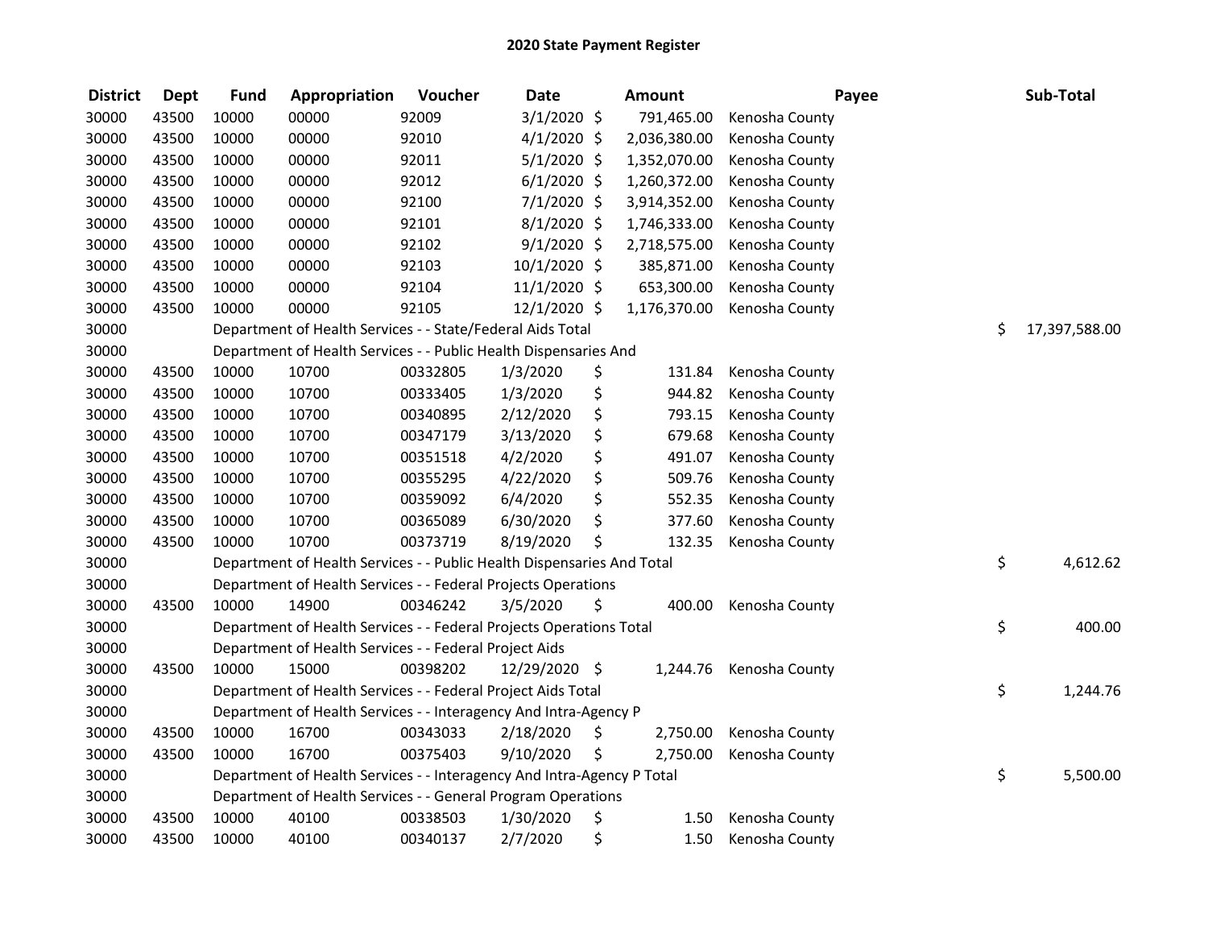# 2020 State Payment Register

| District | Dept | Fund | Appropriation | Voucher | Date | Amount | Payee | Sub-Total |
|---|---|---|---|---|---|---|---|---|
| 30000 | 43500 | 10000 | 00000 | 92009 | 3/1/2020 | $ 791,465.00 | Kenosha County | |
| 30000 | 43500 | 10000 | 00000 | 92010 | 4/1/2020 | $ 2,036,380.00 | Kenosha County | |
| 30000 | 43500 | 10000 | 00000 | 92011 | 5/1/2020 | $ 1,352,070.00 | Kenosha County | |
| 30000 | 43500 | 10000 | 00000 | 92012 | 6/1/2020 | $ 1,260,372.00 | Kenosha County | |
| 30000 | 43500 | 10000 | 00000 | 92100 | 7/1/2020 | $ 3,914,352.00 | Kenosha County | |
| 30000 | 43500 | 10000 | 00000 | 92101 | 8/1/2020 | $ 1,746,333.00 | Kenosha County | |
| 30000 | 43500 | 10000 | 00000 | 92102 | 9/1/2020 | $ 2,718,575.00 | Kenosha County | |
| 30000 | 43500 | 10000 | 00000 | 92103 | 10/1/2020 | $ 385,871.00 | Kenosha County | |
| 30000 | 43500 | 10000 | 00000 | 92104 | 11/1/2020 | $ 653,300.00 | Kenosha County | |
| 30000 | 43500 | 10000 | 00000 | 92105 | 12/1/2020 | $ 1,176,370.00 | Kenosha County | |
| 30000 | | Department of Health Services - - State/Federal Aids Total | | | | | | $ 17,397,588.00 |
| 30000 | | Department of Health Services - - Public Health Dispensaries And | | | | | | |
| 30000 | 43500 | 10000 | 10700 | 00332805 | 1/3/2020 | $ 131.84 | Kenosha County | |
| 30000 | 43500 | 10000 | 10700 | 00333405 | 1/3/2020 | $ 944.82 | Kenosha County | |
| 30000 | 43500 | 10000 | 10700 | 00340895 | 2/12/2020 | $ 793.15 | Kenosha County | |
| 30000 | 43500 | 10000 | 10700 | 00347179 | 3/13/2020 | $ 679.68 | Kenosha County | |
| 30000 | 43500 | 10000 | 10700 | 00351518 | 4/2/2020 | $ 491.07 | Kenosha County | |
| 30000 | 43500 | 10000 | 10700 | 00355295 | 4/22/2020 | $ 509.76 | Kenosha County | |
| 30000 | 43500 | 10000 | 10700 | 00359092 | 6/4/2020 | $ 552.35 | Kenosha County | |
| 30000 | 43500 | 10000 | 10700 | 00365089 | 6/30/2020 | $ 377.60 | Kenosha County | |
| 30000 | 43500 | 10000 | 10700 | 00373719 | 8/19/2020 | $ 132.35 | Kenosha County | |
| 30000 | | Department of Health Services - - Public Health Dispensaries And Total | | | | | | $ 4,612.62 |
| 30000 | | Department of Health Services - - Federal Projects Operations | | | | | | |
| 30000 | 43500 | 10000 | 14900 | 00346242 | 3/5/2020 | $ 400.00 | Kenosha County | |
| 30000 | | Department of Health Services - - Federal Projects Operations Total | | | | | | $ 400.00 |
| 30000 | | Department of Health Services - - Federal Project Aids | | | | | | |
| 30000 | 43500 | 10000 | 15000 | 00398202 | 12/29/2020 | $ 1,244.76 | Kenosha County | |
| 30000 | | Department of Health Services - - Federal Project Aids Total | | | | | | $ 1,244.76 |
| 30000 | | Department of Health Services - - Interagency And Intra-Agency P | | | | | | |
| 30000 | 43500 | 10000 | 16700 | 00343033 | 2/18/2020 | $ 2,750.00 | Kenosha County | |
| 30000 | 43500 | 10000 | 16700 | 00375403 | 9/10/2020 | $ 2,750.00 | Kenosha County | |
| 30000 | | Department of Health Services - - Interagency And Intra-Agency P Total | | | | | | $ 5,500.00 |
| 30000 | | Department of Health Services - - General Program Operations | | | | | | |
| 30000 | 43500 | 10000 | 40100 | 00338503 | 1/30/2020 | $ 1.50 | Kenosha County | |
| 30000 | 43500 | 10000 | 40100 | 00340137 | 2/7/2020 | $ 1.50 | Kenosha County | |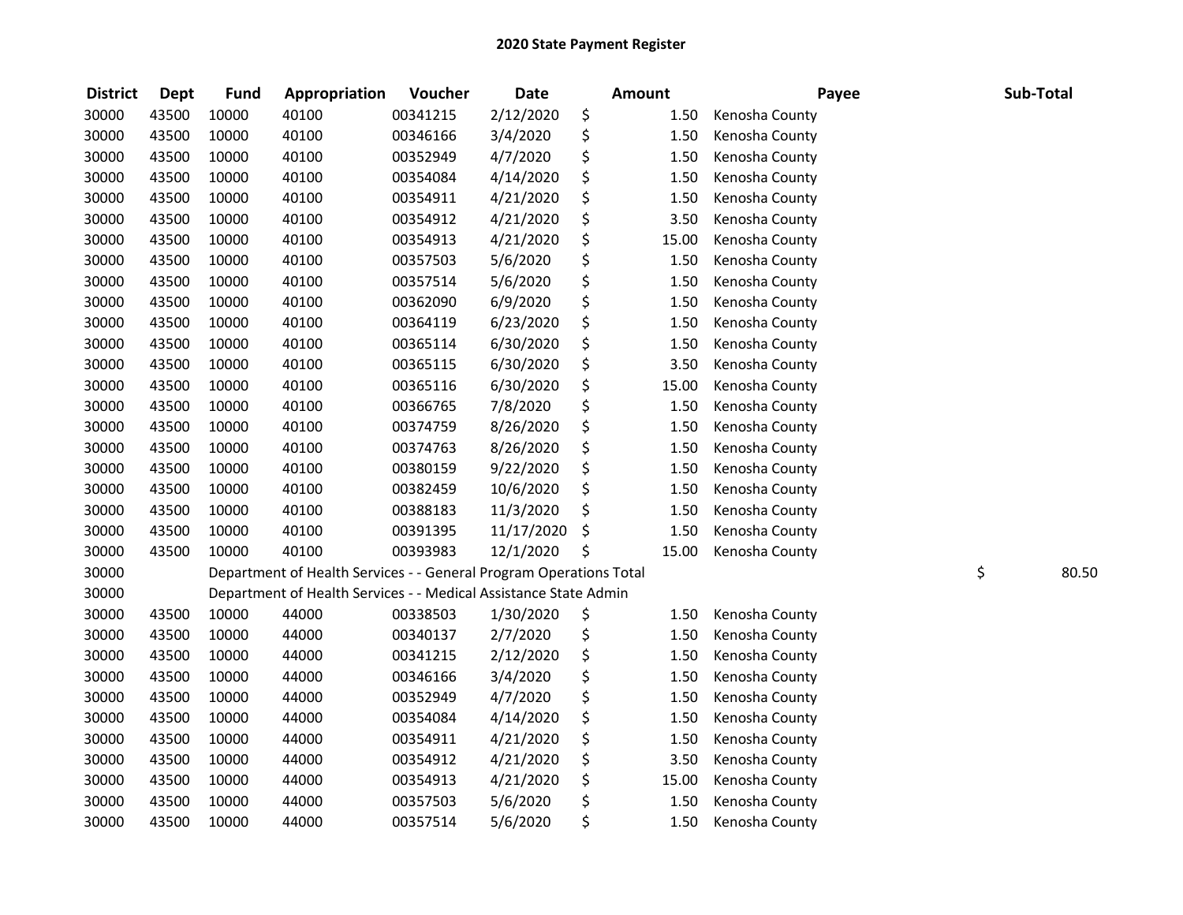## 2020 State Payment Register

| District | Dept | Fund | Appropriation | Voucher | Date | Amount | Payee | Sub-Total |
|---|---|---|---|---|---|---|---|---|
| 30000 | 43500 | 10000 | 40100 | 00341215 | 2/12/2020 | $ 1.50 | Kenosha County | |
| 30000 | 43500 | 10000 | 40100 | 00346166 | 3/4/2020 | $ 1.50 | Kenosha County | |
| 30000 | 43500 | 10000 | 40100 | 00352949 | 4/7/2020 | $ 1.50 | Kenosha County | |
| 30000 | 43500 | 10000 | 40100 | 00354084 | 4/14/2020 | $ 1.50 | Kenosha County | |
| 30000 | 43500 | 10000 | 40100 | 00354911 | 4/21/2020 | $ 1.50 | Kenosha County | |
| 30000 | 43500 | 10000 | 40100 | 00354912 | 4/21/2020 | $ 3.50 | Kenosha County | |
| 30000 | 43500 | 10000 | 40100 | 00354913 | 4/21/2020 | $ 15.00 | Kenosha County | |
| 30000 | 43500 | 10000 | 40100 | 00357503 | 5/6/2020 | $ 1.50 | Kenosha County | |
| 30000 | 43500 | 10000 | 40100 | 00357514 | 5/6/2020 | $ 1.50 | Kenosha County | |
| 30000 | 43500 | 10000 | 40100 | 00362090 | 6/9/2020 | $ 1.50 | Kenosha County | |
| 30000 | 43500 | 10000 | 40100 | 00364119 | 6/23/2020 | $ 1.50 | Kenosha County | |
| 30000 | 43500 | 10000 | 40100 | 00365114 | 6/30/2020 | $ 1.50 | Kenosha County | |
| 30000 | 43500 | 10000 | 40100 | 00365115 | 6/30/2020 | $ 3.50 | Kenosha County | |
| 30000 | 43500 | 10000 | 40100 | 00365116 | 6/30/2020 | $ 15.00 | Kenosha County | |
| 30000 | 43500 | 10000 | 40100 | 00366765 | 7/8/2020 | $ 1.50 | Kenosha County | |
| 30000 | 43500 | 10000 | 40100 | 00374759 | 8/26/2020 | $ 1.50 | Kenosha County | |
| 30000 | 43500 | 10000 | 40100 | 00374763 | 8/26/2020 | $ 1.50 | Kenosha County | |
| 30000 | 43500 | 10000 | 40100 | 00380159 | 9/22/2020 | $ 1.50 | Kenosha County | |
| 30000 | 43500 | 10000 | 40100 | 00382459 | 10/6/2020 | $ 1.50 | Kenosha County | |
| 30000 | 43500 | 10000 | 40100 | 00388183 | 11/3/2020 | $ 1.50 | Kenosha County | |
| 30000 | 43500 | 10000 | 40100 | 00391395 | 11/17/2020 | $ 1.50 | Kenosha County | |
| 30000 | 43500 | 10000 | 40100 | 00393983 | 12/1/2020 | $ 15.00 | Kenosha County | |
| 30000 | | Department of Health Services - - General Program Operations Total | | | | | | $ 80.50 |
| 30000 | | Department of Health Services - - Medical Assistance State Admin | | | | | | |
| 30000 | 43500 | 10000 | 44000 | 00338503 | 1/30/2020 | $ 1.50 | Kenosha County | |
| 30000 | 43500 | 10000 | 44000 | 00340137 | 2/7/2020 | $ 1.50 | Kenosha County | |
| 30000 | 43500 | 10000 | 44000 | 00341215 | 2/12/2020 | $ 1.50 | Kenosha County | |
| 30000 | 43500 | 10000 | 44000 | 00346166 | 3/4/2020 | $ 1.50 | Kenosha County | |
| 30000 | 43500 | 10000 | 44000 | 00352949 | 4/7/2020 | $ 1.50 | Kenosha County | |
| 30000 | 43500 | 10000 | 44000 | 00354084 | 4/14/2020 | $ 1.50 | Kenosha County | |
| 30000 | 43500 | 10000 | 44000 | 00354911 | 4/21/2020 | $ 1.50 | Kenosha County | |
| 30000 | 43500 | 10000 | 44000 | 00354912 | 4/21/2020 | $ 3.50 | Kenosha County | |
| 30000 | 43500 | 10000 | 44000 | 00354913 | 4/21/2020 | $ 15.00 | Kenosha County | |
| 30000 | 43500 | 10000 | 44000 | 00357503 | 5/6/2020 | $ 1.50 | Kenosha County | |
| 30000 | 43500 | 10000 | 44000 | 00357514 | 5/6/2020 | $ 1.50 | Kenosha County | |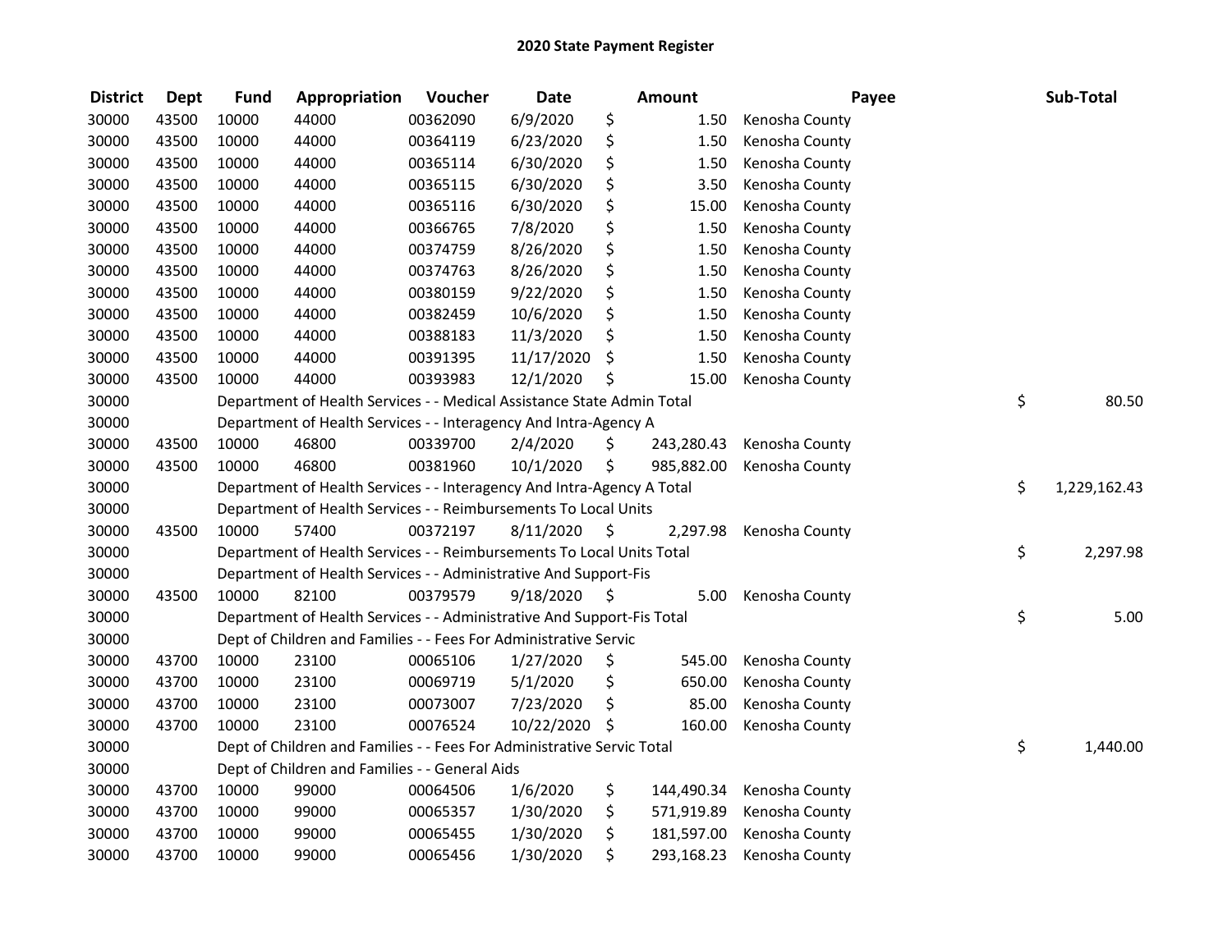# 2020 State Payment Register

| District | Dept | Fund | Appropriation | Voucher | Date | Amount | Payee | Sub-Total |
|---|---|---|---|---|---|---|---|---|
| 30000 | 43500 | 10000 | 44000 | 00362090 | 6/9/2020 | $ 1.50 | Kenosha County | |
| 30000 | 43500 | 10000 | 44000 | 00364119 | 6/23/2020 | $ 1.50 | Kenosha County | |
| 30000 | 43500 | 10000 | 44000 | 00365114 | 6/30/2020 | $ 1.50 | Kenosha County | |
| 30000 | 43500 | 10000 | 44000 | 00365115 | 6/30/2020 | $ 3.50 | Kenosha County | |
| 30000 | 43500 | 10000 | 44000 | 00365116 | 6/30/2020 | $ 15.00 | Kenosha County | |
| 30000 | 43500 | 10000 | 44000 | 00366765 | 7/8/2020 | $ 1.50 | Kenosha County | |
| 30000 | 43500 | 10000 | 44000 | 00374759 | 8/26/2020 | $ 1.50 | Kenosha County | |
| 30000 | 43500 | 10000 | 44000 | 00374763 | 8/26/2020 | $ 1.50 | Kenosha County | |
| 30000 | 43500 | 10000 | 44000 | 00380159 | 9/22/2020 | $ 1.50 | Kenosha County | |
| 30000 | 43500 | 10000 | 44000 | 00382459 | 10/6/2020 | $ 1.50 | Kenosha County | |
| 30000 | 43500 | 10000 | 44000 | 00388183 | 11/3/2020 | $ 1.50 | Kenosha County | |
| 30000 | 43500 | 10000 | 44000 | 00391395 | 11/17/2020 | $ 1.50 | Kenosha County | |
| 30000 | 43500 | 10000 | 44000 | 00393983 | 12/1/2020 | $ 15.00 | Kenosha County | |
| 30000 | | Department of Health Services - - Medical Assistance State Admin Total | | | | | | $ 80.50 |
| 30000 | | Department of Health Services - - Interagency And Intra-Agency A | | | | | | |
| 30000 | 43500 | 10000 | 46800 | 00339700 | 2/4/2020 | $ 243,280.43 | Kenosha County | |
| 30000 | 43500 | 10000 | 46800 | 00381960 | 10/1/2020 | $ 985,882.00 | Kenosha County | |
| 30000 | | Department of Health Services - - Interagency And Intra-Agency A Total | | | | | | $ 1,229,162.43 |
| 30000 | | Department of Health Services - - Reimbursements To Local Units | | | | | | |
| 30000 | 43500 | 10000 | 57400 | 00372197 | 8/11/2020 | $ 2,297.98 | Kenosha County | |
| 30000 | | Department of Health Services - - Reimbursements To Local Units Total | | | | | | $ 2,297.98 |
| 30000 | | Department of Health Services - - Administrative And Support-Fis | | | | | | |
| 30000 | 43500 | 10000 | 82100 | 00379579 | 9/18/2020 | $ 5.00 | Kenosha County | |
| 30000 | | Department of Health Services - - Administrative And Support-Fis Total | | | | | | $ 5.00 |
| 30000 | | Dept of Children and Families - - Fees For Administrative Servic | | | | | | |
| 30000 | 43700 | 10000 | 23100 | 00065106 | 1/27/2020 | $ 545.00 | Kenosha County | |
| 30000 | 43700 | 10000 | 23100 | 00069719 | 5/1/2020 | $ 650.00 | Kenosha County | |
| 30000 | 43700 | 10000 | 23100 | 00073007 | 7/23/2020 | $ 85.00 | Kenosha County | |
| 30000 | 43700 | 10000 | 23100 | 00076524 | 10/22/2020 | $ 160.00 | Kenosha County | |
| 30000 | | Dept of Children and Families - - Fees For Administrative Servic Total | | | | | | $ 1,440.00 |
| 30000 | | Dept of Children and Families - - General Aids | | | | | | |
| 30000 | 43700 | 10000 | 99000 | 00064506 | 1/6/2020 | $ 144,490.34 | Kenosha County | |
| 30000 | 43700 | 10000 | 99000 | 00065357 | 1/30/2020 | $ 571,919.89 | Kenosha County | |
| 30000 | 43700 | 10000 | 99000 | 00065455 | 1/30/2020 | $ 181,597.00 | Kenosha County | |
| 30000 | 43700 | 10000 | 99000 | 00065456 | 1/30/2020 | $ 293,168.23 | Kenosha County | |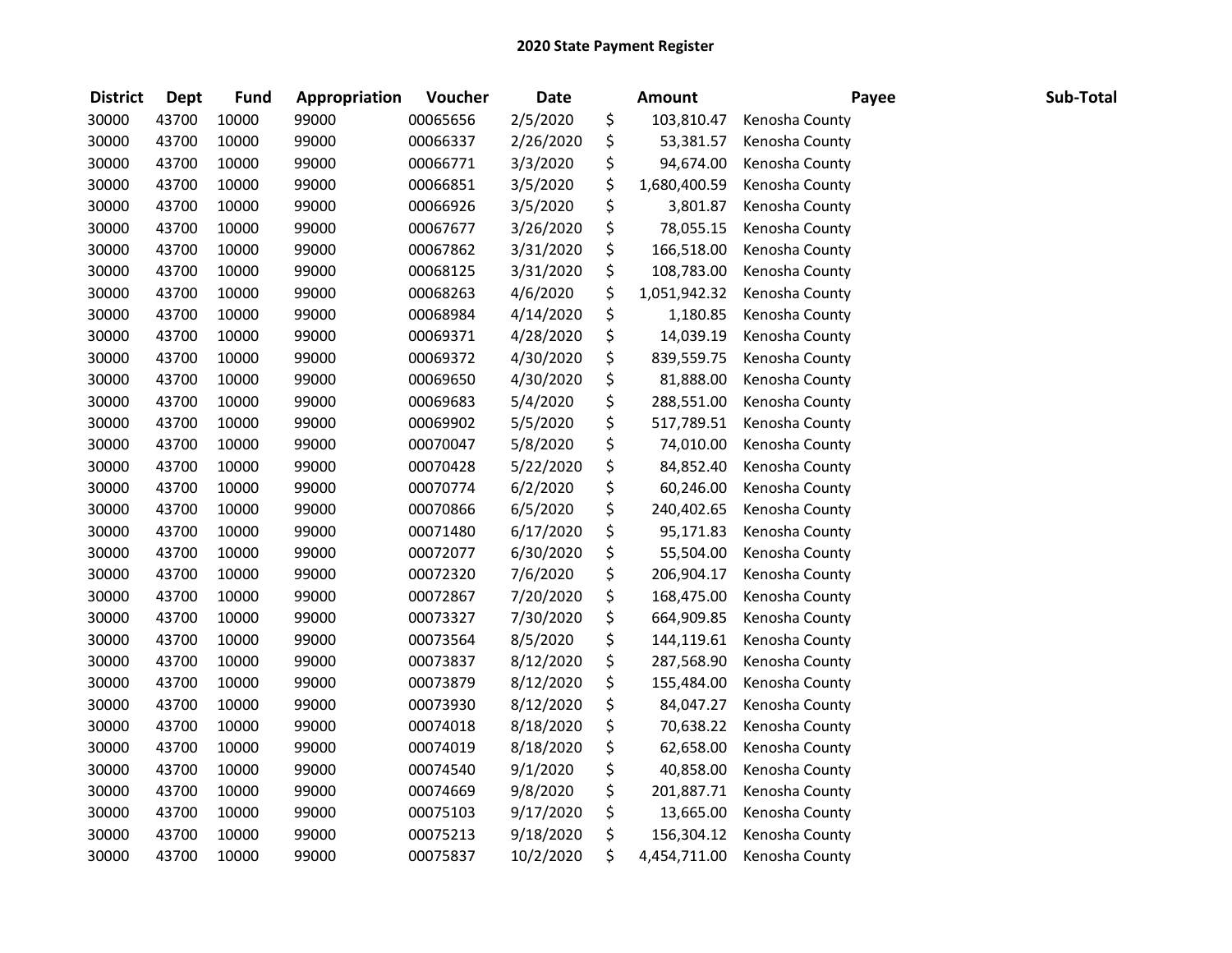# 2020 State Payment Register

| District | Dept | Fund | Appropriation | Voucher | Date | Amount | Payee | Sub-Total |
|---|---|---|---|---|---|---|---|---|
| 30000 | 43700 | 10000 | 99000 | 00065656 | 2/5/2020 | $ 103,810.47 | Kenosha County | |
| 30000 | 43700 | 10000 | 99000 | 00066337 | 2/26/2020 | $ 53,381.57 | Kenosha County | |
| 30000 | 43700 | 10000 | 99000 | 00066771 | 3/3/2020 | $ 94,674.00 | Kenosha County | |
| 30000 | 43700 | 10000 | 99000 | 00066851 | 3/5/2020 | $ 1,680,400.59 | Kenosha County | |
| 30000 | 43700 | 10000 | 99000 | 00066926 | 3/5/2020 | $ 3,801.87 | Kenosha County | |
| 30000 | 43700 | 10000 | 99000 | 00067677 | 3/26/2020 | $ 78,055.15 | Kenosha County | |
| 30000 | 43700 | 10000 | 99000 | 00067862 | 3/31/2020 | $ 166,518.00 | Kenosha County | |
| 30000 | 43700 | 10000 | 99000 | 00068125 | 3/31/2020 | $ 108,783.00 | Kenosha County | |
| 30000 | 43700 | 10000 | 99000 | 00068263 | 4/6/2020 | $ 1,051,942.32 | Kenosha County | |
| 30000 | 43700 | 10000 | 99000 | 00068984 | 4/14/2020 | $ 1,180.85 | Kenosha County | |
| 30000 | 43700 | 10000 | 99000 | 00069371 | 4/28/2020 | $ 14,039.19 | Kenosha County | |
| 30000 | 43700 | 10000 | 99000 | 00069372 | 4/30/2020 | $ 839,559.75 | Kenosha County | |
| 30000 | 43700 | 10000 | 99000 | 00069650 | 4/30/2020 | $ 81,888.00 | Kenosha County | |
| 30000 | 43700 | 10000 | 99000 | 00069683 | 5/4/2020 | $ 288,551.00 | Kenosha County | |
| 30000 | 43700 | 10000 | 99000 | 00069902 | 5/5/2020 | $ 517,789.51 | Kenosha County | |
| 30000 | 43700 | 10000 | 99000 | 00070047 | 5/8/2020 | $ 74,010.00 | Kenosha County | |
| 30000 | 43700 | 10000 | 99000 | 00070428 | 5/22/2020 | $ 84,852.40 | Kenosha County | |
| 30000 | 43700 | 10000 | 99000 | 00070774 | 6/2/2020 | $ 60,246.00 | Kenosha County | |
| 30000 | 43700 | 10000 | 99000 | 00070866 | 6/5/2020 | $ 240,402.65 | Kenosha County | |
| 30000 | 43700 | 10000 | 99000 | 00071480 | 6/17/2020 | $ 95,171.83 | Kenosha County | |
| 30000 | 43700 | 10000 | 99000 | 00072077 | 6/30/2020 | $ 55,504.00 | Kenosha County | |
| 30000 | 43700 | 10000 | 99000 | 00072320 | 7/6/2020 | $ 206,904.17 | Kenosha County | |
| 30000 | 43700 | 10000 | 99000 | 00072867 | 7/20/2020 | $ 168,475.00 | Kenosha County | |
| 30000 | 43700 | 10000 | 99000 | 00073327 | 7/30/2020 | $ 664,909.85 | Kenosha County | |
| 30000 | 43700 | 10000 | 99000 | 00073564 | 8/5/2020 | $ 144,119.61 | Kenosha County | |
| 30000 | 43700 | 10000 | 99000 | 00073837 | 8/12/2020 | $ 287,568.90 | Kenosha County | |
| 30000 | 43700 | 10000 | 99000 | 00073879 | 8/12/2020 | $ 155,484.00 | Kenosha County | |
| 30000 | 43700 | 10000 | 99000 | 00073930 | 8/12/2020 | $ 84,047.27 | Kenosha County | |
| 30000 | 43700 | 10000 | 99000 | 00074018 | 8/18/2020 | $ 70,638.22 | Kenosha County | |
| 30000 | 43700 | 10000 | 99000 | 00074019 | 8/18/2020 | $ 62,658.00 | Kenosha County | |
| 30000 | 43700 | 10000 | 99000 | 00074540 | 9/1/2020 | $ 40,858.00 | Kenosha County | |
| 30000 | 43700 | 10000 | 99000 | 00074669 | 9/8/2020 | $ 201,887.71 | Kenosha County | |
| 30000 | 43700 | 10000 | 99000 | 00075103 | 9/17/2020 | $ 13,665.00 | Kenosha County | |
| 30000 | 43700 | 10000 | 99000 | 00075213 | 9/18/2020 | $ 156,304.12 | Kenosha County | |
| 30000 | 43700 | 10000 | 99000 | 00075837 | 10/2/2020 | $ 4,454,711.00 | Kenosha County | |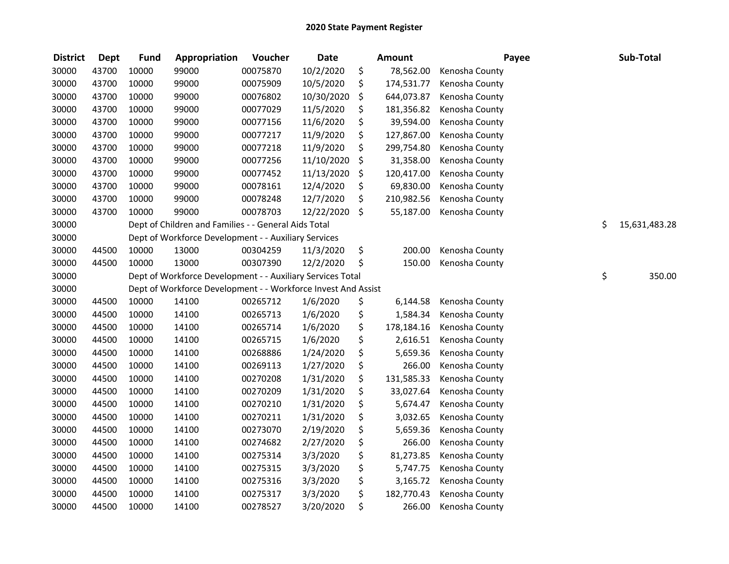## 2020 State Payment Register

| District | Dept | Fund | Appropriation | Voucher | Date | Amount | Payee | Sub-Total |
|---|---|---|---|---|---|---|---|---|
| 30000 | 43700 | 10000 | 99000 | 00075870 | 10/2/2020 | $ 78,562.00 | Kenosha County | |
| 30000 | 43700 | 10000 | 99000 | 00075909 | 10/5/2020 | $ 174,531.77 | Kenosha County | |
| 30000 | 43700 | 10000 | 99000 | 00076802 | 10/30/2020 | $ 644,073.87 | Kenosha County | |
| 30000 | 43700 | 10000 | 99000 | 00077029 | 11/5/2020 | $ 181,356.82 | Kenosha County | |
| 30000 | 43700 | 10000 | 99000 | 00077156 | 11/6/2020 | $ 39,594.00 | Kenosha County | |
| 30000 | 43700 | 10000 | 99000 | 00077217 | 11/9/2020 | $ 127,867.00 | Kenosha County | |
| 30000 | 43700 | 10000 | 99000 | 00077218 | 11/9/2020 | $ 299,754.80 | Kenosha County | |
| 30000 | 43700 | 10000 | 99000 | 00077256 | 11/10/2020 | $ 31,358.00 | Kenosha County | |
| 30000 | 43700 | 10000 | 99000 | 00077452 | 11/13/2020 | $ 120,417.00 | Kenosha County | |
| 30000 | 43700 | 10000 | 99000 | 00078161 | 12/4/2020 | $ 69,830.00 | Kenosha County | |
| 30000 | 43700 | 10000 | 99000 | 00078248 | 12/7/2020 | $ 210,982.56 | Kenosha County | |
| 30000 | 43700 | 10000 | 99000 | 00078703 | 12/22/2020 | $ 55,187.00 | Kenosha County | |
| 30000 | | Dept of Children and Families - - General Aids Total | | | | | | $ 15,631,483.28 |
| 30000 | | Dept of Workforce Development - - Auxiliary Services | | | | | | |
| 30000 | 44500 | 10000 | 13000 | 00304259 | 11/3/2020 | $ 200.00 | Kenosha County | |
| 30000 | 44500 | 10000 | 13000 | 00307390 | 12/2/2020 | $ 150.00 | Kenosha County | |
| 30000 | | Dept of Workforce Development - - Auxiliary Services Total | | | | | | $ 350.00 |
| 30000 | | Dept of Workforce Development - - Workforce Invest And Assist | | | | | | |
| 30000 | 44500 | 10000 | 14100 | 00265712 | 1/6/2020 | $ 6,144.58 | Kenosha County | |
| 30000 | 44500 | 10000 | 14100 | 00265713 | 1/6/2020 | $ 1,584.34 | Kenosha County | |
| 30000 | 44500 | 10000 | 14100 | 00265714 | 1/6/2020 | $ 178,184.16 | Kenosha County | |
| 30000 | 44500 | 10000 | 14100 | 00265715 | 1/6/2020 | $ 2,616.51 | Kenosha County | |
| 30000 | 44500 | 10000 | 14100 | 00268886 | 1/24/2020 | $ 5,659.36 | Kenosha County | |
| 30000 | 44500 | 10000 | 14100 | 00269113 | 1/27/2020 | $ 266.00 | Kenosha County | |
| 30000 | 44500 | 10000 | 14100 | 00270208 | 1/31/2020 | $ 131,585.33 | Kenosha County | |
| 30000 | 44500 | 10000 | 14100 | 00270209 | 1/31/2020 | $ 33,027.64 | Kenosha County | |
| 30000 | 44500 | 10000 | 14100 | 00270210 | 1/31/2020 | $ 5,674.47 | Kenosha County | |
| 30000 | 44500 | 10000 | 14100 | 00270211 | 1/31/2020 | $ 3,032.65 | Kenosha County | |
| 30000 | 44500 | 10000 | 14100 | 00273070 | 2/19/2020 | $ 5,659.36 | Kenosha County | |
| 30000 | 44500 | 10000 | 14100 | 00274682 | 2/27/2020 | $ 266.00 | Kenosha County | |
| 30000 | 44500 | 10000 | 14100 | 00275314 | 3/3/2020 | $ 81,273.85 | Kenosha County | |
| 30000 | 44500 | 10000 | 14100 | 00275315 | 3/3/2020 | $ 5,747.75 | Kenosha County | |
| 30000 | 44500 | 10000 | 14100 | 00275316 | 3/3/2020 | $ 3,165.72 | Kenosha County | |
| 30000 | 44500 | 10000 | 14100 | 00275317 | 3/3/2020 | $ 182,770.43 | Kenosha County | |
| 30000 | 44500 | 10000 | 14100 | 00278527 | 3/20/2020 | $ 266.00 | Kenosha County | |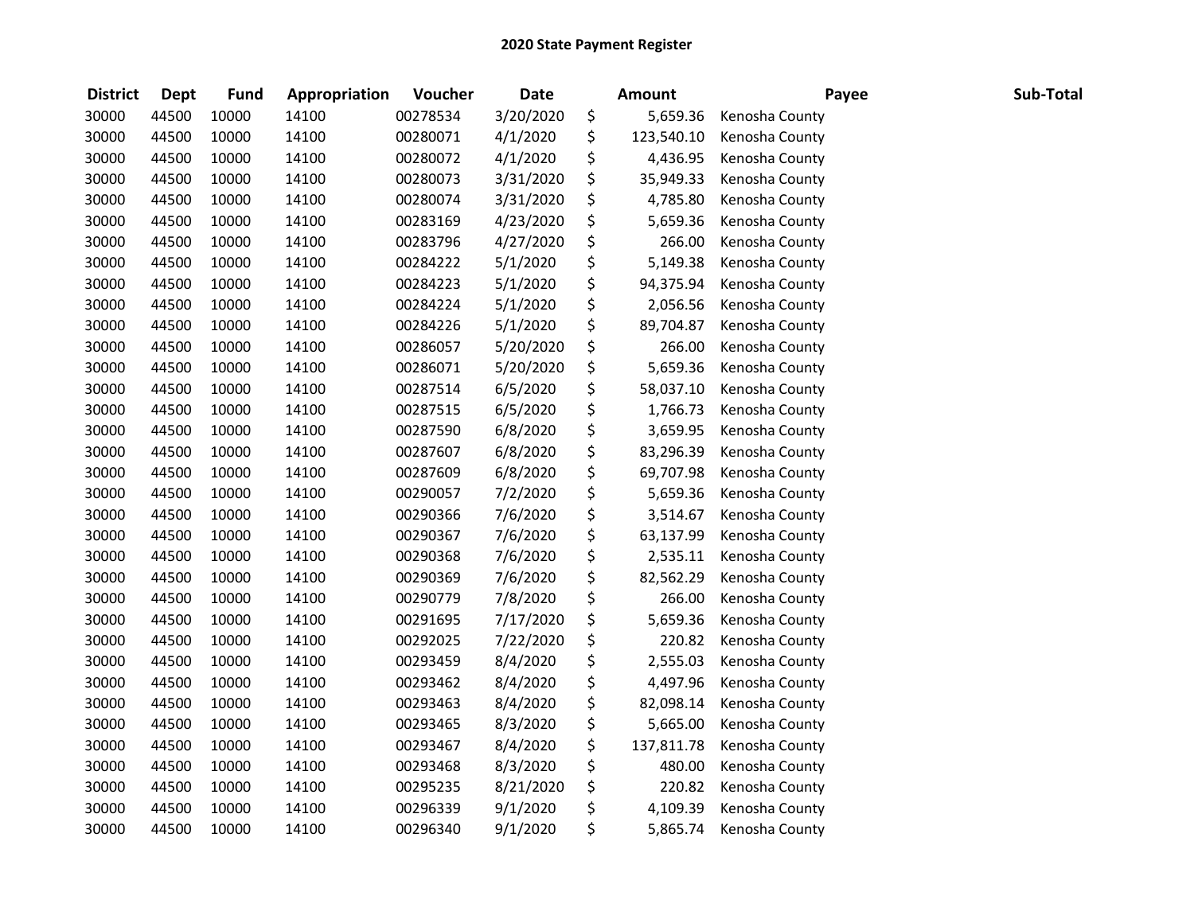# 2020 State Payment Register

| District | Dept | Fund | Appropriation | Voucher | Date | Amount | Payee | Sub-Total |
|---|---|---|---|---|---|---|---|---|
| 30000 | 44500 | 10000 | 14100 | 00278534 | 3/20/2020 | $ 5,659.36 | Kenosha County | |
| 30000 | 44500 | 10000 | 14100 | 00280071 | 4/1/2020 | $ 123,540.10 | Kenosha County | |
| 30000 | 44500 | 10000 | 14100 | 00280072 | 4/1/2020 | $ 4,436.95 | Kenosha County | |
| 30000 | 44500 | 10000 | 14100 | 00280073 | 3/31/2020 | $ 35,949.33 | Kenosha County | |
| 30000 | 44500 | 10000 | 14100 | 00280074 | 3/31/2020 | $ 4,785.80 | Kenosha County | |
| 30000 | 44500 | 10000 | 14100 | 00283169 | 4/23/2020 | $ 5,659.36 | Kenosha County | |
| 30000 | 44500 | 10000 | 14100 | 00283796 | 4/27/2020 | $ 266.00 | Kenosha County | |
| 30000 | 44500 | 10000 | 14100 | 00284222 | 5/1/2020 | $ 5,149.38 | Kenosha County | |
| 30000 | 44500 | 10000 | 14100 | 00284223 | 5/1/2020 | $ 94,375.94 | Kenosha County | |
| 30000 | 44500 | 10000 | 14100 | 00284224 | 5/1/2020 | $ 2,056.56 | Kenosha County | |
| 30000 | 44500 | 10000 | 14100 | 00284226 | 5/1/2020 | $ 89,704.87 | Kenosha County | |
| 30000 | 44500 | 10000 | 14100 | 00286057 | 5/20/2020 | $ 266.00 | Kenosha County | |
| 30000 | 44500 | 10000 | 14100 | 00286071 | 5/20/2020 | $ 5,659.36 | Kenosha County | |
| 30000 | 44500 | 10000 | 14100 | 00287514 | 6/5/2020 | $ 58,037.10 | Kenosha County | |
| 30000 | 44500 | 10000 | 14100 | 00287515 | 6/5/2020 | $ 1,766.73 | Kenosha County | |
| 30000 | 44500 | 10000 | 14100 | 00287590 | 6/8/2020 | $ 3,659.95 | Kenosha County | |
| 30000 | 44500 | 10000 | 14100 | 00287607 | 6/8/2020 | $ 83,296.39 | Kenosha County | |
| 30000 | 44500 | 10000 | 14100 | 00287609 | 6/8/2020 | $ 69,707.98 | Kenosha County | |
| 30000 | 44500 | 10000 | 14100 | 00290057 | 7/2/2020 | $ 5,659.36 | Kenosha County | |
| 30000 | 44500 | 10000 | 14100 | 00290366 | 7/6/2020 | $ 3,514.67 | Kenosha County | |
| 30000 | 44500 | 10000 | 14100 | 00290367 | 7/6/2020 | $ 63,137.99 | Kenosha County | |
| 30000 | 44500 | 10000 | 14100 | 00290368 | 7/6/2020 | $ 2,535.11 | Kenosha County | |
| 30000 | 44500 | 10000 | 14100 | 00290369 | 7/6/2020 | $ 82,562.29 | Kenosha County | |
| 30000 | 44500 | 10000 | 14100 | 00290779 | 7/8/2020 | $ 266.00 | Kenosha County | |
| 30000 | 44500 | 10000 | 14100 | 00291695 | 7/17/2020 | $ 5,659.36 | Kenosha County | |
| 30000 | 44500 | 10000 | 14100 | 00292025 | 7/22/2020 | $ 220.82 | Kenosha County | |
| 30000 | 44500 | 10000 | 14100 | 00293459 | 8/4/2020 | $ 2,555.03 | Kenosha County | |
| 30000 | 44500 | 10000 | 14100 | 00293462 | 8/4/2020 | $ 4,497.96 | Kenosha County | |
| 30000 | 44500 | 10000 | 14100 | 00293463 | 8/4/2020 | $ 82,098.14 | Kenosha County | |
| 30000 | 44500 | 10000 | 14100 | 00293465 | 8/3/2020 | $ 5,665.00 | Kenosha County | |
| 30000 | 44500 | 10000 | 14100 | 00293467 | 8/4/2020 | $ 137,811.78 | Kenosha County | |
| 30000 | 44500 | 10000 | 14100 | 00293468 | 8/3/2020 | $ 480.00 | Kenosha County | |
| 30000 | 44500 | 10000 | 14100 | 00295235 | 8/21/2020 | $ 220.82 | Kenosha County | |
| 30000 | 44500 | 10000 | 14100 | 00296339 | 9/1/2020 | $ 4,109.39 | Kenosha County | |
| 30000 | 44500 | 10000 | 14100 | 00296340 | 9/1/2020 | $ 5,865.74 | Kenosha County | |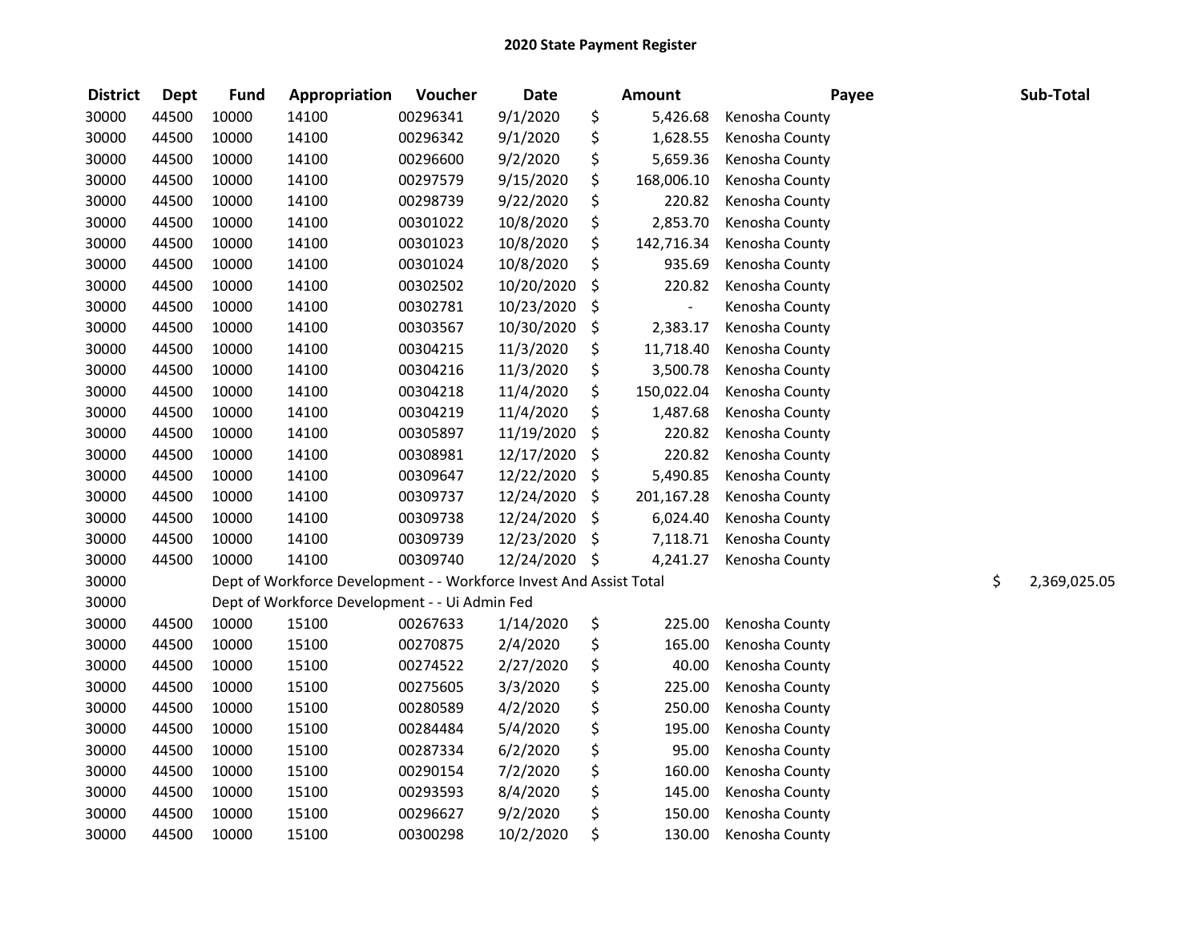# 2020 State Payment Register

| District | Dept | Fund | Appropriation | Voucher | Date | Amount | Payee | Sub-Total |
|---|---|---|---|---|---|---|---|---|
| 30000 | 44500 | 10000 | 14100 | 00296341 | 9/1/2020 | $ 5,426.68 | Kenosha County | |
| 30000 | 44500 | 10000 | 14100 | 00296342 | 9/1/2020 | $ 1,628.55 | Kenosha County | |
| 30000 | 44500 | 10000 | 14100 | 00296600 | 9/2/2020 | $ 5,659.36 | Kenosha County | |
| 30000 | 44500 | 10000 | 14100 | 00297579 | 9/15/2020 | $ 168,006.10 | Kenosha County | |
| 30000 | 44500 | 10000 | 14100 | 00298739 | 9/22/2020 | $ 220.82 | Kenosha County | |
| 30000 | 44500 | 10000 | 14100 | 00301022 | 10/8/2020 | $ 2,853.70 | Kenosha County | |
| 30000 | 44500 | 10000 | 14100 | 00301023 | 10/8/2020 | $ 142,716.34 | Kenosha County | |
| 30000 | 44500 | 10000 | 14100 | 00301024 | 10/8/2020 | $ 935.69 | Kenosha County | |
| 30000 | 44500 | 10000 | 14100 | 00302502 | 10/20/2020 | $ 220.82 | Kenosha County | |
| 30000 | 44500 | 10000 | 14100 | 00302781 | 10/23/2020 | $ - | Kenosha County | |
| 30000 | 44500 | 10000 | 14100 | 00303567 | 10/30/2020 | $ 2,383.17 | Kenosha County | |
| 30000 | 44500 | 10000 | 14100 | 00304215 | 11/3/2020 | $ 11,718.40 | Kenosha County | |
| 30000 | 44500 | 10000 | 14100 | 00304216 | 11/3/2020 | $ 3,500.78 | Kenosha County | |
| 30000 | 44500 | 10000 | 14100 | 00304218 | 11/4/2020 | $ 150,022.04 | Kenosha County | |
| 30000 | 44500 | 10000 | 14100 | 00304219 | 11/4/2020 | $ 1,487.68 | Kenosha County | |
| 30000 | 44500 | 10000 | 14100 | 00305897 | 11/19/2020 | $ 220.82 | Kenosha County | |
| 30000 | 44500 | 10000 | 14100 | 00308981 | 12/17/2020 | $ 220.82 | Kenosha County | |
| 30000 | 44500 | 10000 | 14100 | 00309647 | 12/22/2020 | $ 5,490.85 | Kenosha County | |
| 30000 | 44500 | 10000 | 14100 | 00309737 | 12/24/2020 | $ 201,167.28 | Kenosha County | |
| 30000 | 44500 | 10000 | 14100 | 00309738 | 12/24/2020 | $ 6,024.40 | Kenosha County | |
| 30000 | 44500 | 10000 | 14100 | 00309739 | 12/23/2020 | $ 7,118.71 | Kenosha County | |
| 30000 | 44500 | 10000 | 14100 | 00309740 | 12/24/2020 | $ 4,241.27 | Kenosha County | |
| 30000 | | Dept of Workforce Development - - Workforce Invest And Assist Total | | | | | | $ 2,369,025.05 |
| 30000 | | Dept of Workforce Development - - Ui Admin Fed | | | | | | |
| 30000 | 44500 | 10000 | 15100 | 00267633 | 1/14/2020 | $ 225.00 | Kenosha County | |
| 30000 | 44500 | 10000 | 15100 | 00270875 | 2/4/2020 | $ 165.00 | Kenosha County | |
| 30000 | 44500 | 10000 | 15100 | 00274522 | 2/27/2020 | $ 40.00 | Kenosha County | |
| 30000 | 44500 | 10000 | 15100 | 00275605 | 3/3/2020 | $ 225.00 | Kenosha County | |
| 30000 | 44500 | 10000 | 15100 | 00280589 | 4/2/2020 | $ 250.00 | Kenosha County | |
| 30000 | 44500 | 10000 | 15100 | 00284484 | 5/4/2020 | $ 195.00 | Kenosha County | |
| 30000 | 44500 | 10000 | 15100 | 00287334 | 6/2/2020 | $ 95.00 | Kenosha County | |
| 30000 | 44500 | 10000 | 15100 | 00290154 | 7/2/2020 | $ 160.00 | Kenosha County | |
| 30000 | 44500 | 10000 | 15100 | 00293593 | 8/4/2020 | $ 145.00 | Kenosha County | |
| 30000 | 44500 | 10000 | 15100 | 00296627 | 9/2/2020 | $ 150.00 | Kenosha County | |
| 30000 | 44500 | 10000 | 15100 | 00300298 | 10/2/2020 | $ 130.00 | Kenosha County | |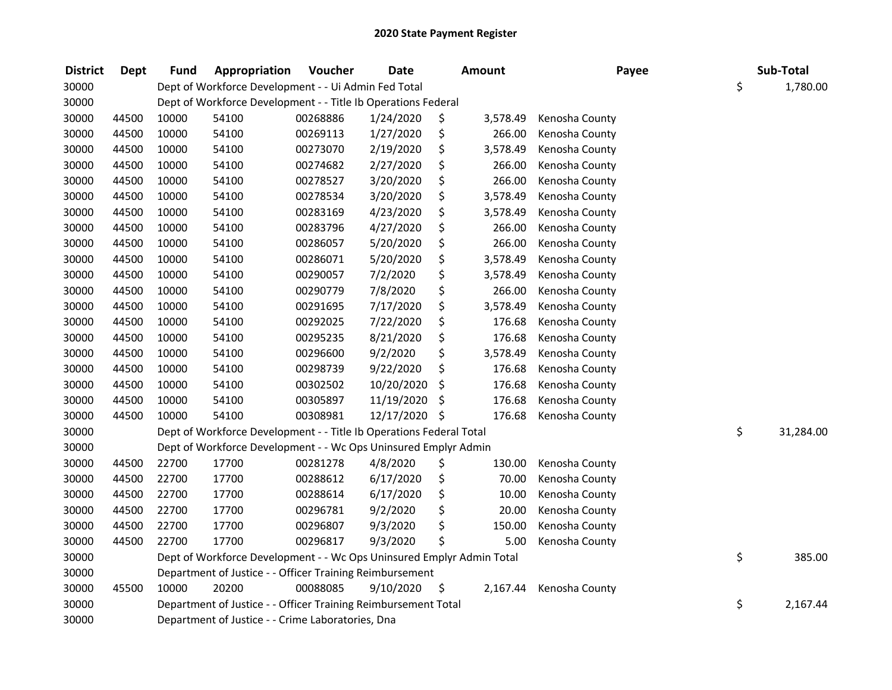# 2020 State Payment Register

| District | Dept | Fund | Appropriation | Voucher | Date | Amount | Payee | Sub-Total |
|---|---|---|---|---|---|---|---|---|
| 30000 | | Dept of Workforce Development - - Ui Admin Fed Total | | | | | | $ 1,780.00 |
| 30000 | | Dept of Workforce Development - - Title Ib Operations Federal | | | | | | |
| 30000 | 44500 | 10000 | 54100 | 00268886 | 1/24/2020 | $ 3,578.49 | Kenosha County | |
| 30000 | 44500 | 10000 | 54100 | 00269113 | 1/27/2020 | $ 266.00 | Kenosha County | |
| 30000 | 44500 | 10000 | 54100 | 00273070 | 2/19/2020 | $ 3,578.49 | Kenosha County | |
| 30000 | 44500 | 10000 | 54100 | 00274682 | 2/27/2020 | $ 266.00 | Kenosha County | |
| 30000 | 44500 | 10000 | 54100 | 00278527 | 3/20/2020 | $ 266.00 | Kenosha County | |
| 30000 | 44500 | 10000 | 54100 | 00278534 | 3/20/2020 | $ 3,578.49 | Kenosha County | |
| 30000 | 44500 | 10000 | 54100 | 00283169 | 4/23/2020 | $ 3,578.49 | Kenosha County | |
| 30000 | 44500 | 10000 | 54100 | 00283796 | 4/27/2020 | $ 266.00 | Kenosha County | |
| 30000 | 44500 | 10000 | 54100 | 00286057 | 5/20/2020 | $ 266.00 | Kenosha County | |
| 30000 | 44500 | 10000 | 54100 | 00286071 | 5/20/2020 | $ 3,578.49 | Kenosha County | |
| 30000 | 44500 | 10000 | 54100 | 00290057 | 7/2/2020 | $ 3,578.49 | Kenosha County | |
| 30000 | 44500 | 10000 | 54100 | 00290779 | 7/8/2020 | $ 266.00 | Kenosha County | |
| 30000 | 44500 | 10000 | 54100 | 00291695 | 7/17/2020 | $ 3,578.49 | Kenosha County | |
| 30000 | 44500 | 10000 | 54100 | 00292025 | 7/22/2020 | $ 176.68 | Kenosha County | |
| 30000 | 44500 | 10000 | 54100 | 00295235 | 8/21/2020 | $ 176.68 | Kenosha County | |
| 30000 | 44500 | 10000 | 54100 | 00296600 | 9/2/2020 | $ 3,578.49 | Kenosha County | |
| 30000 | 44500 | 10000 | 54100 | 00298739 | 9/22/2020 | $ 176.68 | Kenosha County | |
| 30000 | 44500 | 10000 | 54100 | 00302502 | 10/20/2020 | $ 176.68 | Kenosha County | |
| 30000 | 44500 | 10000 | 54100 | 00305897 | 11/19/2020 | $ 176.68 | Kenosha County | |
| 30000 | 44500 | 10000 | 54100 | 00308981 | 12/17/2020 | $ 176.68 | Kenosha County | |
| 30000 | | Dept of Workforce Development - - Title Ib Operations Federal Total | | | | | | $ 31,284.00 |
| 30000 | | Dept of Workforce Development - - Wc Ops Uninsured Emplyr Admin | | | | | | |
| 30000 | 44500 | 22700 | 17700 | 00281278 | 4/8/2020 | $ 130.00 | Kenosha County | |
| 30000 | 44500 | 22700 | 17700 | 00288612 | 6/17/2020 | $ 70.00 | Kenosha County | |
| 30000 | 44500 | 22700 | 17700 | 00288614 | 6/17/2020 | $ 10.00 | Kenosha County | |
| 30000 | 44500 | 22700 | 17700 | 00296781 | 9/2/2020 | $ 20.00 | Kenosha County | |
| 30000 | 44500 | 22700 | 17700 | 00296807 | 9/3/2020 | $ 150.00 | Kenosha County | |
| 30000 | 44500 | 22700 | 17700 | 00296817 | 9/3/2020 | $ 5.00 | Kenosha County | |
| 30000 | | Dept of Workforce Development - - Wc Ops Uninsured Emplyr Admin Total | | | | | | $ 385.00 |
| 30000 | | Department of Justice - - Officer Training Reimbursement | | | | | | |
| 30000 | 45500 | 10000 | 20200 | 00088085 | 9/10/2020 | $ 2,167.44 | Kenosha County | |
| 30000 | | Department of Justice - - Officer Training Reimbursement Total | | | | | | $ 2,167.44 |
| 30000 | | Department of Justice - - Crime Laboratories, Dna | | | | | | |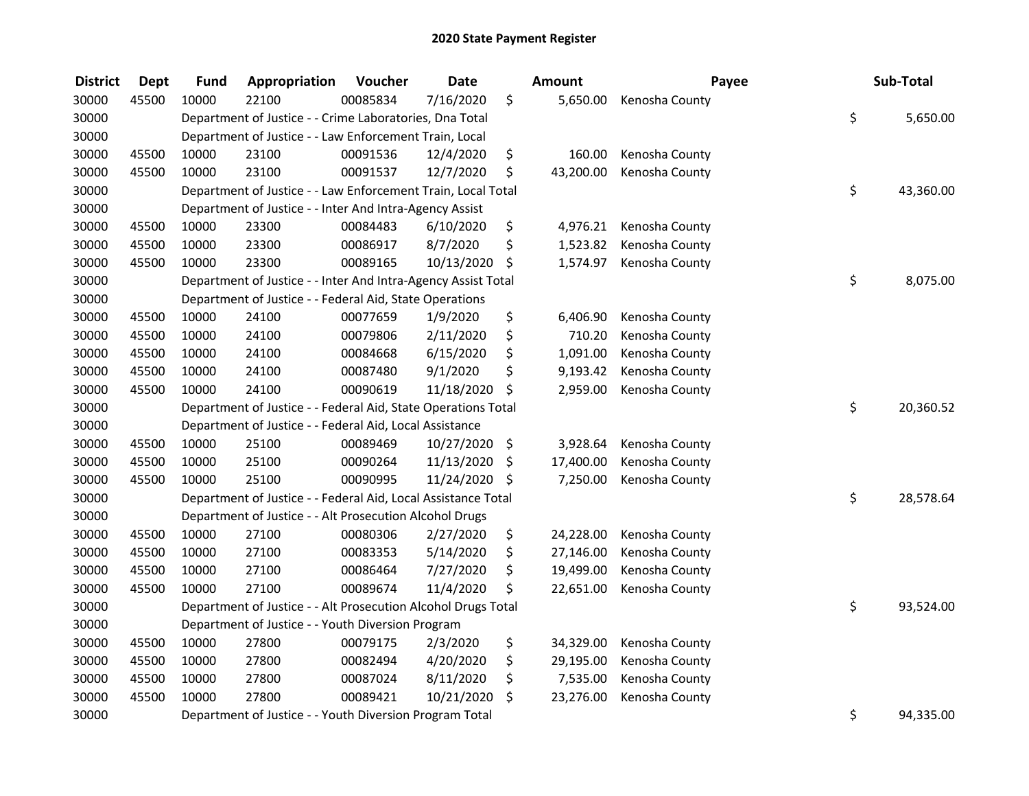# 2020 State Payment Register

| District | Dept | Fund | Appropriation | Voucher | Date | Amount | Payee | Sub-Total |
|---|---|---|---|---|---|---|---|---|
| 30000 | 45500 | 10000 | 22100 | 00085834 | 7/16/2020 | $ 5,650.00 | Kenosha County | |
| 30000 | | Department of Justice - - Crime Laboratories, Dna Total | | | | | | $ 5,650.00 |
| 30000 | | Department of Justice - - Law Enforcement Train, Local | | | | | | |
| 30000 | 45500 | 10000 | 23100 | 00091536 | 12/4/2020 | $ 160.00 | Kenosha County | |
| 30000 | 45500 | 10000 | 23100 | 00091537 | 12/7/2020 | $ 43,200.00 | Kenosha County | |
| 30000 | | Department of Justice - - Law Enforcement Train, Local Total | | | | | | $ 43,360.00 |
| 30000 | | Department of Justice - - Inter And Intra-Agency Assist | | | | | | |
| 30000 | 45500 | 10000 | 23300 | 00084483 | 6/10/2020 | $ 4,976.21 | Kenosha County | |
| 30000 | 45500 | 10000 | 23300 | 00086917 | 8/7/2020 | $ 1,523.82 | Kenosha County | |
| 30000 | 45500 | 10000 | 23300 | 00089165 | 10/13/2020 | $ 1,574.97 | Kenosha County | |
| 30000 | | Department of Justice - - Inter And Intra-Agency Assist Total | | | | | | $ 8,075.00 |
| 30000 | | Department of Justice - - Federal Aid, State Operations | | | | | | |
| 30000 | 45500 | 10000 | 24100 | 00077659 | 1/9/2020 | $ 6,406.90 | Kenosha County | |
| 30000 | 45500 | 10000 | 24100 | 00079806 | 2/11/2020 | $ 710.20 | Kenosha County | |
| 30000 | 45500 | 10000 | 24100 | 00084668 | 6/15/2020 | $ 1,091.00 | Kenosha County | |
| 30000 | 45500 | 10000 | 24100 | 00087480 | 9/1/2020 | $ 9,193.42 | Kenosha County | |
| 30000 | 45500 | 10000 | 24100 | 00090619 | 11/18/2020 | $ 2,959.00 | Kenosha County | |
| 30000 | | Department of Justice - - Federal Aid, State Operations Total | | | | | | $ 20,360.52 |
| 30000 | | Department of Justice - - Federal Aid, Local Assistance | | | | | | |
| 30000 | 45500 | 10000 | 25100 | 00089469 | 10/27/2020 | $ 3,928.64 | Kenosha County | |
| 30000 | 45500 | 10000 | 25100 | 00090264 | 11/13/2020 | $ 17,400.00 | Kenosha County | |
| 30000 | 45500 | 10000 | 25100 | 00090995 | 11/24/2020 | $ 7,250.00 | Kenosha County | |
| 30000 | | Department of Justice - - Federal Aid, Local Assistance Total | | | | | | $ 28,578.64 |
| 30000 | | Department of Justice - - Alt Prosecution Alcohol Drugs | | | | | | |
| 30000 | 45500 | 10000 | 27100 | 00080306 | 2/27/2020 | $ 24,228.00 | Kenosha County | |
| 30000 | 45500 | 10000 | 27100 | 00083353 | 5/14/2020 | $ 27,146.00 | Kenosha County | |
| 30000 | 45500 | 10000 | 27100 | 00086464 | 7/27/2020 | $ 19,499.00 | Kenosha County | |
| 30000 | 45500 | 10000 | 27100 | 00089674 | 11/4/2020 | $ 22,651.00 | Kenosha County | |
| 30000 | | Department of Justice - - Alt Prosecution Alcohol Drugs Total | | | | | | $ 93,524.00 |
| 30000 | | Department of Justice - - Youth Diversion Program | | | | | | |
| 30000 | 45500 | 10000 | 27800 | 00079175 | 2/3/2020 | $ 34,329.00 | Kenosha County | |
| 30000 | 45500 | 10000 | 27800 | 00082494 | 4/20/2020 | $ 29,195.00 | Kenosha County | |
| 30000 | 45500 | 10000 | 27800 | 00087024 | 8/11/2020 | $ 7,535.00 | Kenosha County | |
| 30000 | 45500 | 10000 | 27800 | 00089421 | 10/21/2020 | $ 23,276.00 | Kenosha County | |
| 30000 | | Department of Justice - - Youth Diversion Program Total | | | | | | $ 94,335.00 |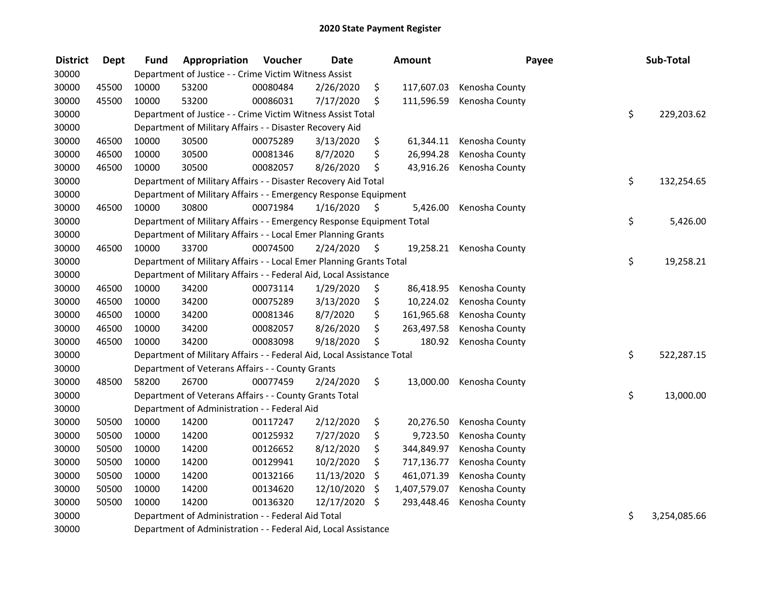# 2020 State Payment Register

| District | Dept | Fund | Appropriation | Voucher | Date | Amount | Payee | Sub-Total |
|---|---|---|---|---|---|---|---|---|
| 30000 | | Department of Justice - - Crime Victim Witness Assist | | | | | | |
| 30000 | 45500 | 10000 | 53200 | 00080484 | 2/26/2020 | $ 117,607.03 | Kenosha County | |
| 30000 | 45500 | 10000 | 53200 | 00086031 | 7/17/2020 | $ 111,596.59 | Kenosha County | |
| 30000 | | Department of Justice - - Crime Victim Witness Assist Total | | | | | | $ 229,203.62 |
| 30000 | | Department of Military Affairs - - Disaster Recovery Aid | | | | | | |
| 30000 | 46500 | 10000 | 30500 | 00075289 | 3/13/2020 | $ 61,344.11 | Kenosha County | |
| 30000 | 46500 | 10000 | 30500 | 00081346 | 8/7/2020 | $ 26,994.28 | Kenosha County | |
| 30000 | 46500 | 10000 | 30500 | 00082057 | 8/26/2020 | $ 43,916.26 | Kenosha County | |
| 30000 | | Department of Military Affairs - - Disaster Recovery Aid Total | | | | | | $ 132,254.65 |
| 30000 | | Department of Military Affairs - - Emergency Response Equipment | | | | | | |
| 30000 | 46500 | 10000 | 30800 | 00071984 | 1/16/2020 | $ 5,426.00 | Kenosha County | |
| 30000 | | Department of Military Affairs - - Emergency Response Equipment Total | | | | | | $ 5,426.00 |
| 30000 | | Department of Military Affairs - - Local Emer Planning Grants | | | | | | |
| 30000 | 46500 | 10000 | 33700 | 00074500 | 2/24/2020 | $ 19,258.21 | Kenosha County | |
| 30000 | | Department of Military Affairs - - Local Emer Planning Grants Total | | | | | | $ 19,258.21 |
| 30000 | | Department of Military Affairs - - Federal Aid, Local Assistance | | | | | | |
| 30000 | 46500 | 10000 | 34200 | 00073114 | 1/29/2020 | $ 86,418.95 | Kenosha County | |
| 30000 | 46500 | 10000 | 34200 | 00075289 | 3/13/2020 | $ 10,224.02 | Kenosha County | |
| 30000 | 46500 | 10000 | 34200 | 00081346 | 8/7/2020 | $ 161,965.68 | Kenosha County | |
| 30000 | 46500 | 10000 | 34200 | 00082057 | 8/26/2020 | $ 263,497.58 | Kenosha County | |
| 30000 | 46500 | 10000 | 34200 | 00083098 | 9/18/2020 | $ 180.92 | Kenosha County | |
| 30000 | | Department of Military Affairs - - Federal Aid, Local Assistance Total | | | | | | $ 522,287.15 |
| 30000 | | Department of Veterans Affairs - - County Grants | | | | | | |
| 30000 | 48500 | 58200 | 26700 | 00077459 | 2/24/2020 | $ 13,000.00 | Kenosha County | |
| 30000 | | Department of Veterans Affairs - - County Grants Total | | | | | | $ 13,000.00 |
| 30000 | | Department of Administration - - Federal Aid | | | | | | |
| 30000 | 50500 | 10000 | 14200 | 00117247 | 2/12/2020 | $ 20,276.50 | Kenosha County | |
| 30000 | 50500 | 10000 | 14200 | 00125932 | 7/27/2020 | $ 9,723.50 | Kenosha County | |
| 30000 | 50500 | 10000 | 14200 | 00126652 | 8/12/2020 | $ 344,849.97 | Kenosha County | |
| 30000 | 50500 | 10000 | 14200 | 00129941 | 10/2/2020 | $ 717,136.77 | Kenosha County | |
| 30000 | 50500 | 10000 | 14200 | 00132166 | 11/13/2020 | $ 461,071.39 | Kenosha County | |
| 30000 | 50500 | 10000 | 14200 | 00134620 | 12/10/2020 | $ 1,407,579.07 | Kenosha County | |
| 30000 | 50500 | 10000 | 14200 | 00136320 | 12/17/2020 | $ 293,448.46 | Kenosha County | |
| 30000 | | Department of Administration - - Federal Aid Total | | | | | | $ 3,254,085.66 |
| 30000 | | Department of Administration - - Federal Aid, Local Assistance | | | | | | |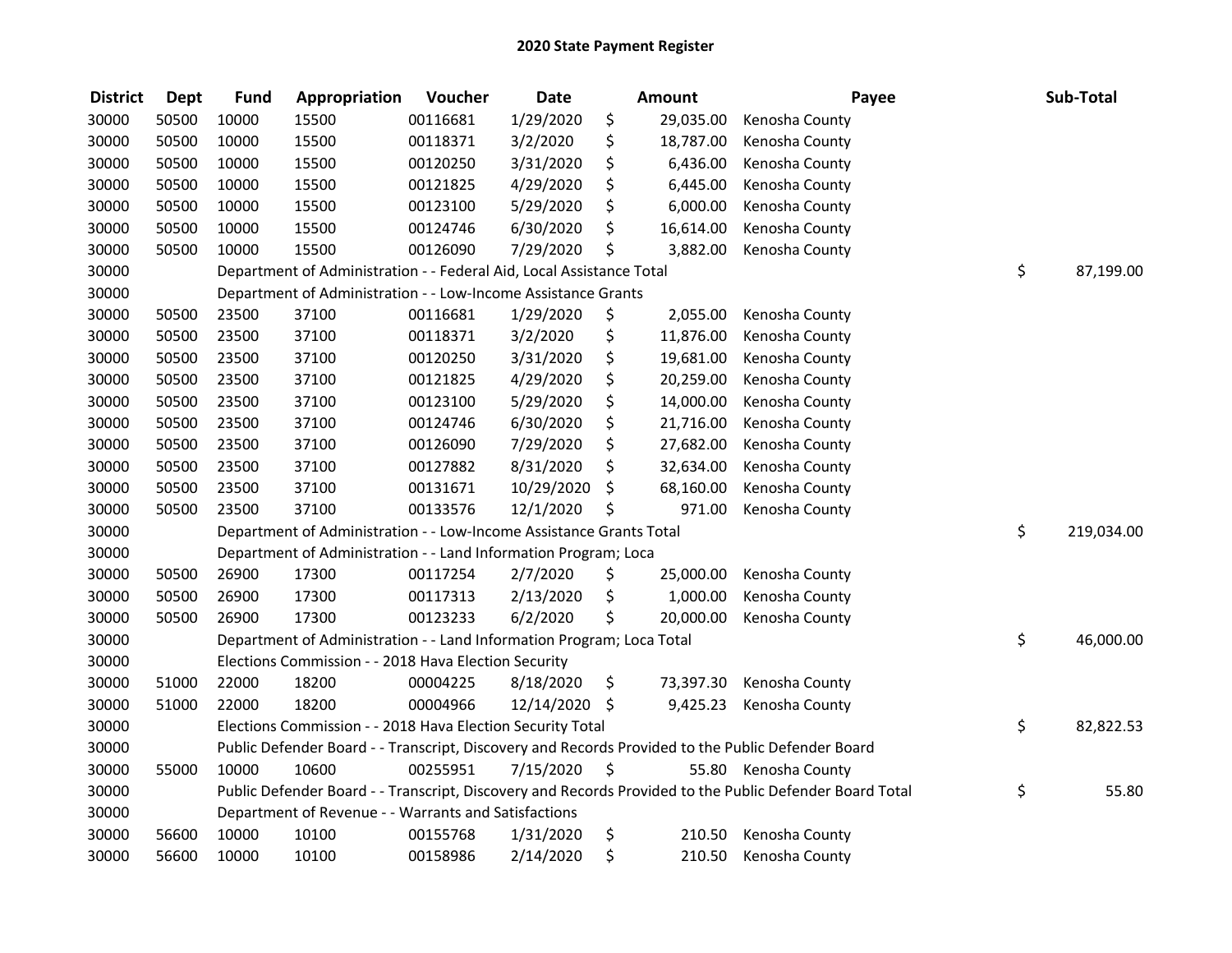# 2020 State Payment Register

| District | Dept | Fund | Appropriation | Voucher | Date | Amount | Payee | Sub-Total |
|---|---|---|---|---|---|---|---|---|
| 30000 | 50500 | 10000 | 15500 | 00116681 | 1/29/2020 | $ 29,035.00 | Kenosha County | |
| 30000 | 50500 | 10000 | 15500 | 00118371 | 3/2/2020 | $ 18,787.00 | Kenosha County | |
| 30000 | 50500 | 10000 | 15500 | 00120250 | 3/31/2020 | $ 6,436.00 | Kenosha County | |
| 30000 | 50500 | 10000 | 15500 | 00121825 | 4/29/2020 | $ 6,445.00 | Kenosha County | |
| 30000 | 50500 | 10000 | 15500 | 00123100 | 5/29/2020 | $ 6,000.00 | Kenosha County | |
| 30000 | 50500 | 10000 | 15500 | 00124746 | 6/30/2020 | $ 16,614.00 | Kenosha County | |
| 30000 | 50500 | 10000 | 15500 | 00126090 | 7/29/2020 | $ 3,882.00 | Kenosha County | |
| 30000 | | Department of Administration - - Federal Aid, Local Assistance Total | | | | | | $ 87,199.00 |
| 30000 | | Department of Administration - - Low-Income Assistance Grants | | | | | | |
| 30000 | 50500 | 23500 | 37100 | 00116681 | 1/29/2020 | $ 2,055.00 | Kenosha County | |
| 30000 | 50500 | 23500 | 37100 | 00118371 | 3/2/2020 | $ 11,876.00 | Kenosha County | |
| 30000 | 50500 | 23500 | 37100 | 00120250 | 3/31/2020 | $ 19,681.00 | Kenosha County | |
| 30000 | 50500 | 23500 | 37100 | 00121825 | 4/29/2020 | $ 20,259.00 | Kenosha County | |
| 30000 | 50500 | 23500 | 37100 | 00123100 | 5/29/2020 | $ 14,000.00 | Kenosha County | |
| 30000 | 50500 | 23500 | 37100 | 00124746 | 6/30/2020 | $ 21,716.00 | Kenosha County | |
| 30000 | 50500 | 23500 | 37100 | 00126090 | 7/29/2020 | $ 27,682.00 | Kenosha County | |
| 30000 | 50500 | 23500 | 37100 | 00127882 | 8/31/2020 | $ 32,634.00 | Kenosha County | |
| 30000 | 50500 | 23500 | 37100 | 00131671 | 10/29/2020 | $ 68,160.00 | Kenosha County | |
| 30000 | 50500 | 23500 | 37100 | 00133576 | 12/1/2020 | $ 971.00 | Kenosha County | |
| 30000 | | Department of Administration - - Low-Income Assistance Grants Total | | | | | | $ 219,034.00 |
| 30000 | | Department of Administration - - Land Information Program; Loca | | | | | | |
| 30000 | 50500 | 26900 | 17300 | 00117254 | 2/7/2020 | $ 25,000.00 | Kenosha County | |
| 30000 | 50500 | 26900 | 17300 | 00117313 | 2/13/2020 | $ 1,000.00 | Kenosha County | |
| 30000 | 50500 | 26900 | 17300 | 00123233 | 6/2/2020 | $ 20,000.00 | Kenosha County | |
| 30000 | | Department of Administration - - Land Information Program; Loca Total | | | | | | $ 46,000.00 |
| 30000 | | Elections Commission - - 2018 Hava Election Security | | | | | | |
| 30000 | 51000 | 22000 | 18200 | 00004225 | 8/18/2020 | $ 73,397.30 | Kenosha County | |
| 30000 | 51000 | 22000 | 18200 | 00004966 | 12/14/2020 | $ 9,425.23 | Kenosha County | |
| 30000 | | Elections Commission - - 2018 Hava Election Security Total | | | | | | $ 82,822.53 |
| 30000 | | Public Defender Board - - Transcript, Discovery and Records Provided to the Public Defender Board | | | | | | |
| 30000 | 55000 | 10000 | 10600 | 00255951 | 7/15/2020 | $ 55.80 | Kenosha County | |
| 30000 | | Public Defender Board - - Transcript, Discovery and Records Provided to the Public Defender Board Total | | | | | | $ 55.80 |
| 30000 | | Department of Revenue - - Warrants and Satisfactions | | | | | | |
| 30000 | 56600 | 10000 | 10100 | 00155768 | 1/31/2020 | $ 210.50 | Kenosha County | |
| 30000 | 56600 | 10000 | 10100 | 00158986 | 2/14/2020 | $ 210.50 | Kenosha County | |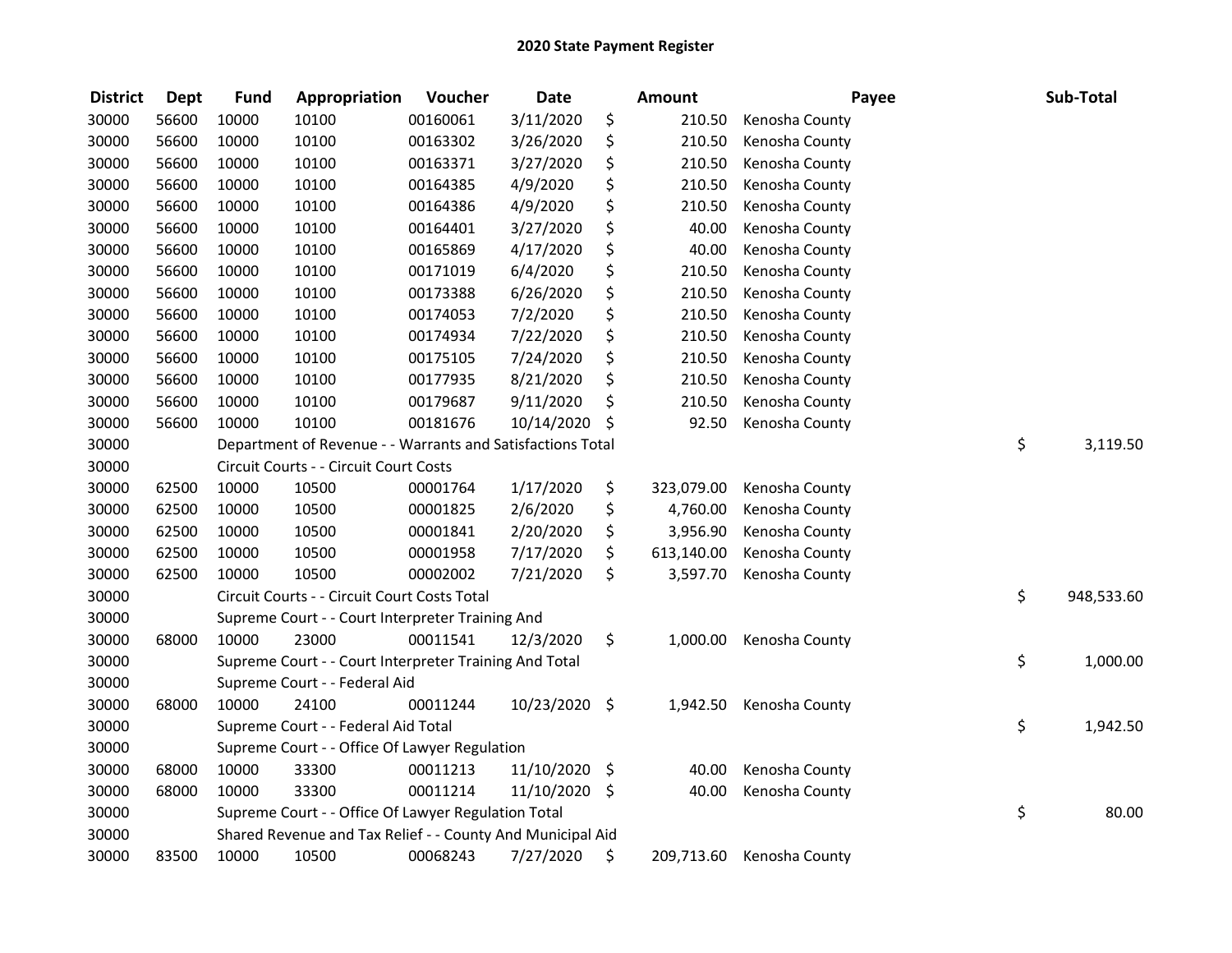# 2020 State Payment Register

| District | Dept | Fund | Appropriation | Voucher | Date | Amount | Payee | Sub-Total |
|---|---|---|---|---|---|---|---|---|
| 30000 | 56600 | 10000 | 10100 | 00160061 | 3/11/2020 | $ 210.50 | Kenosha County | |
| 30000 | 56600 | 10000 | 10100 | 00163302 | 3/26/2020 | $ 210.50 | Kenosha County | |
| 30000 | 56600 | 10000 | 10100 | 00163371 | 3/27/2020 | $ 210.50 | Kenosha County | |
| 30000 | 56600 | 10000 | 10100 | 00164385 | 4/9/2020 | $ 210.50 | Kenosha County | |
| 30000 | 56600 | 10000 | 10100 | 00164386 | 4/9/2020 | $ 210.50 | Kenosha County | |
| 30000 | 56600 | 10000 | 10100 | 00164401 | 3/27/2020 | $ 40.00 | Kenosha County | |
| 30000 | 56600 | 10000 | 10100 | 00165869 | 4/17/2020 | $ 40.00 | Kenosha County | |
| 30000 | 56600 | 10000 | 10100 | 00171019 | 6/4/2020 | $ 210.50 | Kenosha County | |
| 30000 | 56600 | 10000 | 10100 | 00173388 | 6/26/2020 | $ 210.50 | Kenosha County | |
| 30000 | 56600 | 10000 | 10100 | 00174053 | 7/2/2020 | $ 210.50 | Kenosha County | |
| 30000 | 56600 | 10000 | 10100 | 00174934 | 7/22/2020 | $ 210.50 | Kenosha County | |
| 30000 | 56600 | 10000 | 10100 | 00175105 | 7/24/2020 | $ 210.50 | Kenosha County | |
| 30000 | 56600 | 10000 | 10100 | 00177935 | 8/21/2020 | $ 210.50 | Kenosha County | |
| 30000 | 56600 | 10000 | 10100 | 00179687 | 9/11/2020 | $ 210.50 | Kenosha County | |
| 30000 | 56600 | 10000 | 10100 | 00181676 | 10/14/2020 | $ 92.50 | Kenosha County | |
| 30000 | | Department of Revenue - - Warrants and Satisfactions Total | | | | | | $ 3,119.50 |
| 30000 | | Circuit Courts - - Circuit Court Costs | | | | | | |
| 30000 | 62500 | 10000 | 10500 | 00001764 | 1/17/2020 | $ 323,079.00 | Kenosha County | |
| 30000 | 62500 | 10000 | 10500 | 00001825 | 2/6/2020 | $ 4,760.00 | Kenosha County | |
| 30000 | 62500 | 10000 | 10500 | 00001841 | 2/20/2020 | $ 3,956.90 | Kenosha County | |
| 30000 | 62500 | 10000 | 10500 | 00001958 | 7/17/2020 | $ 613,140.00 | Kenosha County | |
| 30000 | 62500 | 10000 | 10500 | 00002002 | 7/21/2020 | $ 3,597.70 | Kenosha County | |
| 30000 | | Circuit Courts - - Circuit Court Costs Total | | | | | | $ 948,533.60 |
| 30000 | | Supreme Court - - Court Interpreter Training And | | | | | | |
| 30000 | 68000 | 10000 | 23000 | 00011541 | 12/3/2020 | $ 1,000.00 | Kenosha County | |
| 30000 | | Supreme Court - - Court Interpreter Training And Total | | | | | | $ 1,000.00 |
| 30000 | | Supreme Court - - Federal Aid | | | | | | |
| 30000 | 68000 | 10000 | 24100 | 00011244 | 10/23/2020 | $ 1,942.50 | Kenosha County | |
| 30000 | | Supreme Court - - Federal Aid Total | | | | | | $ 1,942.50 |
| 30000 | | Supreme Court - - Office Of Lawyer Regulation | | | | | | |
| 30000 | 68000 | 10000 | 33300 | 00011213 | 11/10/2020 | $ 40.00 | Kenosha County | |
| 30000 | 68000 | 10000 | 33300 | 00011214 | 11/10/2020 | $ 40.00 | Kenosha County | |
| 30000 | | Supreme Court - - Office Of Lawyer Regulation Total | | | | | | $ 80.00 |
| 30000 | | Shared Revenue and Tax Relief - - County And Municipal Aid | | | | | | |
| 30000 | 83500 | 10000 | 10500 | 00068243 | 7/27/2020 | $ 209,713.60 | Kenosha County | |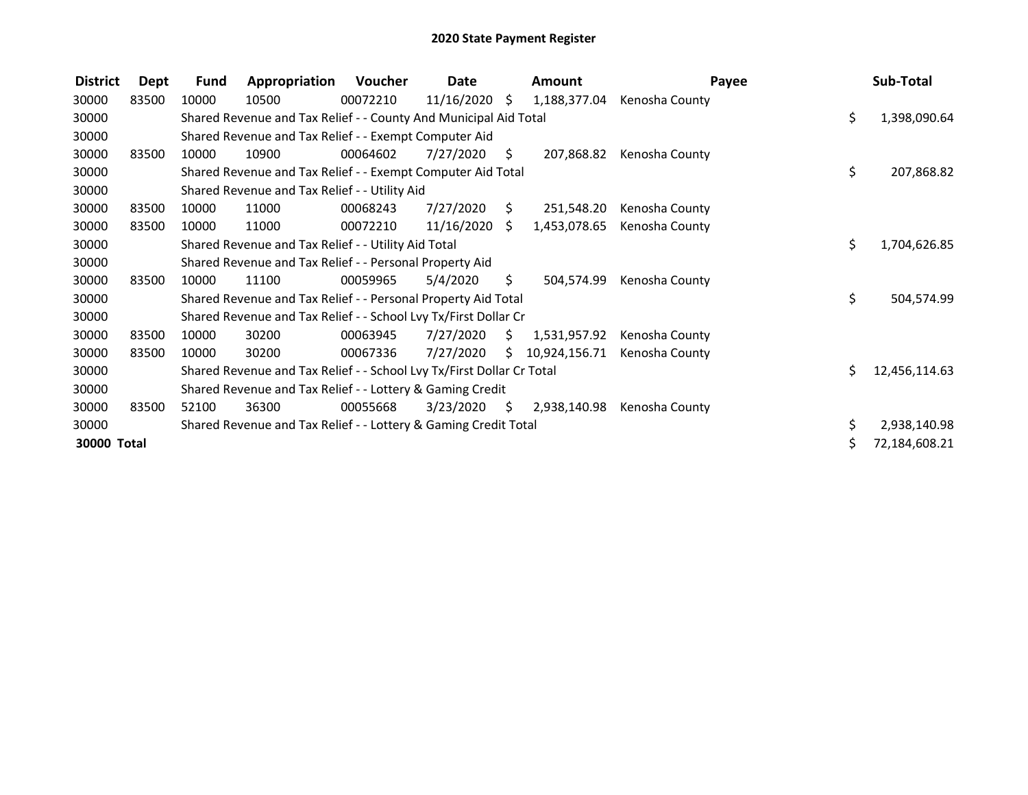## 2020 State Payment Register

| District | Dept | Fund | Appropriation | Voucher | Date | Amount | Payee | Sub-Total |
|---|---|---|---|---|---|---|---|---|
| 30000 | 83500 | 10000 | 10500 | 00072210 | 11/16/2020 | $ 1,188,377.04 | Kenosha County | |
| 30000 | | Shared Revenue and Tax Relief - - County And Municipal Aid Total | | | | | | $ 1,398,090.64 |
| 30000 | | Shared Revenue and Tax Relief - - Exempt Computer Aid | | | | | | |
| 30000 | 83500 | 10000 | 10900 | 00064602 | 7/27/2020 | $ 207,868.82 | Kenosha County | |
| 30000 | | Shared Revenue and Tax Relief - - Exempt Computer Aid Total | | | | | | $ 207,868.82 |
| 30000 | | Shared Revenue and Tax Relief - - Utility Aid | | | | | | |
| 30000 | 83500 | 10000 | 11000 | 00068243 | 7/27/2020 | $ 251,548.20 | Kenosha County | |
| 30000 | 83500 | 10000 | 11000 | 00072210 | 11/16/2020 | $ 1,453,078.65 | Kenosha County | |
| 30000 | | Shared Revenue and Tax Relief - - Utility Aid Total | | | | | | $ 1,704,626.85 |
| 30000 | | Shared Revenue and Tax Relief - - Personal Property Aid | | | | | | |
| 30000 | 83500 | 10000 | 11100 | 00059965 | 5/4/2020 | $ 504,574.99 | Kenosha County | |
| 30000 | | Shared Revenue and Tax Relief - - Personal Property Aid Total | | | | | | $ 504,574.99 |
| 30000 | | Shared Revenue and Tax Relief - - School Lvy Tx/First Dollar Cr | | | | | | |
| 30000 | 83500 | 10000 | 30200 | 00063945 | 7/27/2020 | $ 1,531,957.92 | Kenosha County | |
| 30000 | 83500 | 10000 | 30200 | 00067336 | 7/27/2020 | $ 10,924,156.71 | Kenosha County | |
| 30000 | | Shared Revenue and Tax Relief - - School Lvy Tx/First Dollar Cr Total | | | | | | $ 12,456,114.63 |
| 30000 | | Shared Revenue and Tax Relief - - Lottery & Gaming Credit | | | | | | |
| 30000 | 83500 | 52100 | 36300 | 00055668 | 3/23/2020 | $ 2,938,140.98 | Kenosha County | |
| 30000 | | Shared Revenue and Tax Relief - - Lottery & Gaming Credit Total | | | | | | $ 2,938,140.98 |
| **30000 Total** | | | | | | | | $ 72,184,608.21 |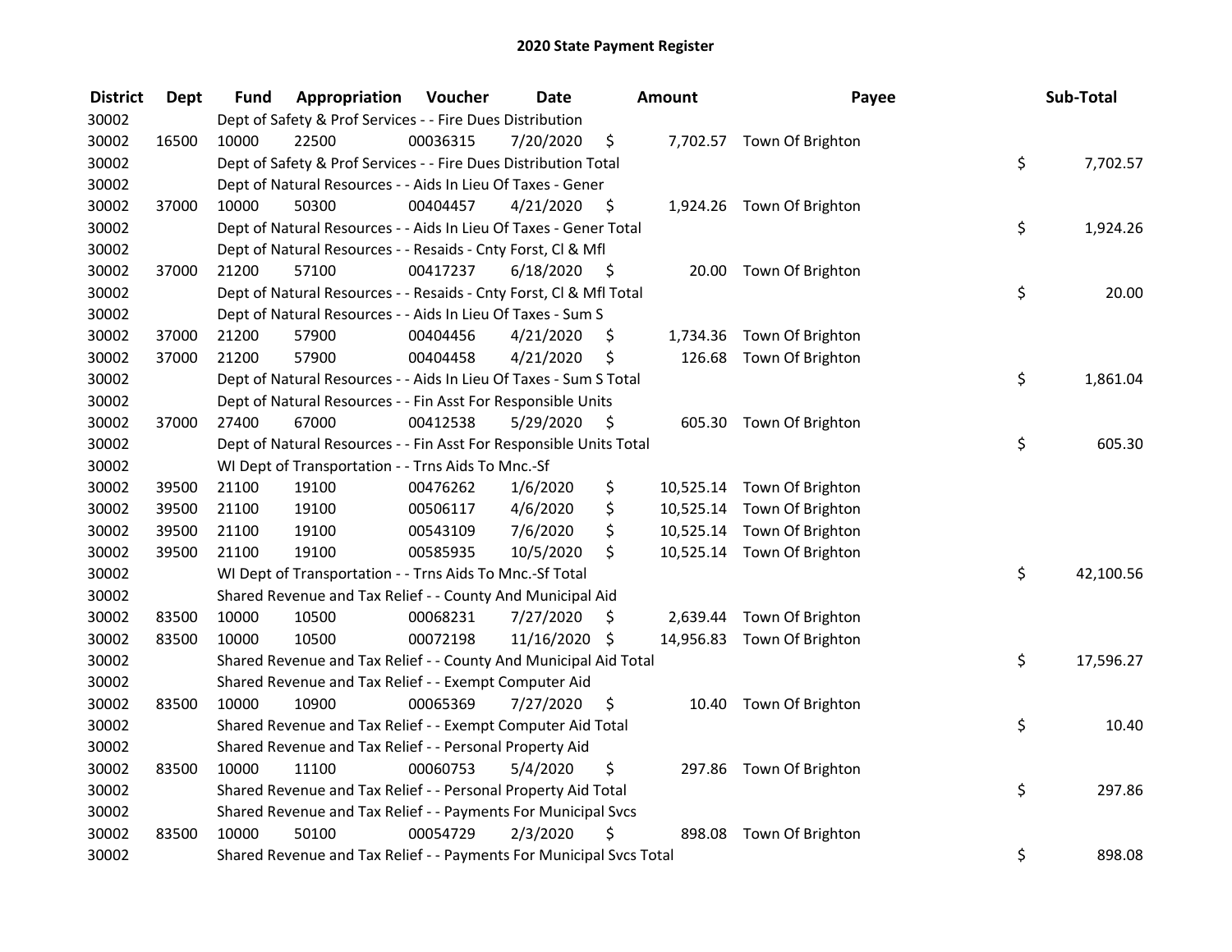# 2020 State Payment Register

| District | Dept | Fund | Appropriation | Voucher | Date | Amount | Payee | Sub-Total |
|---|---|---|---|---|---|---|---|---|
| 30002 | | Dept of Safety & Prof Services - - Fire Dues Distribution | | | | | | |
| 30002 | 16500 | 10000 | 22500 | 00036315 | 7/20/2020 | $ 7,702.57 | Town Of Brighton | |
| 30002 | | Dept of Safety & Prof Services - - Fire Dues Distribution Total | | | | | | $ 7,702.57 |
| 30002 | | Dept of Natural Resources - - Aids In Lieu Of Taxes - Gener | | | | | | |
| 30002 | 37000 | 10000 | 50300 | 00404457 | 4/21/2020 | $ 1,924.26 | Town Of Brighton | |
| 30002 | | Dept of Natural Resources - - Aids In Lieu Of Taxes - Gener Total | | | | | | $ 1,924.26 |
| 30002 | | Dept of Natural Resources - - Resaids - Cnty Forst, Cl & Mfl | | | | | | |
| 30002 | 37000 | 21200 | 57100 | 00417237 | 6/18/2020 | $ 20.00 | Town Of Brighton | |
| 30002 | | Dept of Natural Resources - - Resaids - Cnty Forst, Cl & Mfl Total | | | | | | $ 20.00 |
| 30002 | | Dept of Natural Resources - - Aids In Lieu Of Taxes - Sum S | | | | | | |
| 30002 | 37000 | 21200 | 57900 | 00404456 | 4/21/2020 | $ 1,734.36 | Town Of Brighton | |
| 30002 | 37000 | 21200 | 57900 | 00404458 | 4/21/2020 | $ 126.68 | Town Of Brighton | |
| 30002 | | Dept of Natural Resources - - Aids In Lieu Of Taxes - Sum S Total | | | | | | $ 1,861.04 |
| 30002 | | Dept of Natural Resources - - Fin Asst For Responsible Units | | | | | | |
| 30002 | 37000 | 27400 | 67000 | 00412538 | 5/29/2020 | $ 605.30 | Town Of Brighton | |
| 30002 | | Dept of Natural Resources - - Fin Asst For Responsible Units Total | | | | | | $ 605.30 |
| 30002 | | WI Dept of Transportation - - Trns Aids To Mnc.-Sf | | | | | | |
| 30002 | 39500 | 21100 | 19100 | 00476262 | 1/6/2020 | $ 10,525.14 | Town Of Brighton | |
| 30002 | 39500 | 21100 | 19100 | 00506117 | 4/6/2020 | $ 10,525.14 | Town Of Brighton | |
| 30002 | 39500 | 21100 | 19100 | 00543109 | 7/6/2020 | $ 10,525.14 | Town Of Brighton | |
| 30002 | 39500 | 21100 | 19100 | 00585935 | 10/5/2020 | $ 10,525.14 | Town Of Brighton | |
| 30002 | | WI Dept of Transportation - - Trns Aids To Mnc.-Sf Total | | | | | | $ 42,100.56 |
| 30002 | | Shared Revenue and Tax Relief - - County And Municipal Aid | | | | | | |
| 30002 | 83500 | 10000 | 10500 | 00068231 | 7/27/2020 | $ 2,639.44 | Town Of Brighton | |
| 30002 | 83500 | 10000 | 10500 | 00072198 | 11/16/2020 | $ 14,956.83 | Town Of Brighton | |
| 30002 | | Shared Revenue and Tax Relief - - County And Municipal Aid Total | | | | | | $ 17,596.27 |
| 30002 | | Shared Revenue and Tax Relief - - Exempt Computer Aid | | | | | | |
| 30002 | 83500 | 10000 | 10900 | 00065369 | 7/27/2020 | $ 10.40 | Town Of Brighton | |
| 30002 | | Shared Revenue and Tax Relief - - Exempt Computer Aid Total | | | | | | $ 10.40 |
| 30002 | | Shared Revenue and Tax Relief - - Personal Property Aid | | | | | | |
| 30002 | 83500 | 10000 | 11100 | 00060753 | 5/4/2020 | $ 297.86 | Town Of Brighton | |
| 30002 | | Shared Revenue and Tax Relief - - Personal Property Aid Total | | | | | | $ 297.86 |
| 30002 | | Shared Revenue and Tax Relief - - Payments For Municipal Svcs | | | | | | |
| 30002 | 83500 | 10000 | 50100 | 00054729 | 2/3/2020 | $ 898.08 | Town Of Brighton | |
| 30002 | | Shared Revenue and Tax Relief - - Payments For Municipal Svcs Total | | | | | | $ 898.08 |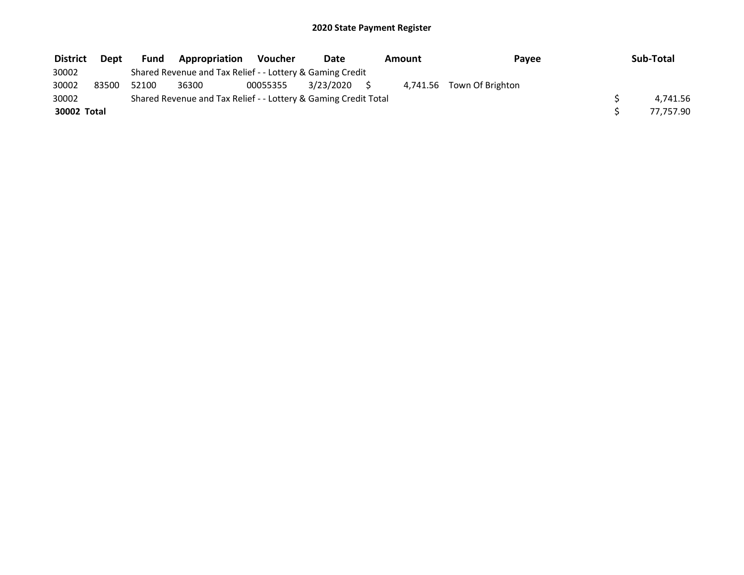# 2020 State Payment Register

| District | Dept | Fund | Appropriation | Voucher | Date | Amount | Payee | Sub-Total |
|---|---|---|---|---|---|---|---|---|
| 30002 | | Shared Revenue and Tax Relief - - Lottery & Gaming Credit | | | | | | |
| 30002 | 83500 | 52100 | 36300 | 00055355 | 3/23/2020 | $ 4,741.56 | Town Of Brighton | |
| 30002 | | Shared Revenue and Tax Relief - - Lottery & Gaming Credit Total | | | | | | $ 4,741.56 |
| **30002 Total** | | | | | | | | $ 77,757.90 |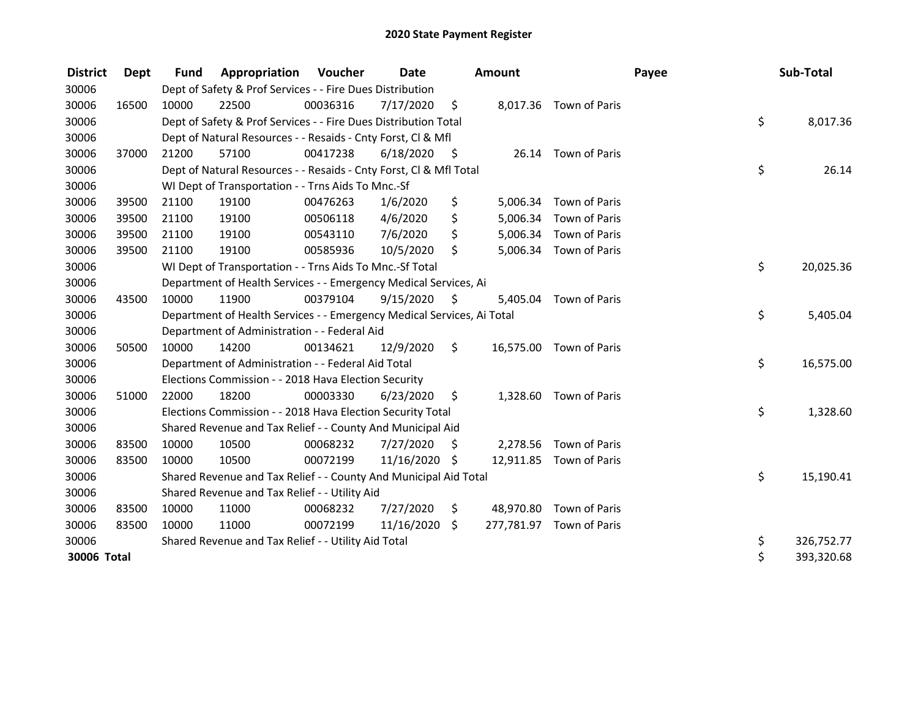# 2020 State Payment Register

| District | Dept | Fund | Appropriation | Voucher | Date | Amount | Payee | Sub-Total |
|---|---|---|---|---|---|---|---|---|
| 30006 | | Dept of Safety & Prof Services - - Fire Dues Distribution | | | | | | |
| 30006 | 16500 | 10000 | 22500 | 00036316 | 7/17/2020 | $ 8,017.36 | Town of Paris | |
| 30006 | | Dept of Safety & Prof Services - - Fire Dues Distribution Total | | | | | | $ 8,017.36 |
| 30006 | | Dept of Natural Resources - - Resaids - Cnty Forst, Cl & Mfl | | | | | | |
| 30006 | 37000 | 21200 | 57100 | 00417238 | 6/18/2020 | $ 26.14 | Town of Paris | |
| 30006 | | Dept of Natural Resources - - Resaids - Cnty Forst, Cl & Mfl Total | | | | | | $ 26.14 |
| 30006 | | WI Dept of Transportation - - Trns Aids To Mnc.-Sf | | | | | | |
| 30006 | 39500 | 21100 | 19100 | 00476263 | 1/6/2020 | $ 5,006.34 | Town of Paris | |
| 30006 | 39500 | 21100 | 19100 | 00506118 | 4/6/2020 | $ 5,006.34 | Town of Paris | |
| 30006 | 39500 | 21100 | 19100 | 00543110 | 7/6/2020 | $ 5,006.34 | Town of Paris | |
| 30006 | 39500 | 21100 | 19100 | 00585936 | 10/5/2020 | $ 5,006.34 | Town of Paris | |
| 30006 | | WI Dept of Transportation - - Trns Aids To Mnc.-Sf Total | | | | | | $ 20,025.36 |
| 30006 | | Department of Health Services - - Emergency Medical Services, Ai | | | | | | |
| 30006 | 43500 | 10000 | 11900 | 00379104 | 9/15/2020 | $ 5,405.04 | Town of Paris | |
| 30006 | | Department of Health Services - - Emergency Medical Services, Ai Total | | | | | | $ 5,405.04 |
| 30006 | | Department of Administration - - Federal Aid | | | | | | |
| 30006 | 50500 | 10000 | 14200 | 00134621 | 12/9/2020 | $ 16,575.00 | Town of Paris | |
| 30006 | | Department of Administration - - Federal Aid Total | | | | | | $ 16,575.00 |
| 30006 | | Elections Commission - - 2018 Hava Election Security | | | | | | |
| 30006 | 51000 | 22000 | 18200 | 00003330 | 6/23/2020 | $ 1,328.60 | Town of Paris | |
| 30006 | | Elections Commission - - 2018 Hava Election Security Total | | | | | | $ 1,328.60 |
| 30006 | | Shared Revenue and Tax Relief - - County And Municipal Aid | | | | | | |
| 30006 | 83500 | 10000 | 10500 | 00068232 | 7/27/2020 | $ 2,278.56 | Town of Paris | |
| 30006 | 83500 | 10000 | 10500 | 00072199 | 11/16/2020 | $ 12,911.85 | Town of Paris | |
| 30006 | | Shared Revenue and Tax Relief - - County And Municipal Aid Total | | | | | | $ 15,190.41 |
| 30006 | | Shared Revenue and Tax Relief - - Utility Aid | | | | | | |
| 30006 | 83500 | 10000 | 11000 | 00068232 | 7/27/2020 | $ 48,970.80 | Town of Paris | |
| 30006 | 83500 | 10000 | 11000 | 00072199 | 11/16/2020 | $ 277,781.97 | Town of Paris | |
| 30006 | | Shared Revenue and Tax Relief - - Utility Aid Total | | | | | | $ 326,752.77 |
| **30006 Total** | | | | | | | | $ 393,320.68 |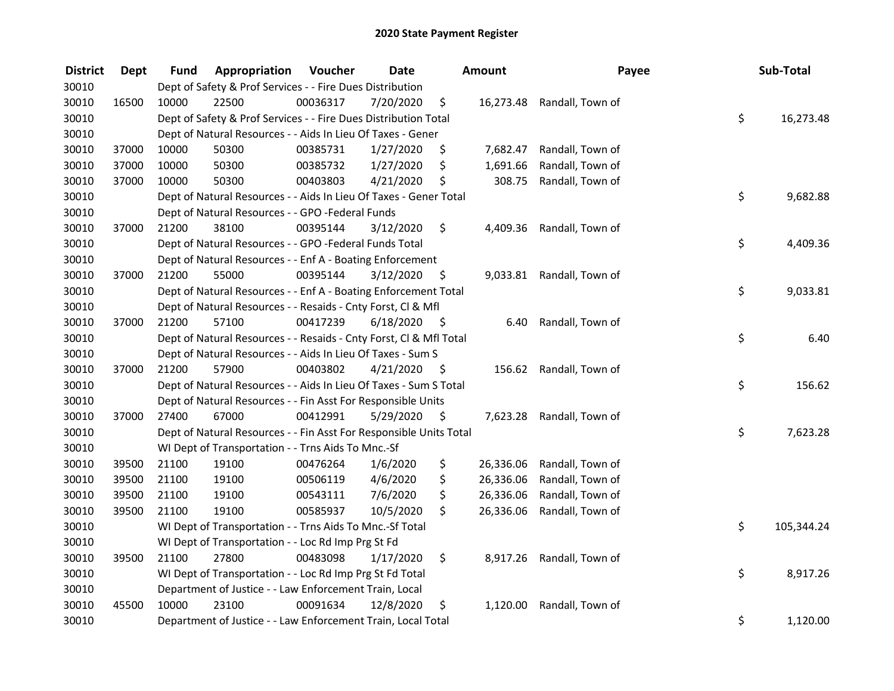# 2020 State Payment Register

| District | Dept | Fund | Appropriation | Voucher | Date | Amount | Payee | Sub-Total |
|---|---|---|---|---|---|---|---|---|
| 30010 | | Dept of Safety & Prof Services - - Fire Dues Distribution | | | | | | |
| 30010 | 16500 | 10000 | 22500 | 00036317 | 7/20/2020 | $ 16,273.48 | Randall, Town of | |
| 30010 | | Dept of Safety & Prof Services - - Fire Dues Distribution Total | | | | | | $ 16,273.48 |
| 30010 | | Dept of Natural Resources - - Aids In Lieu Of Taxes - Gener | | | | | | |
| 30010 | 37000 | 10000 | 50300 | 00385731 | 1/27/2020 | $ 7,682.47 | Randall, Town of | |
| 30010 | 37000 | 10000 | 50300 | 00385732 | 1/27/2020 | $ 1,691.66 | Randall, Town of | |
| 30010 | 37000 | 10000 | 50300 | 00403803 | 4/21/2020 | $ 308.75 | Randall, Town of | |
| 30010 | | Dept of Natural Resources - - Aids In Lieu Of Taxes - Gener Total | | | | | | $ 9,682.88 |
| 30010 | | Dept of Natural Resources - - GPO -Federal Funds | | | | | | |
| 30010 | 37000 | 21200 | 38100 | 00395144 | 3/12/2020 | $ 4,409.36 | Randall, Town of | |
| 30010 | | Dept of Natural Resources - - GPO -Federal Funds Total | | | | | | $ 4,409.36 |
| 30010 | | Dept of Natural Resources - - Enf A - Boating Enforcement | | | | | | |
| 30010 | 37000 | 21200 | 55000 | 00395144 | 3/12/2020 | $ 9,033.81 | Randall, Town of | |
| 30010 | | Dept of Natural Resources - - Enf A - Boating Enforcement Total | | | | | | $ 9,033.81 |
| 30010 | | Dept of Natural Resources - - Resaids - Cnty Forst, Cl & Mfl | | | | | | |
| 30010 | 37000 | 21200 | 57100 | 00417239 | 6/18/2020 | $ 6.40 | Randall, Town of | |
| 30010 | | Dept of Natural Resources - - Resaids - Cnty Forst, Cl & Mfl Total | | | | | | $ 6.40 |
| 30010 | | Dept of Natural Resources - - Aids In Lieu Of Taxes - Sum S | | | | | | |
| 30010 | 37000 | 21200 | 57900 | 00403802 | 4/21/2020 | $ 156.62 | Randall, Town of | |
| 30010 | | Dept of Natural Resources - - Aids In Lieu Of Taxes - Sum S Total | | | | | | $ 156.62 |
| 30010 | | Dept of Natural Resources - - Fin Asst For Responsible Units | | | | | | |
| 30010 | 37000 | 27400 | 67000 | 00412991 | 5/29/2020 | $ 7,623.28 | Randall, Town of | |
| 30010 | | Dept of Natural Resources - - Fin Asst For Responsible Units Total | | | | | | $ 7,623.28 |
| 30010 | | WI Dept of Transportation - - Trns Aids To Mnc.-Sf | | | | | | |
| 30010 | 39500 | 21100 | 19100 | 00476264 | 1/6/2020 | $ 26,336.06 | Randall, Town of | |
| 30010 | 39500 | 21100 | 19100 | 00506119 | 4/6/2020 | $ 26,336.06 | Randall, Town of | |
| 30010 | 39500 | 21100 | 19100 | 00543111 | 7/6/2020 | $ 26,336.06 | Randall, Town of | |
| 30010 | 39500 | 21100 | 19100 | 00585937 | 10/5/2020 | $ 26,336.06 | Randall, Town of | |
| 30010 | | WI Dept of Transportation - - Trns Aids To Mnc.-Sf Total | | | | | | $ 105,344.24 |
| 30010 | | WI Dept of Transportation - - Loc Rd Imp Prg St Fd | | | | | | |
| 30010 | 39500 | 21100 | 27800 | 00483098 | 1/17/2020 | $ 8,917.26 | Randall, Town of | |
| 30010 | | WI Dept of Transportation - - Loc Rd Imp Prg St Fd Total | | | | | | $ 8,917.26 |
| 30010 | | Department of Justice - - Law Enforcement Train, Local | | | | | | |
| 30010 | 45500 | 10000 | 23100 | 00091634 | 12/8/2020 | $ 1,120.00 | Randall, Town of | |
| 30010 | | Department of Justice - - Law Enforcement Train, Local Total | | | | | | $ 1,120.00 |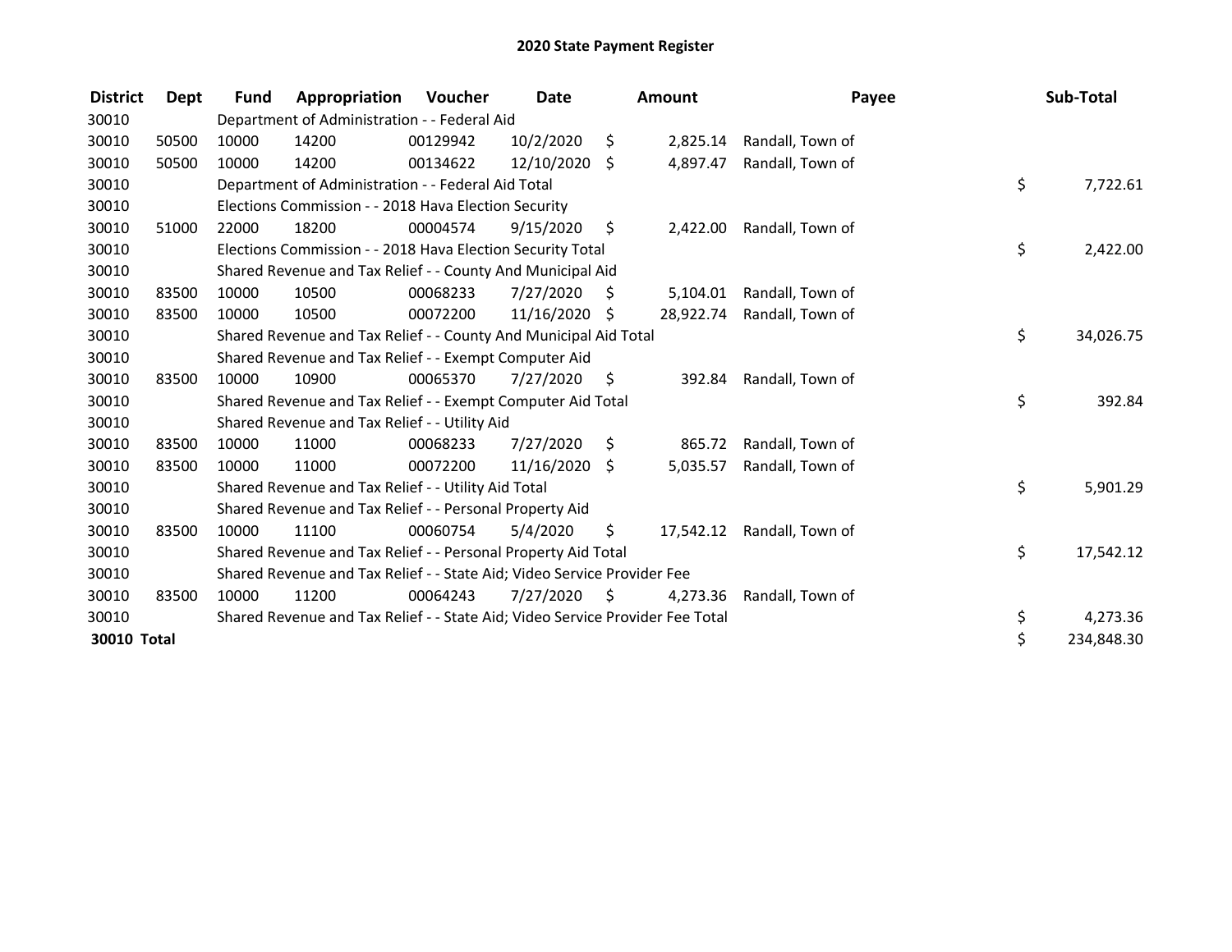# 2020 State Payment Register

| District | Dept | Fund | Appropriation | Voucher | Date | Amount | Payee | Sub-Total |
|---|---|---|---|---|---|---|---|---|
| 30010 | | Department of Administration - - Federal Aid | | | | | | |
| 30010 | 50500 | 10000 | 14200 | 00129942 | 10/2/2020 | $ 2,825.14 | Randall, Town of | |
| 30010 | 50500 | 10000 | 14200 | 00134622 | 12/10/2020 | $ 4,897.47 | Randall, Town of | |
| 30010 | | Department of Administration - - Federal Aid Total | | | | | | $ 7,722.61 |
| 30010 | | Elections Commission - - 2018 Hava Election Security | | | | | | |
| 30010 | 51000 | 22000 | 18200 | 00004574 | 9/15/2020 | $ 2,422.00 | Randall, Town of | |
| 30010 | | Elections Commission - - 2018 Hava Election Security Total | | | | | | $ 2,422.00 |
| 30010 | | Shared Revenue and Tax Relief - - County And Municipal Aid | | | | | | |
| 30010 | 83500 | 10000 | 10500 | 00068233 | 7/27/2020 | $ 5,104.01 | Randall, Town of | |
| 30010 | 83500 | 10000 | 10500 | 00072200 | 11/16/2020 | $ 28,922.74 | Randall, Town of | |
| 30010 | | Shared Revenue and Tax Relief - - County And Municipal Aid Total | | | | | | $ 34,026.75 |
| 30010 | | Shared Revenue and Tax Relief - - Exempt Computer Aid | | | | | | |
| 30010 | 83500 | 10000 | 10900 | 00065370 | 7/27/2020 | $ 392.84 | Randall, Town of | |
| 30010 | | Shared Revenue and Tax Relief - - Exempt Computer Aid Total | | | | | | $ 392.84 |
| 30010 | | Shared Revenue and Tax Relief - - Utility Aid | | | | | | |
| 30010 | 83500 | 10000 | 11000 | 00068233 | 7/27/2020 | $ 865.72 | Randall, Town of | |
| 30010 | 83500 | 10000 | 11000 | 00072200 | 11/16/2020 | $ 5,035.57 | Randall, Town of | |
| 30010 | | Shared Revenue and Tax Relief - - Utility Aid Total | | | | | | $ 5,901.29 |
| 30010 | | Shared Revenue and Tax Relief - - Personal Property Aid | | | | | | |
| 30010 | 83500 | 10000 | 11100 | 00060754 | 5/4/2020 | $ 17,542.12 | Randall, Town of | |
| 30010 | | Shared Revenue and Tax Relief - - Personal Property Aid Total | | | | | | $ 17,542.12 |
| 30010 | | Shared Revenue and Tax Relief - - State Aid; Video Service Provider Fee | | | | | | |
| 30010 | 83500 | 10000 | 11200 | 00064243 | 7/27/2020 | $ 4,273.36 | Randall, Town of | |
| 30010 | | Shared Revenue and Tax Relief - - State Aid; Video Service Provider Fee Total | | | | | | $ 4,273.36 |
| **30010 Total** | | | | | | | | $ 234,848.30 |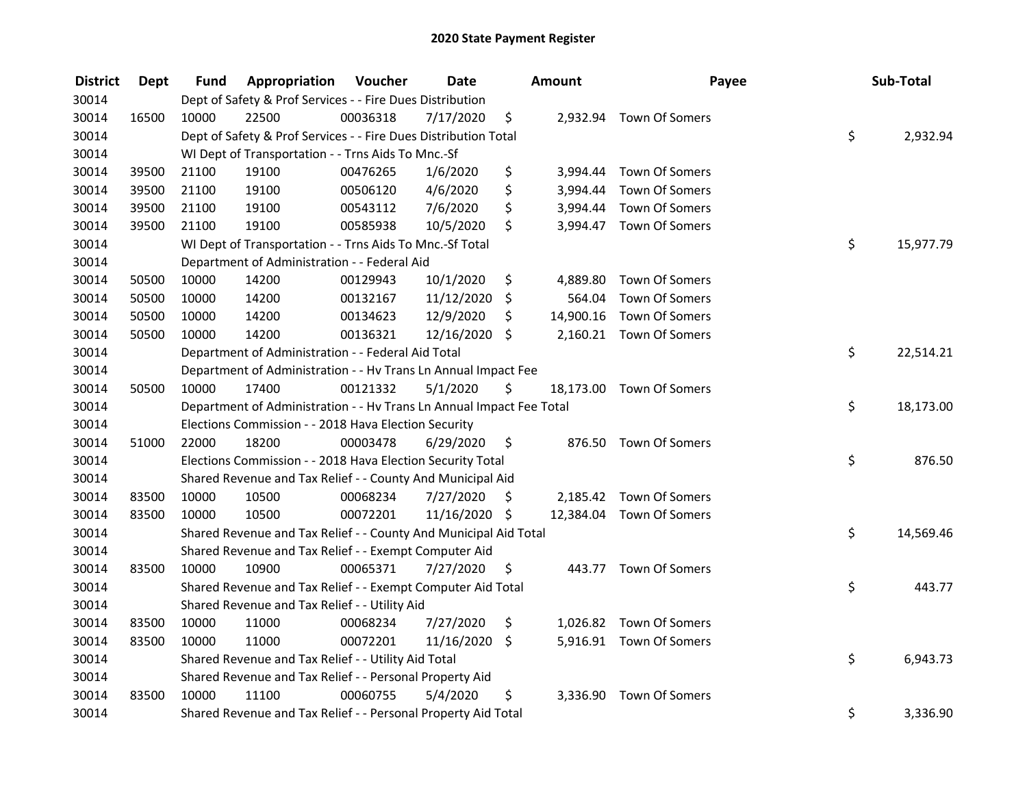# 2020 State Payment Register

| District | Dept | Fund | Appropriation | Voucher | Date | Amount | Payee | Sub-Total |
|---|---|---|---|---|---|---|---|---|
| 30014 | | Dept of Safety & Prof Services - - Fire Dues Distribution | | | | | | |
| 30014 | 16500 | 10000 | 22500 | 00036318 | 7/17/2020 | $ 2,932.94 | Town Of Somers | |
| 30014 | | Dept of Safety & Prof Services - - Fire Dues Distribution Total | | | | | | $ 2,932.94 |
| 30014 | | WI Dept of Transportation - - Trns Aids To Mnc.-Sf | | | | | | |
| 30014 | 39500 | 21100 | 19100 | 00476265 | 1/6/2020 | $ 3,994.44 | Town Of Somers | |
| 30014 | 39500 | 21100 | 19100 | 00506120 | 4/6/2020 | $ 3,994.44 | Town Of Somers | |
| 30014 | 39500 | 21100 | 19100 | 00543112 | 7/6/2020 | $ 3,994.44 | Town Of Somers | |
| 30014 | 39500 | 21100 | 19100 | 00585938 | 10/5/2020 | $ 3,994.47 | Town Of Somers | |
| 30014 | | WI Dept of Transportation - - Trns Aids To Mnc.-Sf Total | | | | | | $ 15,977.79 |
| 30014 | | Department of Administration - - Federal Aid | | | | | | |
| 30014 | 50500 | 10000 | 14200 | 00129943 | 10/1/2020 | $ 4,889.80 | Town Of Somers | |
| 30014 | 50500 | 10000 | 14200 | 00132167 | 11/12/2020 | $ 564.04 | Town Of Somers | |
| 30014 | 50500 | 10000 | 14200 | 00134623 | 12/9/2020 | $ 14,900.16 | Town Of Somers | |
| 30014 | 50500 | 10000 | 14200 | 00136321 | 12/16/2020 | $ 2,160.21 | Town Of Somers | |
| 30014 | | Department of Administration - - Federal Aid Total | | | | | | $ 22,514.21 |
| 30014 | | Department of Administration - - Hv Trans Ln Annual Impact Fee | | | | | | |
| 30014 | 50500 | 10000 | 17400 | 00121332 | 5/1/2020 | $ 18,173.00 | Town Of Somers | |
| 30014 | | Department of Administration - - Hv Trans Ln Annual Impact Fee Total | | | | | | $ 18,173.00 |
| 30014 | | Elections Commission - - 2018 Hava Election Security | | | | | | |
| 30014 | 51000 | 22000 | 18200 | 00003478 | 6/29/2020 | $ 876.50 | Town Of Somers | |
| 30014 | | Elections Commission - - 2018 Hava Election Security Total | | | | | | $ 876.50 |
| 30014 | | Shared Revenue and Tax Relief - - County And Municipal Aid | | | | | | |
| 30014 | 83500 | 10000 | 10500 | 00068234 | 7/27/2020 | $ 2,185.42 | Town Of Somers | |
| 30014 | 83500 | 10000 | 10500 | 00072201 | 11/16/2020 | $ 12,384.04 | Town Of Somers | |
| 30014 | | Shared Revenue and Tax Relief - - County And Municipal Aid Total | | | | | | $ 14,569.46 |
| 30014 | | Shared Revenue and Tax Relief - - Exempt Computer Aid | | | | | | |
| 30014 | 83500 | 10000 | 10900 | 00065371 | 7/27/2020 | $ 443.77 | Town Of Somers | |
| 30014 | | Shared Revenue and Tax Relief - - Exempt Computer Aid Total | | | | | | $ 443.77 |
| 30014 | | Shared Revenue and Tax Relief - - Utility Aid | | | | | | |
| 30014 | 83500 | 10000 | 11000 | 00068234 | 7/27/2020 | $ 1,026.82 | Town Of Somers | |
| 30014 | 83500 | 10000 | 11000 | 00072201 | 11/16/2020 | $ 5,916.91 | Town Of Somers | |
| 30014 | | Shared Revenue and Tax Relief - - Utility Aid Total | | | | | | $ 6,943.73 |
| 30014 | | Shared Revenue and Tax Relief - - Personal Property Aid | | | | | | |
| 30014 | 83500 | 10000 | 11100 | 00060755 | 5/4/2020 | $ 3,336.90 | Town Of Somers | |
| 30014 | | Shared Revenue and Tax Relief - - Personal Property Aid Total | | | | | | $ 3,336.90 |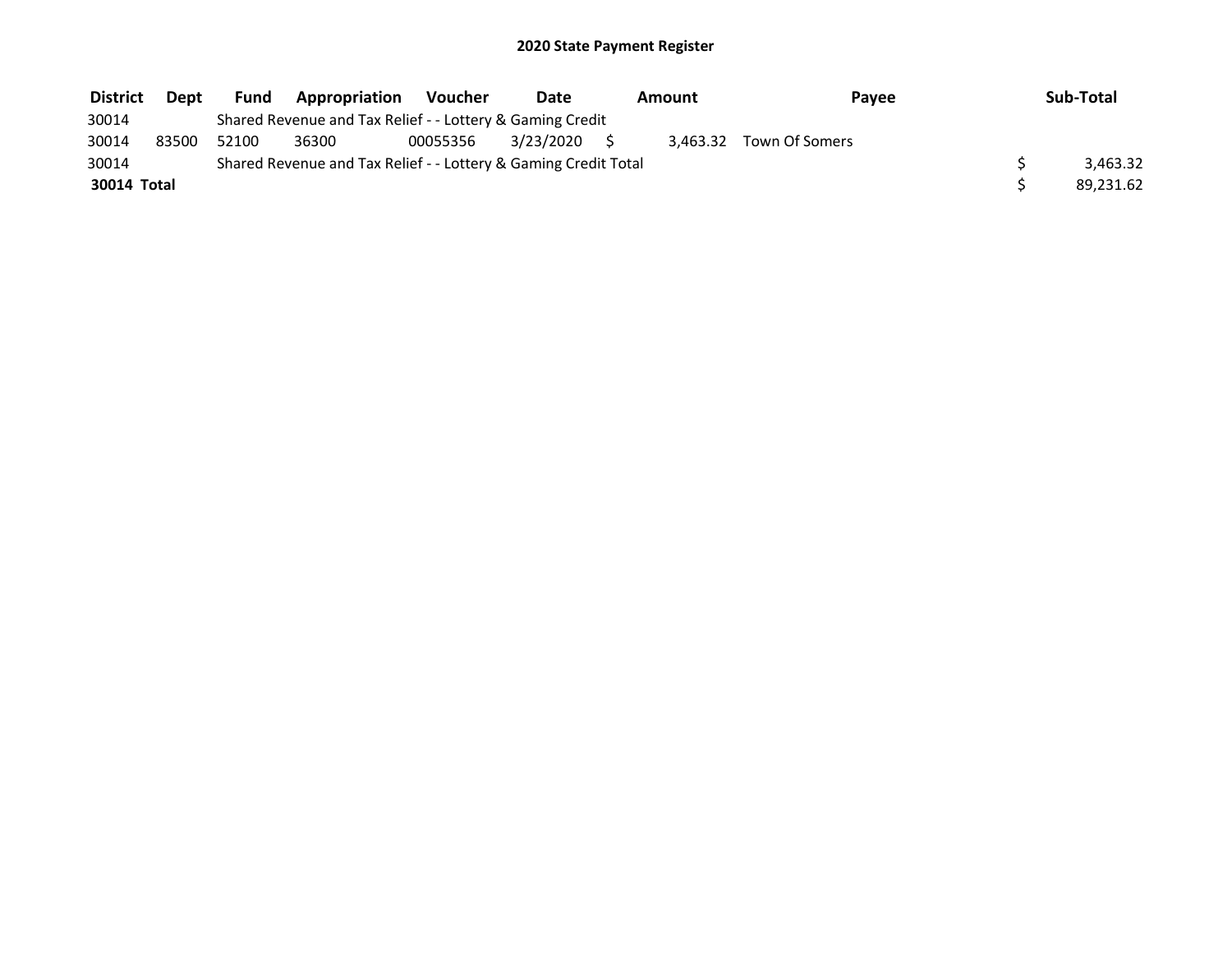# 2020 State Payment Register

| District | Dept | Fund | Appropriation | Voucher | Date | Amount | Payee | Sub-Total |
|---|---|---|---|---|---|---|---|---|
| 30014 | | Shared Revenue and Tax Relief - - Lottery & Gaming Credit | | | | | | |
| 30014 | 83500 | 52100 | 36300 | 00055356 | 3/23/2020 | $ 3,463.32 | Town Of Somers | |
| 30014 | | Shared Revenue and Tax Relief - - Lottery & Gaming Credit Total | | | | | | $ 3,463.32 |
| **30014 Total** | | | | | | | | $ 89,231.62 |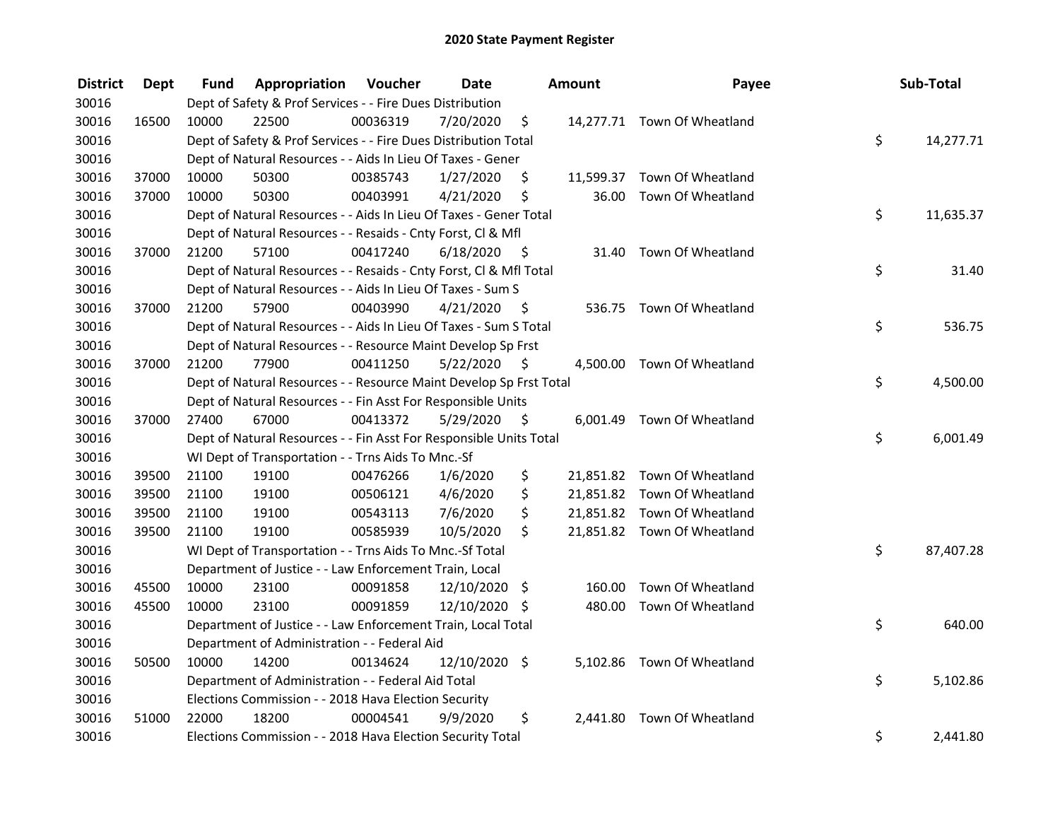# 2020 State Payment Register

| District | Dept | Fund | Appropriation | Voucher | Date | Amount | Payee | Sub-Total |
|---|---|---|---|---|---|---|---|---|
| 30016 | | Dept of Safety & Prof Services - - Fire Dues Distribution | | | | | | |
| 30016 | 16500 | 10000 | 22500 | 00036319 | 7/20/2020 | $ 14,277.71 | Town Of Wheatland | |
| 30016 | | Dept of Safety & Prof Services - - Fire Dues Distribution Total | | | | | | $ 14,277.71 |
| 30016 | | Dept of Natural Resources - - Aids In Lieu Of Taxes - Gener | | | | | | |
| 30016 | 37000 | 10000 | 50300 | 00385743 | 1/27/2020 | $ 11,599.37 | Town Of Wheatland | |
| 30016 | 37000 | 10000 | 50300 | 00403991 | 4/21/2020 | $ 36.00 | Town Of Wheatland | |
| 30016 | | Dept of Natural Resources - - Aids In Lieu Of Taxes - Gener Total | | | | | | $ 11,635.37 |
| 30016 | | Dept of Natural Resources - - Resaids - Cnty Forst, Cl & Mfl | | | | | | |
| 30016 | 37000 | 21200 | 57100 | 00417240 | 6/18/2020 | $ 31.40 | Town Of Wheatland | |
| 30016 | | Dept of Natural Resources - - Resaids - Cnty Forst, Cl & Mfl Total | | | | | | $ 31.40 |
| 30016 | | Dept of Natural Resources - - Aids In Lieu Of Taxes - Sum S | | | | | | |
| 30016 | 37000 | 21200 | 57900 | 00403990 | 4/21/2020 | $ 536.75 | Town Of Wheatland | |
| 30016 | | Dept of Natural Resources - - Aids In Lieu Of Taxes - Sum S Total | | | | | | $ 536.75 |
| 30016 | | Dept of Natural Resources - - Resource Maint Develop Sp Frst | | | | | | |
| 30016 | 37000 | 21200 | 77900 | 00411250 | 5/22/2020 | $ 4,500.00 | Town Of Wheatland | |
| 30016 | | Dept of Natural Resources - - Resource Maint Develop Sp Frst Total | | | | | | $ 4,500.00 |
| 30016 | | Dept of Natural Resources - - Fin Asst For Responsible Units | | | | | | |
| 30016 | 37000 | 27400 | 67000 | 00413372 | 5/29/2020 | $ 6,001.49 | Town Of Wheatland | |
| 30016 | | Dept of Natural Resources - - Fin Asst For Responsible Units Total | | | | | | $ 6,001.49 |
| 30016 | | WI Dept of Transportation - - Trns Aids To Mnc.-Sf | | | | | | |
| 30016 | 39500 | 21100 | 19100 | 00476266 | 1/6/2020 | $ 21,851.82 | Town Of Wheatland | |
| 30016 | 39500 | 21100 | 19100 | 00506121 | 4/6/2020 | $ 21,851.82 | Town Of Wheatland | |
| 30016 | 39500 | 21100 | 19100 | 00543113 | 7/6/2020 | $ 21,851.82 | Town Of Wheatland | |
| 30016 | 39500 | 21100 | 19100 | 00585939 | 10/5/2020 | $ 21,851.82 | Town Of Wheatland | |
| 30016 | | WI Dept of Transportation - - Trns Aids To Mnc.-Sf Total | | | | | | $ 87,407.28 |
| 30016 | | Department of Justice - - Law Enforcement Train, Local | | | | | | |
| 30016 | 45500 | 10000 | 23100 | 00091858 | 12/10/2020 | $ 160.00 | Town Of Wheatland | |
| 30016 | 45500 | 10000 | 23100 | 00091859 | 12/10/2020 | $ 480.00 | Town Of Wheatland | |
| 30016 | | Department of Justice - - Law Enforcement Train, Local Total | | | | | | $ 640.00 |
| 30016 | | Department of Administration - - Federal Aid | | | | | | |
| 30016 | 50500 | 10000 | 14200 | 00134624 | 12/10/2020 | $ 5,102.86 | Town Of Wheatland | |
| 30016 | | Department of Administration - - Federal Aid Total | | | | | | $ 5,102.86 |
| 30016 | | Elections Commission - - 2018 Hava Election Security | | | | | | |
| 30016 | 51000 | 22000 | 18200 | 00004541 | 9/9/2020 | $ 2,441.80 | Town Of Wheatland | |
| 30016 | | Elections Commission - - 2018 Hava Election Security Total | | | | | | $ 2,441.80 |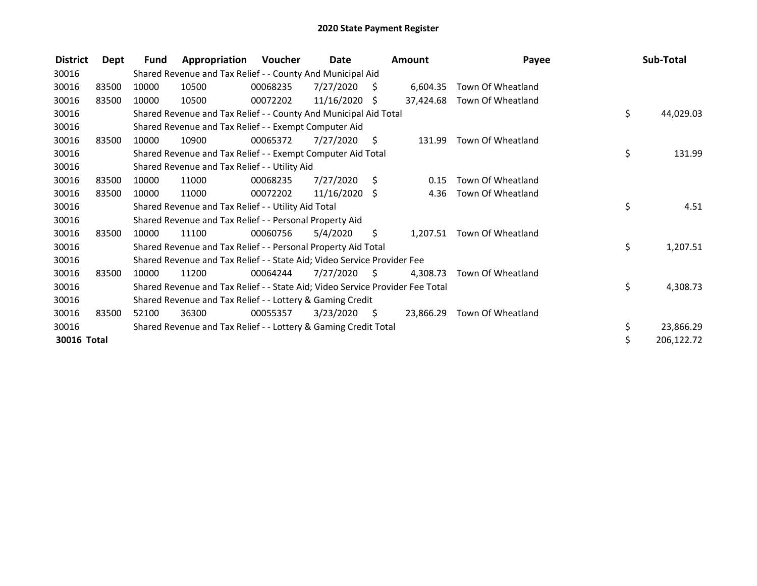# 2020 State Payment Register

| District | Dept | Fund | Appropriation | Voucher | Date | Amount | Payee | Sub-Total |
|---|---|---|---|---|---|---|---|---|
| 30016 | | Shared Revenue and Tax Relief - - County And Municipal Aid | | | | | | |
| 30016 | 83500 | 10000 | 10500 | 00068235 | 7/27/2020 | $ 6,604.35 | Town Of Wheatland | |
| 30016 | 83500 | 10000 | 10500 | 00072202 | 11/16/2020 | $ 37,424.68 | Town Of Wheatland | |
| 30016 | | Shared Revenue and Tax Relief - - County And Municipal Aid Total | | | | | | $ 44,029.03 |
| 30016 | | Shared Revenue and Tax Relief - - Exempt Computer Aid | | | | | | |
| 30016 | 83500 | 10000 | 10900 | 00065372 | 7/27/2020 | $ 131.99 | Town Of Wheatland | |
| 30016 | | Shared Revenue and Tax Relief - - Exempt Computer Aid Total | | | | | | $ 131.99 |
| 30016 | | Shared Revenue and Tax Relief - - Utility Aid | | | | | | |
| 30016 | 83500 | 10000 | 11000 | 00068235 | 7/27/2020 | $ 0.15 | Town Of Wheatland | |
| 30016 | 83500 | 10000 | 11000 | 00072202 | 11/16/2020 | $ 4.36 | Town Of Wheatland | |
| 30016 | | Shared Revenue and Tax Relief - - Utility Aid Total | | | | | | $ 4.51 |
| 30016 | | Shared Revenue and Tax Relief - - Personal Property Aid | | | | | | |
| 30016 | 83500 | 10000 | 11100 | 00060756 | 5/4/2020 | $ 1,207.51 | Town Of Wheatland | |
| 30016 | | Shared Revenue and Tax Relief - - Personal Property Aid Total | | | | | | $ 1,207.51 |
| 30016 | | Shared Revenue and Tax Relief - - State Aid; Video Service Provider Fee | | | | | | |
| 30016 | 83500 | 10000 | 11200 | 00064244 | 7/27/2020 | $ 4,308.73 | Town Of Wheatland | |
| 30016 | | Shared Revenue and Tax Relief - - State Aid; Video Service Provider Fee Total | | | | | | $ 4,308.73 |
| 30016 | | Shared Revenue and Tax Relief - - Lottery & Gaming Credit | | | | | | |
| 30016 | 83500 | 52100 | 36300 | 00055357 | 3/23/2020 | $ 23,866.29 | Town Of Wheatland | |
| 30016 | | Shared Revenue and Tax Relief - - Lottery & Gaming Credit Total | | | | | | $ 23,866.29 |
| **30016 Total** | | | | | | | | $ 206,122.72 |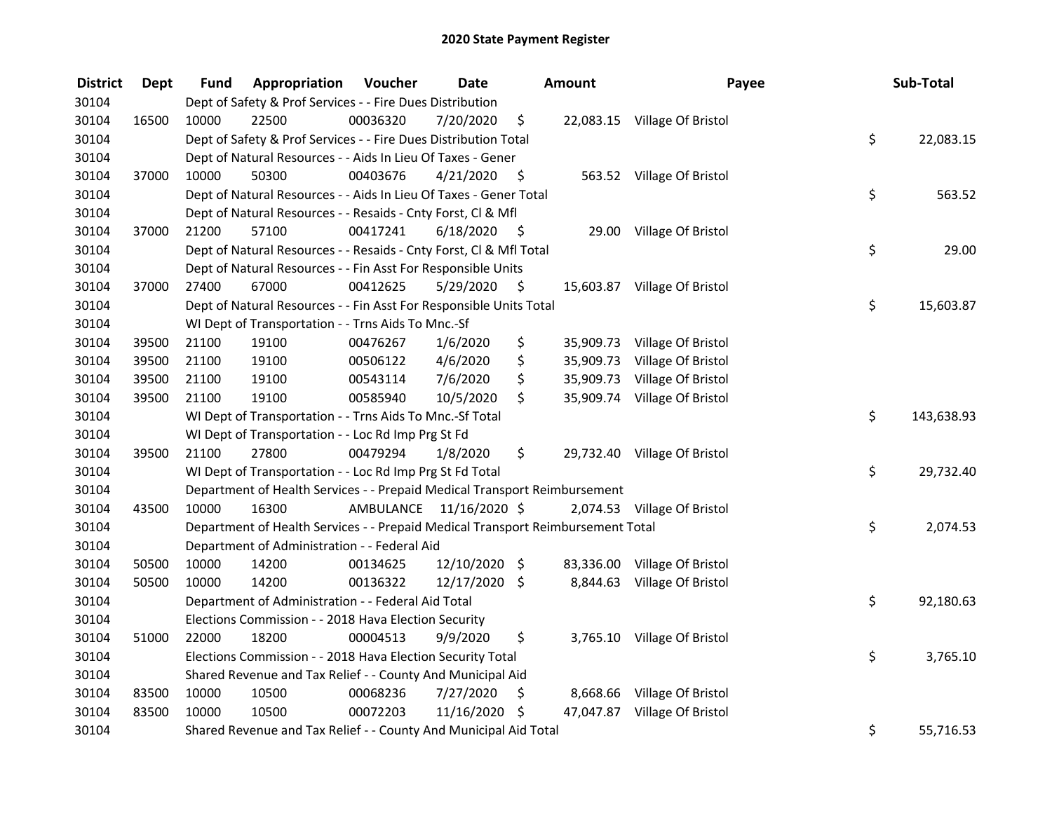# 2020 State Payment Register

| District | Dept | Fund | Appropriation | Voucher | Date | Amount | Payee | Sub-Total |
|---|---|---|---|---|---|---|---|---|
| 30104 | | Dept of Safety & Prof Services - - Fire Dues Distribution | | | | | | |
| 30104 | 16500 | 10000 | 22500 | 00036320 | 7/20/2020 | $ 22,083.15 | Village Of Bristol | |
| 30104 | | Dept of Safety & Prof Services - - Fire Dues Distribution Total | | | | | | $ 22,083.15 |
| 30104 | | Dept of Natural Resources - - Aids In Lieu Of Taxes - Gener | | | | | | |
| 30104 | 37000 | 10000 | 50300 | 00403676 | 4/21/2020 | $ 563.52 | Village Of Bristol | |
| 30104 | | Dept of Natural Resources - - Aids In Lieu Of Taxes - Gener Total | | | | | | $ 563.52 |
| 30104 | | Dept of Natural Resources - - Resaids - Cnty Forst, Cl & Mfl | | | | | | |
| 30104 | 37000 | 21200 | 57100 | 00417241 | 6/18/2020 | $ 29.00 | Village Of Bristol | |
| 30104 | | Dept of Natural Resources - - Resaids - Cnty Forst, Cl & Mfl Total | | | | | | $ 29.00 |
| 30104 | | Dept of Natural Resources - - Fin Asst For Responsible Units | | | | | | |
| 30104 | 37000 | 27400 | 67000 | 00412625 | 5/29/2020 | $ 15,603.87 | Village Of Bristol | |
| 30104 | | Dept of Natural Resources - - Fin Asst For Responsible Units Total | | | | | | $ 15,603.87 |
| 30104 | | WI Dept of Transportation - - Trns Aids To Mnc.-Sf | | | | | | |
| 30104 | 39500 | 21100 | 19100 | 00476267 | 1/6/2020 | $ 35,909.73 | Village Of Bristol | |
| 30104 | 39500 | 21100 | 19100 | 00506122 | 4/6/2020 | $ 35,909.73 | Village Of Bristol | |
| 30104 | 39500 | 21100 | 19100 | 00543114 | 7/6/2020 | $ 35,909.73 | Village Of Bristol | |
| 30104 | 39500 | 21100 | 19100 | 00585940 | 10/5/2020 | $ 35,909.74 | Village Of Bristol | |
| 30104 | | WI Dept of Transportation - - Trns Aids To Mnc.-Sf Total | | | | | | $ 143,638.93 |
| 30104 | | WI Dept of Transportation - - Loc Rd Imp Prg St Fd | | | | | | |
| 30104 | 39500 | 21100 | 27800 | 00479294 | 1/8/2020 | $ 29,732.40 | Village Of Bristol | |
| 30104 | | WI Dept of Transportation - - Loc Rd Imp Prg St Fd Total | | | | | | $ 29,732.40 |
| 30104 | | Department of Health Services - - Prepaid Medical Transport Reimbursement | | | | | | |
| 30104 | 43500 | 10000 | 16300 | AMBULANCE | 11/16/2020 | $ 2,074.53 | Village Of Bristol | |
| 30104 | | Department of Health Services - - Prepaid Medical Transport Reimbursement Total | | | | | | $ 2,074.53 |
| 30104 | | Department of Administration - - Federal Aid | | | | | | |
| 30104 | 50500 | 10000 | 14200 | 00134625 | 12/10/2020 | $ 83,336.00 | Village Of Bristol | |
| 30104 | 50500 | 10000 | 14200 | 00136322 | 12/17/2020 | $ 8,844.63 | Village Of Bristol | |
| 30104 | | Department of Administration - - Federal Aid Total | | | | | | $ 92,180.63 |
| 30104 | | Elections Commission - - 2018 Hava Election Security | | | | | | |
| 30104 | 51000 | 22000 | 18200 | 00004513 | 9/9/2020 | $ 3,765.10 | Village Of Bristol | |
| 30104 | | Elections Commission - - 2018 Hava Election Security Total | | | | | | $ 3,765.10 |
| 30104 | | Shared Revenue and Tax Relief - - County And Municipal Aid | | | | | | |
| 30104 | 83500 | 10000 | 10500 | 00068236 | 7/27/2020 | $ 8,668.66 | Village Of Bristol | |
| 30104 | 83500 | 10000 | 10500 | 00072203 | 11/16/2020 | $ 47,047.87 | Village Of Bristol | |
| 30104 | | Shared Revenue and Tax Relief - - County And Municipal Aid Total | | | | | | $ 55,716.53 |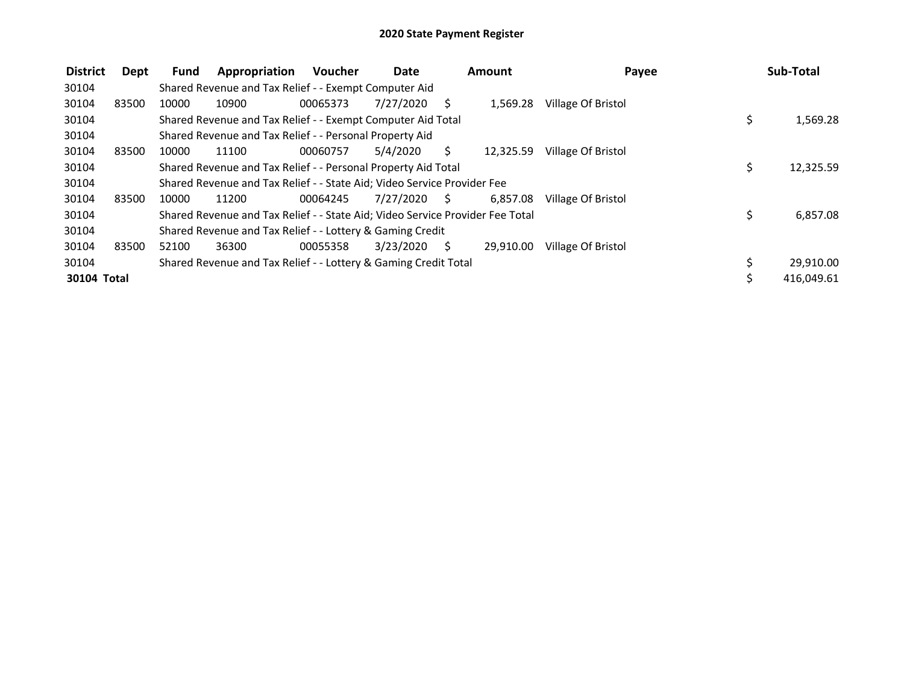# 2020 State Payment Register

| District | Dept | Fund | Appropriation | Voucher | Date | Amount | Payee | Sub-Total |
|---|---|---|---|---|---|---|---|---|
| 30104 | | Shared Revenue and Tax Relief - - Exempt Computer Aid | | | | | | |
| 30104 | 83500 | 10000 | 10900 | 00065373 | 7/27/2020 | $ 1,569.28 | Village Of Bristol | |
| 30104 | | Shared Revenue and Tax Relief - - Exempt Computer Aid Total | | | | | | $ 1,569.28 |
| 30104 | | Shared Revenue and Tax Relief - - Personal Property Aid | | | | | | |
| 30104 | 83500 | 10000 | 11100 | 00060757 | 5/4/2020 | $ 12,325.59 | Village Of Bristol | |
| 30104 | | Shared Revenue and Tax Relief - - Personal Property Aid Total | | | | | | $ 12,325.59 |
| 30104 | | Shared Revenue and Tax Relief - - State Aid; Video Service Provider Fee | | | | | | |
| 30104 | 83500 | 10000 | 11200 | 00064245 | 7/27/2020 | $ 6,857.08 | Village Of Bristol | |
| 30104 | | Shared Revenue and Tax Relief - - State Aid; Video Service Provider Fee Total | | | | | | $ 6,857.08 |
| 30104 | | Shared Revenue and Tax Relief - - Lottery & Gaming Credit | | | | | | |
| 30104 | 83500 | 52100 | 36300 | 00055358 | 3/23/2020 | $ 29,910.00 | Village Of Bristol | |
| 30104 | | Shared Revenue and Tax Relief - - Lottery & Gaming Credit Total | | | | | | $ 29,910.00 |
| **30104 Total** | | | | | | | | $ 416,049.61 |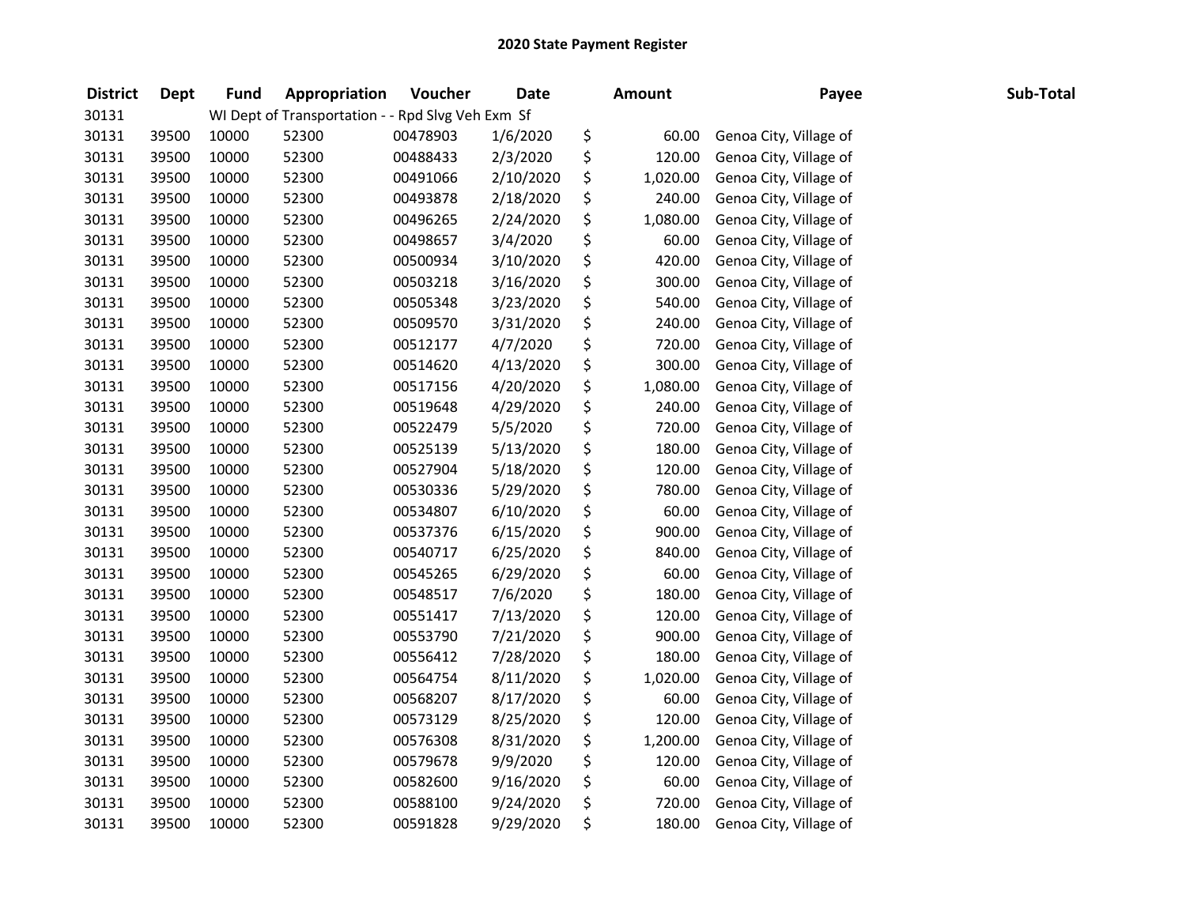## 2020 State Payment Register

| District | Dept | Fund | Appropriation | Voucher | Date | Amount | Payee | Sub-Total |
|---|---|---|---|---|---|---|---|---|
| 30131 | | WI Dept of Transportation - - Rpd Slvg Veh Exm Sf | | | | | | |
| 30131 | 39500 | 10000 | 52300 | 00478903 | 1/6/2020 | $ 60.00 | Genoa City, Village of | |
| 30131 | 39500 | 10000 | 52300 | 00488433 | 2/3/2020 | $ 120.00 | Genoa City, Village of | |
| 30131 | 39500 | 10000 | 52300 | 00491066 | 2/10/2020 | $ 1,020.00 | Genoa City, Village of | |
| 30131 | 39500 | 10000 | 52300 | 00493878 | 2/18/2020 | $ 240.00 | Genoa City, Village of | |
| 30131 | 39500 | 10000 | 52300 | 00496265 | 2/24/2020 | $ 1,080.00 | Genoa City, Village of | |
| 30131 | 39500 | 10000 | 52300 | 00498657 | 3/4/2020 | $ 60.00 | Genoa City, Village of | |
| 30131 | 39500 | 10000 | 52300 | 00500934 | 3/10/2020 | $ 420.00 | Genoa City, Village of | |
| 30131 | 39500 | 10000 | 52300 | 00503218 | 3/16/2020 | $ 300.00 | Genoa City, Village of | |
| 30131 | 39500 | 10000 | 52300 | 00505348 | 3/23/2020 | $ 540.00 | Genoa City, Village of | |
| 30131 | 39500 | 10000 | 52300 | 00509570 | 3/31/2020 | $ 240.00 | Genoa City, Village of | |
| 30131 | 39500 | 10000 | 52300 | 00512177 | 4/7/2020 | $ 720.00 | Genoa City, Village of | |
| 30131 | 39500 | 10000 | 52300 | 00514620 | 4/13/2020 | $ 300.00 | Genoa City, Village of | |
| 30131 | 39500 | 10000 | 52300 | 00517156 | 4/20/2020 | $ 1,080.00 | Genoa City, Village of | |
| 30131 | 39500 | 10000 | 52300 | 00519648 | 4/29/2020 | $ 240.00 | Genoa City, Village of | |
| 30131 | 39500 | 10000 | 52300 | 00522479 | 5/5/2020 | $ 720.00 | Genoa City, Village of | |
| 30131 | 39500 | 10000 | 52300 | 00525139 | 5/13/2020 | $ 180.00 | Genoa City, Village of | |
| 30131 | 39500 | 10000 | 52300 | 00527904 | 5/18/2020 | $ 120.00 | Genoa City, Village of | |
| 30131 | 39500 | 10000 | 52300 | 00530336 | 5/29/2020 | $ 780.00 | Genoa City, Village of | |
| 30131 | 39500 | 10000 | 52300 | 00534807 | 6/10/2020 | $ 60.00 | Genoa City, Village of | |
| 30131 | 39500 | 10000 | 52300 | 00537376 | 6/15/2020 | $ 900.00 | Genoa City, Village of | |
| 30131 | 39500 | 10000 | 52300 | 00540717 | 6/25/2020 | $ 840.00 | Genoa City, Village of | |
| 30131 | 39500 | 10000 | 52300 | 00545265 | 6/29/2020 | $ 60.00 | Genoa City, Village of | |
| 30131 | 39500 | 10000 | 52300 | 00548517 | 7/6/2020 | $ 180.00 | Genoa City, Village of | |
| 30131 | 39500 | 10000 | 52300 | 00551417 | 7/13/2020 | $ 120.00 | Genoa City, Village of | |
| 30131 | 39500 | 10000 | 52300 | 00553790 | 7/21/2020 | $ 900.00 | Genoa City, Village of | |
| 30131 | 39500 | 10000 | 52300 | 00556412 | 7/28/2020 | $ 180.00 | Genoa City, Village of | |
| 30131 | 39500 | 10000 | 52300 | 00564754 | 8/11/2020 | $ 1,020.00 | Genoa City, Village of | |
| 30131 | 39500 | 10000 | 52300 | 00568207 | 8/17/2020 | $ 60.00 | Genoa City, Village of | |
| 30131 | 39500 | 10000 | 52300 | 00573129 | 8/25/2020 | $ 120.00 | Genoa City, Village of | |
| 30131 | 39500 | 10000 | 52300 | 00576308 | 8/31/2020 | $ 1,200.00 | Genoa City, Village of | |
| 30131 | 39500 | 10000 | 52300 | 00579678 | 9/9/2020 | $ 120.00 | Genoa City, Village of | |
| 30131 | 39500 | 10000 | 52300 | 00582600 | 9/16/2020 | $ 60.00 | Genoa City, Village of | |
| 30131 | 39500 | 10000 | 52300 | 00588100 | 9/24/2020 | $ 720.00 | Genoa City, Village of | |
| 30131 | 39500 | 10000 | 52300 | 00591828 | 9/29/2020 | $ 180.00 | Genoa City, Village of | |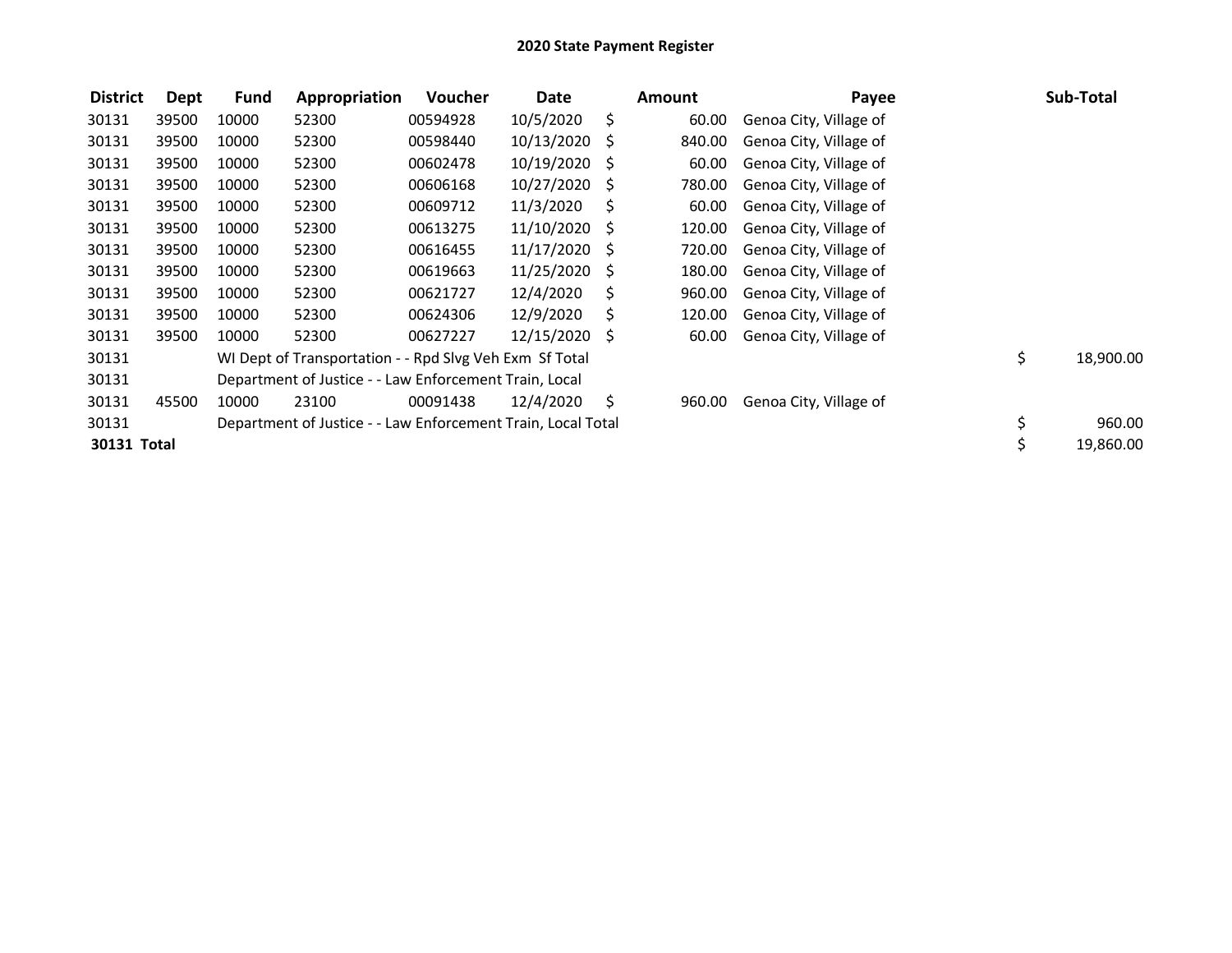# 2020 State Payment Register

| District | Dept | Fund | Appropriation | Voucher | Date | Amount | Payee | Sub-Total |
|---|---|---|---|---|---|---|---|---|
| 30131 | 39500 | 10000 | 52300 | 00594928 | 10/5/2020 | $ 60.00 | Genoa City, Village of | |
| 30131 | 39500 | 10000 | 52300 | 00598440 | 10/13/2020 | $ 840.00 | Genoa City, Village of | |
| 30131 | 39500 | 10000 | 52300 | 00602478 | 10/19/2020 | $ 60.00 | Genoa City, Village of | |
| 30131 | 39500 | 10000 | 52300 | 00606168 | 10/27/2020 | $ 780.00 | Genoa City, Village of | |
| 30131 | 39500 | 10000 | 52300 | 00609712 | 11/3/2020 | $ 60.00 | Genoa City, Village of | |
| 30131 | 39500 | 10000 | 52300 | 00613275 | 11/10/2020 | $ 120.00 | Genoa City, Village of | |
| 30131 | 39500 | 10000 | 52300 | 00616455 | 11/17/2020 | $ 720.00 | Genoa City, Village of | |
| 30131 | 39500 | 10000 | 52300 | 00619663 | 11/25/2020 | $ 180.00 | Genoa City, Village of | |
| 30131 | 39500 | 10000 | 52300 | 00621727 | 12/4/2020 | $ 960.00 | Genoa City, Village of | |
| 30131 | 39500 | 10000 | 52300 | 00624306 | 12/9/2020 | $ 120.00 | Genoa City, Village of | |
| 30131 | 39500 | 10000 | 52300 | 00627227 | 12/15/2020 | $ 60.00 | Genoa City, Village of | |
| 30131 | | WI Dept of Transportation - - Rpd Slvg Veh Exm Sf Total | | | | | | $ 18,900.00 |
| 30131 | | Department of Justice - - Law Enforcement Train, Local | | | | | | |
| 30131 | 45500 | 10000 | 23100 | 00091438 | 12/4/2020 | $ 960.00 | Genoa City, Village of | |
| 30131 | | Department of Justice - - Law Enforcement Train, Local Total | | | | | | $ 960.00 |
| **30131 Total** | | | | | | | | $ 19,860.00 |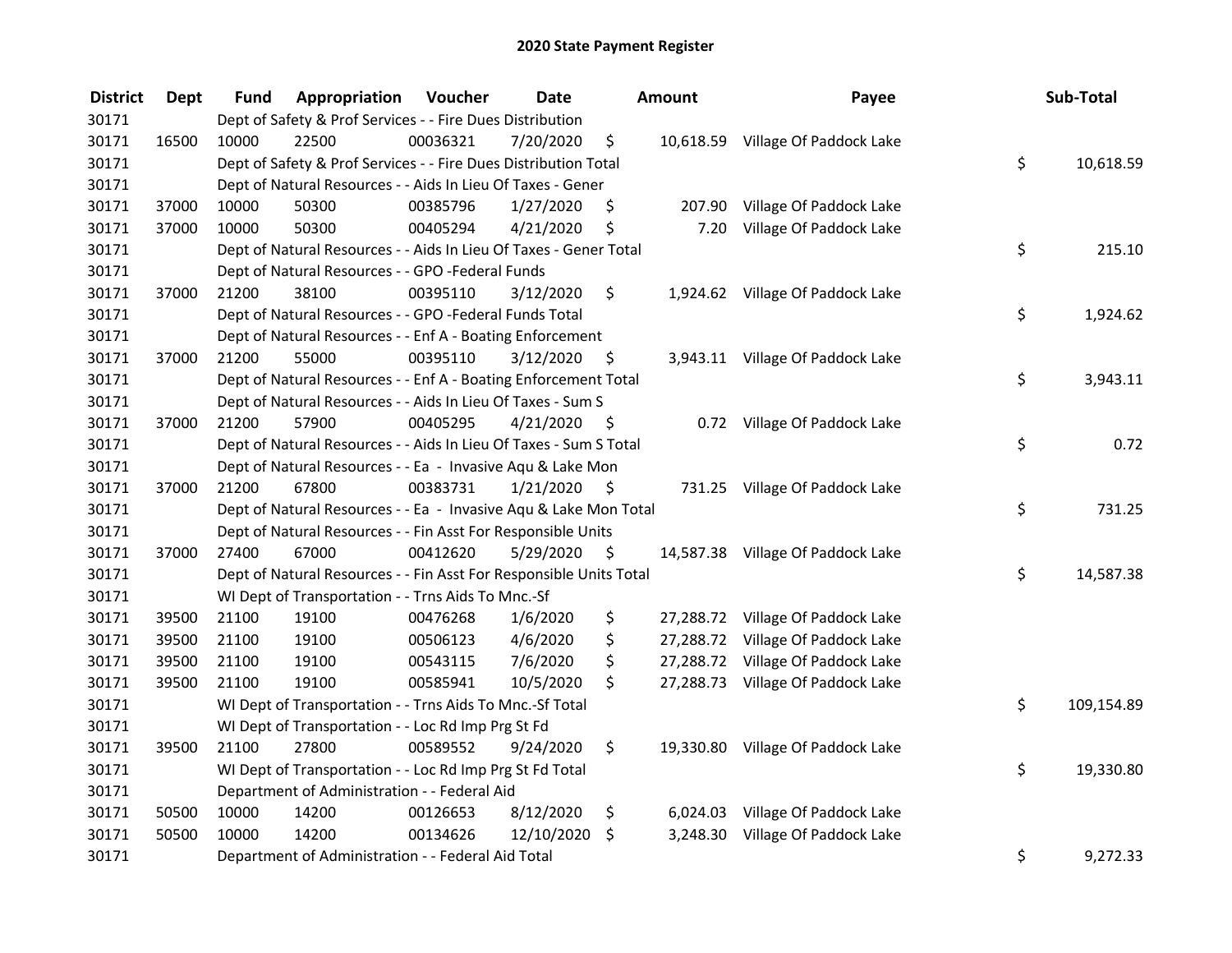# 2020 State Payment Register

| District | Dept | Fund | Appropriation | Voucher | Date | Amount | Payee | Sub-Total |
|---|---|---|---|---|---|---|---|---|
| 30171 | | | Dept of Safety & Prof Services - - Fire Dues Distribution | | | | | |
| 30171 | 16500 | 10000 | 22500 | 00036321 | 7/20/2020 | $ 10,618.59 | Village Of Paddock Lake | |
| 30171 | | | Dept of Safety & Prof Services - - Fire Dues Distribution Total | | | | | $ 10,618.59 |
| 30171 | | | Dept of Natural Resources - - Aids In Lieu Of Taxes - Gener | | | | | |
| 30171 | 37000 | 10000 | 50300 | 00385796 | 1/27/2020 | $ 207.90 | Village Of Paddock Lake | |
| 30171 | 37000 | 10000 | 50300 | 00405294 | 4/21/2020 | $ 7.20 | Village Of Paddock Lake | |
| 30171 | | | Dept of Natural Resources - - Aids In Lieu Of Taxes - Gener Total | | | | | $ 215.10 |
| 30171 | | | Dept of Natural Resources - - GPO -Federal Funds | | | | | |
| 30171 | 37000 | 21200 | 38100 | 00395110 | 3/12/2020 | $ 1,924.62 | Village Of Paddock Lake | |
| 30171 | | | Dept of Natural Resources - - GPO -Federal Funds Total | | | | | $ 1,924.62 |
| 30171 | | | Dept of Natural Resources - - Enf A - Boating Enforcement | | | | | |
| 30171 | 37000 | 21200 | 55000 | 00395110 | 3/12/2020 | $ 3,943.11 | Village Of Paddock Lake | |
| 30171 | | | Dept of Natural Resources - - Enf A - Boating Enforcement Total | | | | | $ 3,943.11 |
| 30171 | | | Dept of Natural Resources - - Aids In Lieu Of Taxes - Sum S | | | | | |
| 30171 | 37000 | 21200 | 57900 | 00405295 | 4/21/2020 | $ 0.72 | Village Of Paddock Lake | |
| 30171 | | | Dept of Natural Resources - - Aids In Lieu Of Taxes - Sum S Total | | | | | $ 0.72 |
| 30171 | | | Dept of Natural Resources - - Ea - Invasive Aqu & Lake Mon | | | | | |
| 30171 | 37000 | 21200 | 67800 | 00383731 | 1/21/2020 | $ 731.25 | Village Of Paddock Lake | |
| 30171 | | | Dept of Natural Resources - - Ea - Invasive Aqu & Lake Mon Total | | | | | $ 731.25 |
| 30171 | | | Dept of Natural Resources - - Fin Asst For Responsible Units | | | | | |
| 30171 | 37000 | 27400 | 67000 | 00412620 | 5/29/2020 | $ 14,587.38 | Village Of Paddock Lake | |
| 30171 | | | Dept of Natural Resources - - Fin Asst For Responsible Units Total | | | | | $ 14,587.38 |
| 30171 | | | WI Dept of Transportation - - Trns Aids To Mnc.-Sf | | | | | |
| 30171 | 39500 | 21100 | 19100 | 00476268 | 1/6/2020 | $ 27,288.72 | Village Of Paddock Lake | |
| 30171 | 39500 | 21100 | 19100 | 00506123 | 4/6/2020 | $ 27,288.72 | Village Of Paddock Lake | |
| 30171 | 39500 | 21100 | 19100 | 00543115 | 7/6/2020 | $ 27,288.72 | Village Of Paddock Lake | |
| 30171 | 39500 | 21100 | 19100 | 00585941 | 10/5/2020 | $ 27,288.73 | Village Of Paddock Lake | |
| 30171 | | | WI Dept of Transportation - - Trns Aids To Mnc.-Sf Total | | | | | $ 109,154.89 |
| 30171 | | | WI Dept of Transportation - - Loc Rd Imp Prg St Fd | | | | | |
| 30171 | 39500 | 21100 | 27800 | 00589552 | 9/24/2020 | $ 19,330.80 | Village Of Paddock Lake | |
| 30171 | | | WI Dept of Transportation - - Loc Rd Imp Prg St Fd Total | | | | | $ 19,330.80 |
| 30171 | | | Department of Administration - - Federal Aid | | | | | |
| 30171 | 50500 | 10000 | 14200 | 00126653 | 8/12/2020 | $ 6,024.03 | Village Of Paddock Lake | |
| 30171 | 50500 | 10000 | 14200 | 00134626 | 12/10/2020 | $ 3,248.30 | Village Of Paddock Lake | |
| 30171 | | | Department of Administration - - Federal Aid Total | | | | | $ 9,272.33 |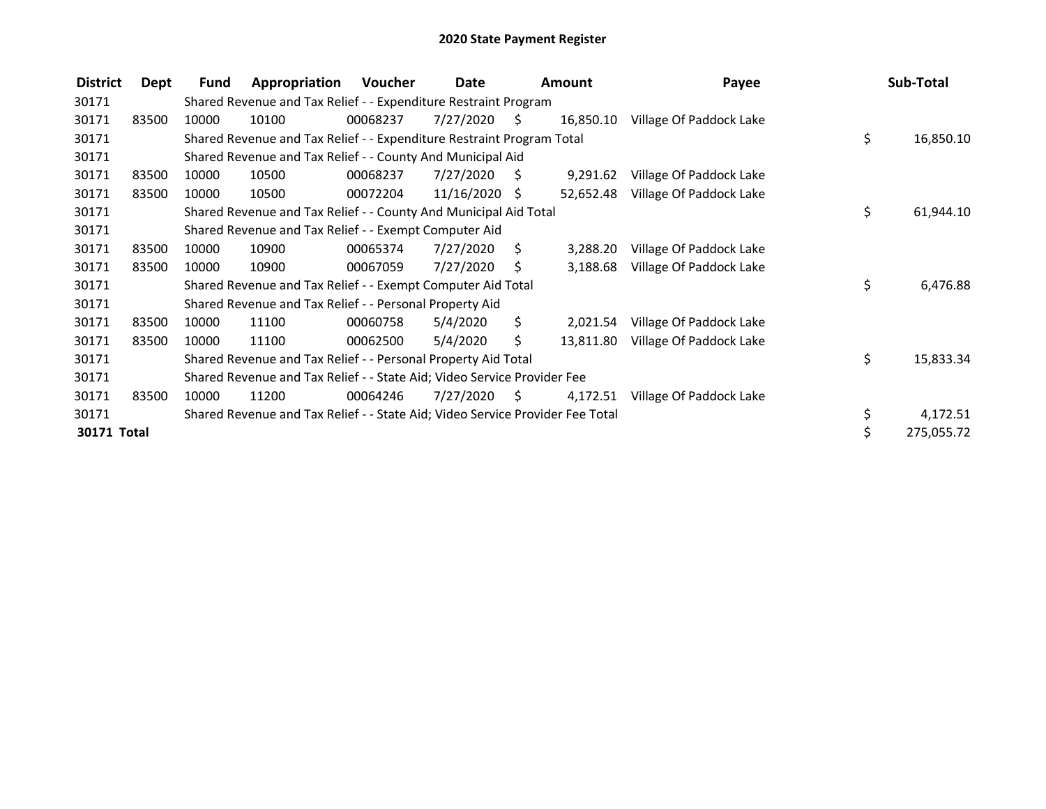# 2020 State Payment Register

| District | Dept | Fund | Appropriation | Voucher | Date | Amount | Payee | Sub-Total |
|---|---|---|---|---|---|---|---|---|
| 30171 | | Shared Revenue and Tax Relief - - Expenditure Restraint Program | | | | | | |
| 30171 | 83500 | 10000 | 10100 | 00068237 | 7/27/2020 | $ 16,850.10 | Village Of Paddock Lake | |
| 30171 | | Shared Revenue and Tax Relief - - Expenditure Restraint Program Total | | | | | | $ 16,850.10 |
| 30171 | | Shared Revenue and Tax Relief - - County And Municipal Aid | | | | | | |
| 30171 | 83500 | 10000 | 10500 | 00068237 | 7/27/2020 | $ 9,291.62 | Village Of Paddock Lake | |
| 30171 | 83500 | 10000 | 10500 | 00072204 | 11/16/2020 | $ 52,652.48 | Village Of Paddock Lake | |
| 30171 | | Shared Revenue and Tax Relief - - County And Municipal Aid Total | | | | | | $ 61,944.10 |
| 30171 | | Shared Revenue and Tax Relief - - Exempt Computer Aid | | | | | | |
| 30171 | 83500 | 10000 | 10900 | 00065374 | 7/27/2020 | $ 3,288.20 | Village Of Paddock Lake | |
| 30171 | 83500 | 10000 | 10900 | 00067059 | 7/27/2020 | $ 3,188.68 | Village Of Paddock Lake | |
| 30171 | | Shared Revenue and Tax Relief - - Exempt Computer Aid Total | | | | | | $ 6,476.88 |
| 30171 | | Shared Revenue and Tax Relief - - Personal Property Aid | | | | | | |
| 30171 | 83500 | 10000 | 11100 | 00060758 | 5/4/2020 | $ 2,021.54 | Village Of Paddock Lake | |
| 30171 | 83500 | 10000 | 11100 | 00062500 | 5/4/2020 | $ 13,811.80 | Village Of Paddock Lake | |
| 30171 | | Shared Revenue and Tax Relief - - Personal Property Aid Total | | | | | | $ 15,833.34 |
| 30171 | | Shared Revenue and Tax Relief - - State Aid; Video Service Provider Fee | | | | | | |
| 30171 | 83500 | 10000 | 11200 | 00064246 | 7/27/2020 | $ 4,172.51 | Village Of Paddock Lake | |
| 30171 | | Shared Revenue and Tax Relief - - State Aid; Video Service Provider Fee Total | | | | | | $ 4,172.51 |
| **30171 Total** | | | | | | | | $ 275,055.72 |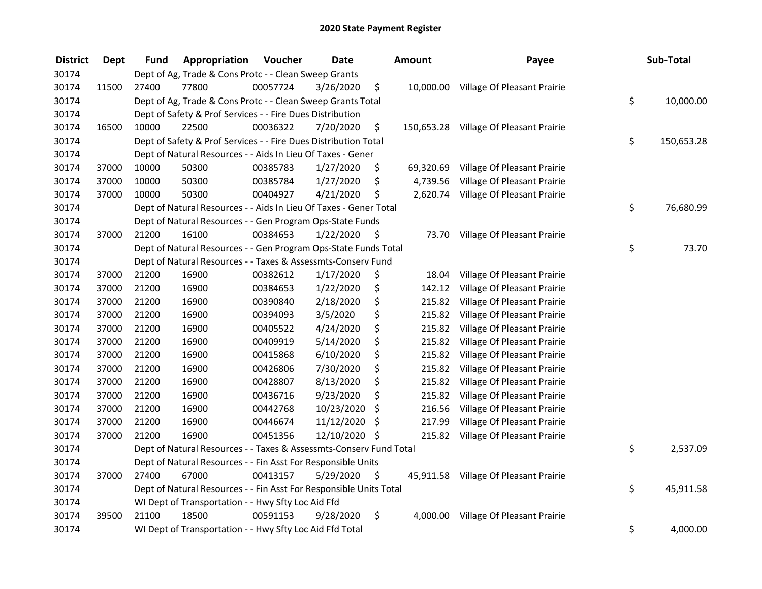# 2020 State Payment Register

| District | Dept | Fund | Appropriation | Voucher | Date | Amount | Payee | Sub-Total |
|---|---|---|---|---|---|---|---|---|
| 30174 | | Dept of Ag, Trade & Cons Protc - - Clean Sweep Grants | | | | | | |
| 30174 | 11500 | 27400 | 77800 | 00057724 | 3/26/2020 | $ 10,000.00 | Village Of Pleasant Prairie | |
| 30174 | | Dept of Ag, Trade & Cons Protc - - Clean Sweep Grants Total | | | | | | $ 10,000.00 |
| 30174 | | Dept of Safety & Prof Services - - Fire Dues Distribution | | | | | | |
| 30174 | 16500 | 10000 | 22500 | 00036322 | 7/20/2020 | $ 150,653.28 | Village Of Pleasant Prairie | |
| 30174 | | Dept of Safety & Prof Services - - Fire Dues Distribution Total | | | | | | $ 150,653.28 |
| 30174 | | Dept of Natural Resources - - Aids In Lieu Of Taxes - Gener | | | | | | |
| 30174 | 37000 | 10000 | 50300 | 00385783 | 1/27/2020 | $ 69,320.69 | Village Of Pleasant Prairie | |
| 30174 | 37000 | 10000 | 50300 | 00385784 | 1/27/2020 | $ 4,739.56 | Village Of Pleasant Prairie | |
| 30174 | 37000 | 10000 | 50300 | 00404927 | 4/21/2020 | $ 2,620.74 | Village Of Pleasant Prairie | |
| 30174 | | Dept of Natural Resources - - Aids In Lieu Of Taxes - Gener Total | | | | | | $ 76,680.99 |
| 30174 | | Dept of Natural Resources - - Gen Program Ops-State Funds | | | | | | |
| 30174 | 37000 | 21200 | 16100 | 00384653 | 1/22/2020 | $ 73.70 | Village Of Pleasant Prairie | |
| 30174 | | Dept of Natural Resources - - Gen Program Ops-State Funds Total | | | | | | $ 73.70 |
| 30174 | | Dept of Natural Resources - - Taxes & Assessmts-Conserv Fund | | | | | | |
| 30174 | 37000 | 21200 | 16900 | 00382612 | 1/17/2020 | $ 18.04 | Village Of Pleasant Prairie | |
| 30174 | 37000 | 21200 | 16900 | 00384653 | 1/22/2020 | $ 142.12 | Village Of Pleasant Prairie | |
| 30174 | 37000 | 21200 | 16900 | 00390840 | 2/18/2020 | $ 215.82 | Village Of Pleasant Prairie | |
| 30174 | 37000 | 21200 | 16900 | 00394093 | 3/5/2020 | $ 215.82 | Village Of Pleasant Prairie | |
| 30174 | 37000 | 21200 | 16900 | 00405522 | 4/24/2020 | $ 215.82 | Village Of Pleasant Prairie | |
| 30174 | 37000 | 21200 | 16900 | 00409919 | 5/14/2020 | $ 215.82 | Village Of Pleasant Prairie | |
| 30174 | 37000 | 21200 | 16900 | 00415868 | 6/10/2020 | $ 215.82 | Village Of Pleasant Prairie | |
| 30174 | 37000 | 21200 | 16900 | 00426806 | 7/30/2020 | $ 215.82 | Village Of Pleasant Prairie | |
| 30174 | 37000 | 21200 | 16900 | 00428807 | 8/13/2020 | $ 215.82 | Village Of Pleasant Prairie | |
| 30174 | 37000 | 21200 | 16900 | 00436716 | 9/23/2020 | $ 215.82 | Village Of Pleasant Prairie | |
| 30174 | 37000 | 21200 | 16900 | 00442768 | 10/23/2020 | $ 216.56 | Village Of Pleasant Prairie | |
| 30174 | 37000 | 21200 | 16900 | 00446674 | 11/12/2020 | $ 217.99 | Village Of Pleasant Prairie | |
| 30174 | 37000 | 21200 | 16900 | 00451356 | 12/10/2020 | $ 215.82 | Village Of Pleasant Prairie | |
| 30174 | | Dept of Natural Resources - - Taxes & Assessmts-Conserv Fund Total | | | | | | $ 2,537.09 |
| 30174 | | Dept of Natural Resources - - Fin Asst For Responsible Units | | | | | | |
| 30174 | 37000 | 27400 | 67000 | 00413157 | 5/29/2020 | $ 45,911.58 | Village Of Pleasant Prairie | |
| 30174 | | Dept of Natural Resources - - Fin Asst For Responsible Units Total | | | | | | $ 45,911.58 |
| 30174 | | WI Dept of Transportation - - Hwy Sfty Loc Aid Ffd | | | | | | |
| 30174 | 39500 | 21100 | 18500 | 00591153 | 9/28/2020 | $ 4,000.00 | Village Of Pleasant Prairie | |
| 30174 | | WI Dept of Transportation - - Hwy Sfty Loc Aid Ffd Total | | | | | | $ 4,000.00 |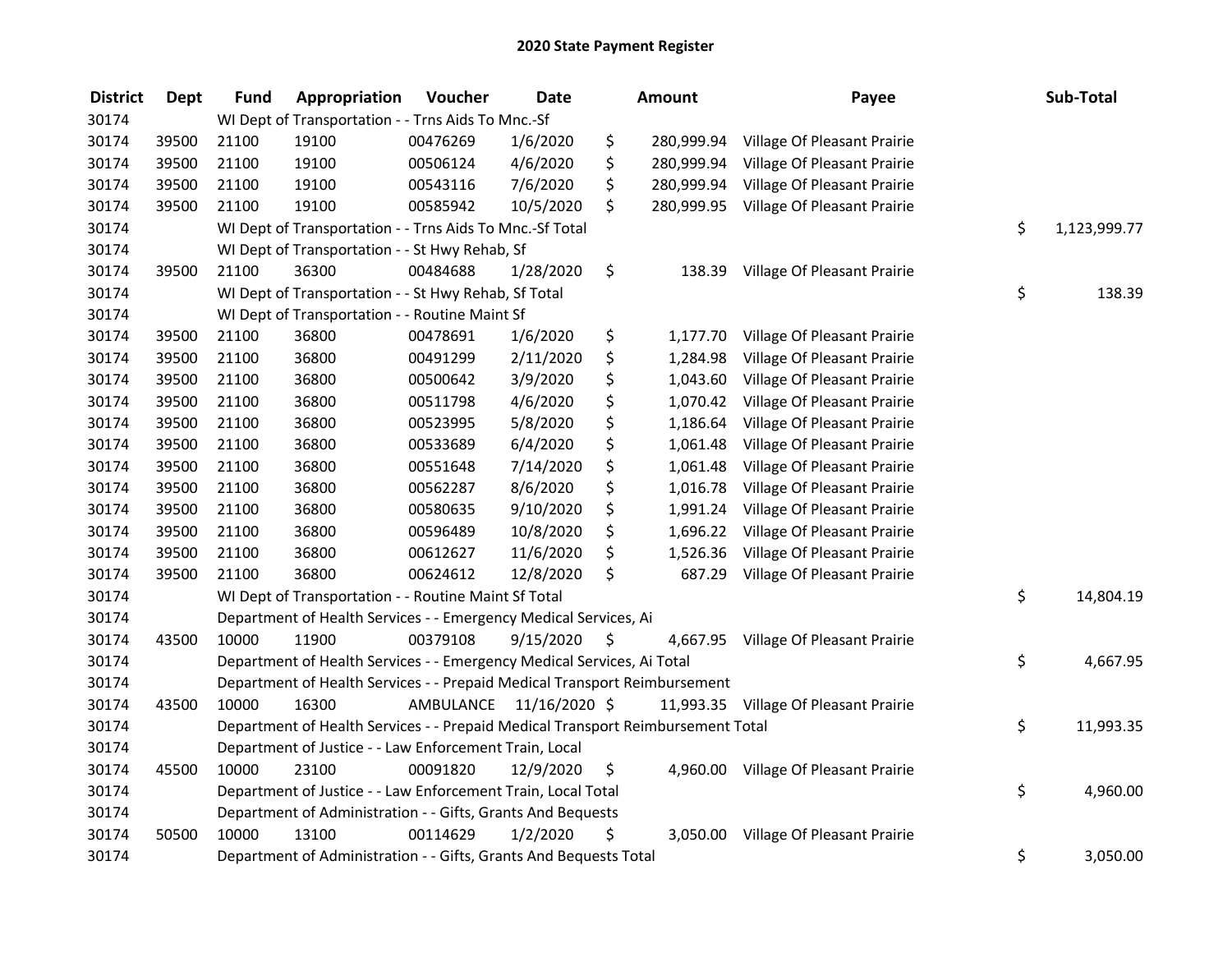# 2020 State Payment Register

| District | Dept | Fund | Appropriation | Voucher | Date | Amount | Payee | Sub-Total |
|---|---|---|---|---|---|---|---|---|
| 30174 | | WI Dept of Transportation - - Trns Aids To Mnc.-Sf | | | | | | |
| 30174 | 39500 | 21100 | 19100 | 00476269 | 1/6/2020 | $ 280,999.94 | Village Of Pleasant Prairie | |
| 30174 | 39500 | 21100 | 19100 | 00506124 | 4/6/2020 | $ 280,999.94 | Village Of Pleasant Prairie | |
| 30174 | 39500 | 21100 | 19100 | 00543116 | 7/6/2020 | $ 280,999.94 | Village Of Pleasant Prairie | |
| 30174 | 39500 | 21100 | 19100 | 00585942 | 10/5/2020 | $ 280,999.95 | Village Of Pleasant Prairie | |
| 30174 | | WI Dept of Transportation - - Trns Aids To Mnc.-Sf Total | | | | | | $ 1,123,999.77 |
| 30174 | | WI Dept of Transportation - - St Hwy Rehab, Sf | | | | | | |
| 30174 | 39500 | 21100 | 36300 | 00484688 | 1/28/2020 | $ 138.39 | Village Of Pleasant Prairie | |
| 30174 | | WI Dept of Transportation - - St Hwy Rehab, Sf Total | | | | | | $ 138.39 |
| 30174 | | WI Dept of Transportation - - Routine Maint Sf | | | | | | |
| 30174 | 39500 | 21100 | 36800 | 00478691 | 1/6/2020 | $ 1,177.70 | Village Of Pleasant Prairie | |
| 30174 | 39500 | 21100 | 36800 | 00491299 | 2/11/2020 | $ 1,284.98 | Village Of Pleasant Prairie | |
| 30174 | 39500 | 21100 | 36800 | 00500642 | 3/9/2020 | $ 1,043.60 | Village Of Pleasant Prairie | |
| 30174 | 39500 | 21100 | 36800 | 00511798 | 4/6/2020 | $ 1,070.42 | Village Of Pleasant Prairie | |
| 30174 | 39500 | 21100 | 36800 | 00523995 | 5/8/2020 | $ 1,186.64 | Village Of Pleasant Prairie | |
| 30174 | 39500 | 21100 | 36800 | 00533689 | 6/4/2020 | $ 1,061.48 | Village Of Pleasant Prairie | |
| 30174 | 39500 | 21100 | 36800 | 00551648 | 7/14/2020 | $ 1,061.48 | Village Of Pleasant Prairie | |
| 30174 | 39500 | 21100 | 36800 | 00562287 | 8/6/2020 | $ 1,016.78 | Village Of Pleasant Prairie | |
| 30174 | 39500 | 21100 | 36800 | 00580635 | 9/10/2020 | $ 1,991.24 | Village Of Pleasant Prairie | |
| 30174 | 39500 | 21100 | 36800 | 00596489 | 10/8/2020 | $ 1,696.22 | Village Of Pleasant Prairie | |
| 30174 | 39500 | 21100 | 36800 | 00612627 | 11/6/2020 | $ 1,526.36 | Village Of Pleasant Prairie | |
| 30174 | 39500 | 21100 | 36800 | 00624612 | 12/8/2020 | $ 687.29 | Village Of Pleasant Prairie | |
| 30174 | | WI Dept of Transportation - - Routine Maint Sf Total | | | | | | $ 14,804.19 |
| 30174 | | Department of Health Services - - Emergency Medical Services, Ai | | | | | | |
| 30174 | 43500 | 10000 | 11900 | 00379108 | 9/15/2020 | $ 4,667.95 | Village Of Pleasant Prairie | |
| 30174 | | Department of Health Services - - Emergency Medical Services, Ai Total | | | | | | $ 4,667.95 |
| 30174 | | Department of Health Services - - Prepaid Medical Transport Reimbursement | | | | | | |
| 30174 | 43500 | 10000 | 16300 | AMBULANCE | 11/16/2020 | $ 11,993.35 | Village Of Pleasant Prairie | |
| 30174 | | Department of Health Services - - Prepaid Medical Transport Reimbursement Total | | | | | | $ 11,993.35 |
| 30174 | | Department of Justice - - Law Enforcement Train, Local | | | | | | |
| 30174 | 45500 | 10000 | 23100 | 00091820 | 12/9/2020 | $ 4,960.00 | Village Of Pleasant Prairie | |
| 30174 | | Department of Justice - - Law Enforcement Train, Local Total | | | | | | $ 4,960.00 |
| 30174 | | Department of Administration - - Gifts, Grants And Bequests | | | | | | |
| 30174 | 50500 | 10000 | 13100 | 00114629 | 1/2/2020 | $ 3,050.00 | Village Of Pleasant Prairie | |
| 30174 | | Department of Administration - - Gifts, Grants And Bequests Total | | | | | | $ 3,050.00 |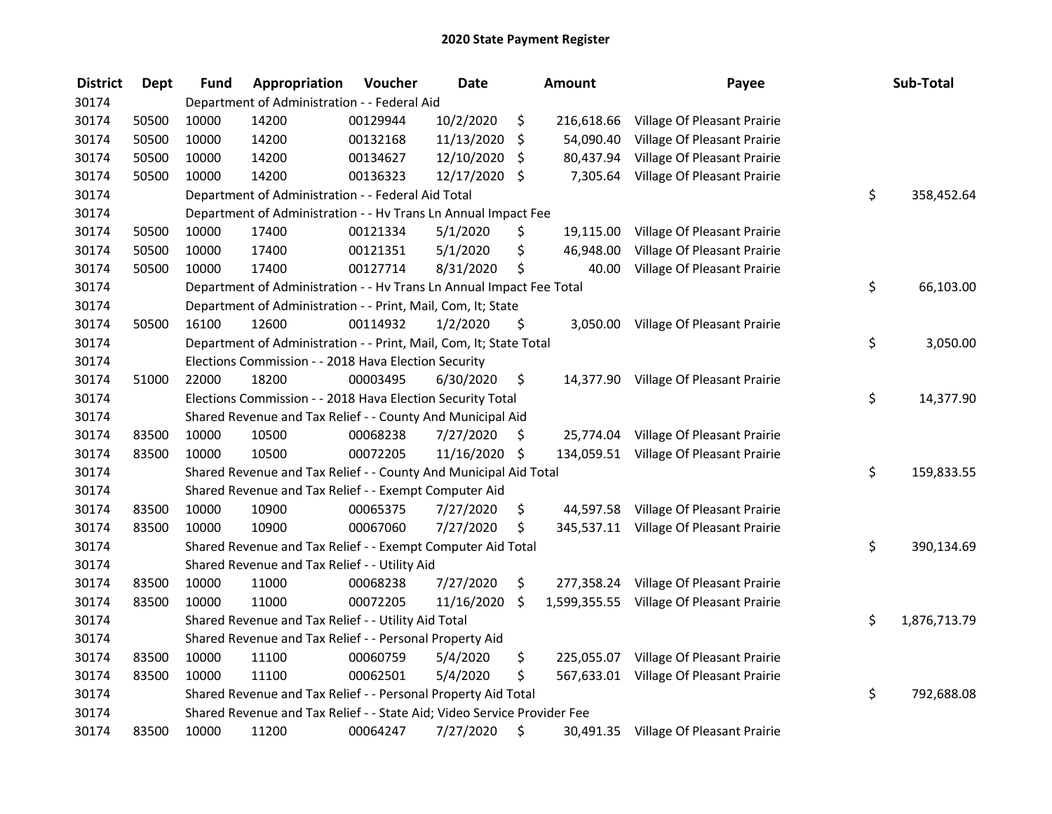# 2020 State Payment Register

| District | Dept | Fund | Appropriation | Voucher | Date | Amount | Payee | Sub-Total |
|---|---|---|---|---|---|---|---|---|
| 30174 | | | Department of Administration - - Federal Aid | | | | | |
| 30174 | 50500 | 10000 | 14200 | 00129944 | 10/2/2020 | $ 216,618.66 | Village Of Pleasant Prairie | |
| 30174 | 50500 | 10000 | 14200 | 00132168 | 11/13/2020 | $ 54,090.40 | Village Of Pleasant Prairie | |
| 30174 | 50500 | 10000 | 14200 | 00134627 | 12/10/2020 | $ 80,437.94 | Village Of Pleasant Prairie | |
| 30174 | 50500 | 10000 | 14200 | 00136323 | 12/17/2020 | $ 7,305.64 | Village Of Pleasant Prairie | |
| 30174 | | | Department of Administration - - Federal Aid Total | | | | | $ 358,452.64 |
| 30174 | | | Department of Administration - - Hv Trans Ln Annual Impact Fee | | | | | |
| 30174 | 50500 | 10000 | 17400 | 00121334 | 5/1/2020 | $ 19,115.00 | Village Of Pleasant Prairie | |
| 30174 | 50500 | 10000 | 17400 | 00121351 | 5/1/2020 | $ 46,948.00 | Village Of Pleasant Prairie | |
| 30174 | 50500 | 10000 | 17400 | 00127714 | 8/31/2020 | $ 40.00 | Village Of Pleasant Prairie | |
| 30174 | | | Department of Administration - - Hv Trans Ln Annual Impact Fee Total | | | | | $ 66,103.00 |
| 30174 | | | Department of Administration - - Print, Mail, Com, It; State | | | | | |
| 30174 | 50500 | 16100 | 12600 | 00114932 | 1/2/2020 | $ 3,050.00 | Village Of Pleasant Prairie | |
| 30174 | | | Department of Administration - - Print, Mail, Com, It; State Total | | | | | $ 3,050.00 |
| 30174 | | | Elections Commission - - 2018 Hava Election Security | | | | | |
| 30174 | 51000 | 22000 | 18200 | 00003495 | 6/30/2020 | $ 14,377.90 | Village Of Pleasant Prairie | |
| 30174 | | | Elections Commission - - 2018 Hava Election Security Total | | | | | $ 14,377.90 |
| 30174 | | | Shared Revenue and Tax Relief - - County And Municipal Aid | | | | | |
| 30174 | 83500 | 10000 | 10500 | 00068238 | 7/27/2020 | $ 25,774.04 | Village Of Pleasant Prairie | |
| 30174 | 83500 | 10000 | 10500 | 00072205 | 11/16/2020 | $ 134,059.51 | Village Of Pleasant Prairie | |
| 30174 | | | Shared Revenue and Tax Relief - - County And Municipal Aid Total | | | | | $ 159,833.55 |
| 30174 | | | Shared Revenue and Tax Relief - - Exempt Computer Aid | | | | | |
| 30174 | 83500 | 10000 | 10900 | 00065375 | 7/27/2020 | $ 44,597.58 | Village Of Pleasant Prairie | |
| 30174 | 83500 | 10000 | 10900 | 00067060 | 7/27/2020 | $ 345,537.11 | Village Of Pleasant Prairie | |
| 30174 | | | Shared Revenue and Tax Relief - - Exempt Computer Aid Total | | | | | $ 390,134.69 |
| 30174 | | | Shared Revenue and Tax Relief - - Utility Aid | | | | | |
| 30174 | 83500 | 10000 | 11000 | 00068238 | 7/27/2020 | $ 277,358.24 | Village Of Pleasant Prairie | |
| 30174 | 83500 | 10000 | 11000 | 00072205 | 11/16/2020 | $ 1,599,355.55 | Village Of Pleasant Prairie | |
| 30174 | | | Shared Revenue and Tax Relief - - Utility Aid Total | | | | | $ 1,876,713.79 |
| 30174 | | | Shared Revenue and Tax Relief - - Personal Property Aid | | | | | |
| 30174 | 83500 | 10000 | 11100 | 00060759 | 5/4/2020 | $ 225,055.07 | Village Of Pleasant Prairie | |
| 30174 | 83500 | 10000 | 11100 | 00062501 | 5/4/2020 | $ 567,633.01 | Village Of Pleasant Prairie | |
| 30174 | | | Shared Revenue and Tax Relief - - Personal Property Aid Total | | | | | $ 792,688.08 |
| 30174 | | | Shared Revenue and Tax Relief - - State Aid; Video Service Provider Fee | | | | | |
| 30174 | 83500 | 10000 | 11200 | 00064247 | 7/27/2020 | $ 30,491.35 | Village Of Pleasant Prairie | |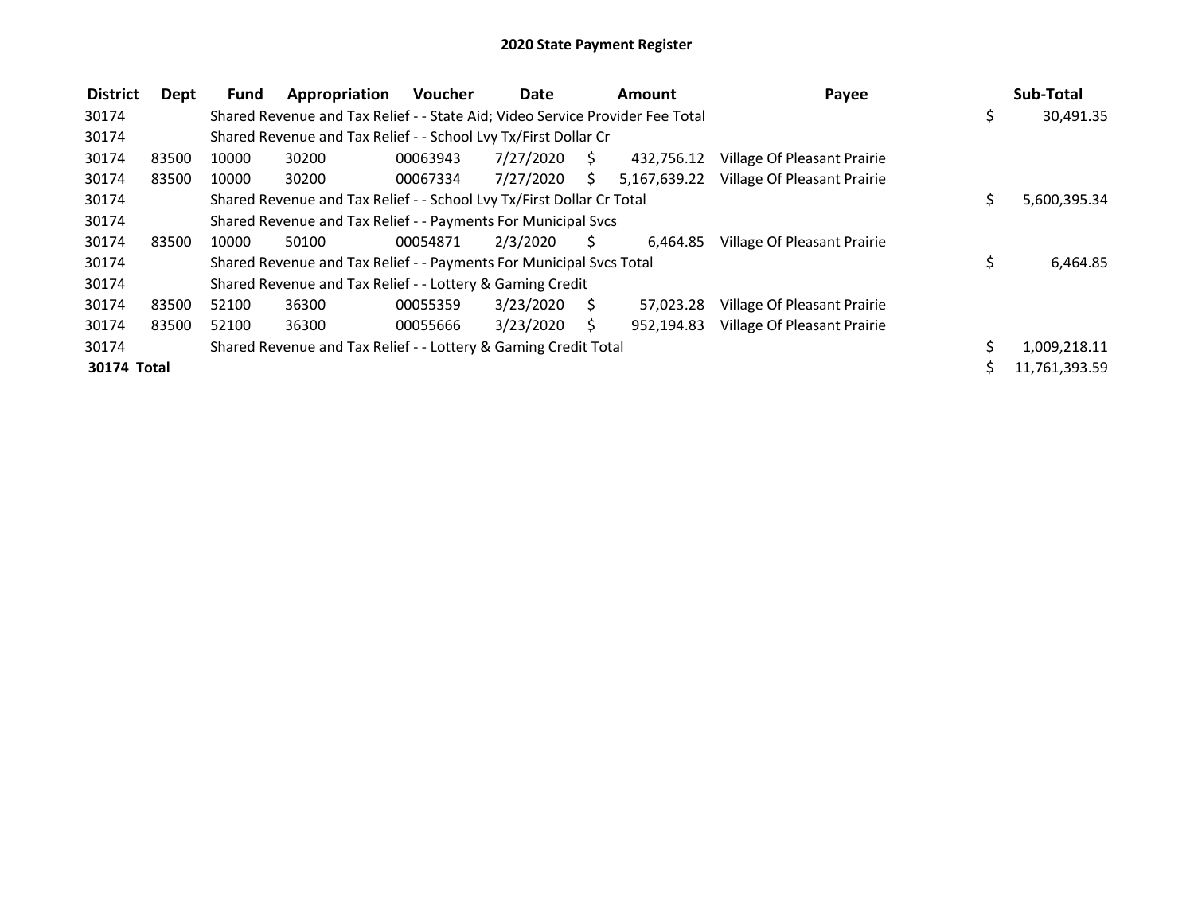# 2020 State Payment Register

| District | Dept | Fund | Appropriation | Voucher | Date | Amount | Payee | Sub-Total |
|---|---|---|---|---|---|---|---|---|
| 30174 | | Shared Revenue and Tax Relief - - State Aid; Video Service Provider Fee Total | | | | | | $ 30,491.35 |
| 30174 | | Shared Revenue and Tax Relief - - School Lvy Tx/First Dollar Cr | | | | | | |
| 30174 | 83500 | 10000 | 30200 | 00063943 | 7/27/2020 | $ 432,756.12 | Village Of Pleasant Prairie | |
| 30174 | 83500 | 10000 | 30200 | 00067334 | 7/27/2020 | $ 5,167,639.22 | Village Of Pleasant Prairie | |
| 30174 | | Shared Revenue and Tax Relief - - School Lvy Tx/First Dollar Cr Total | | | | | | $ 5,600,395.34 |
| 30174 | | Shared Revenue and Tax Relief - - Payments For Municipal Svcs | | | | | | |
| 30174 | 83500 | 10000 | 50100 | 00054871 | 2/3/2020 | $ 6,464.85 | Village Of Pleasant Prairie | |
| 30174 | | Shared Revenue and Tax Relief - - Payments For Municipal Svcs Total | | | | | | $ 6,464.85 |
| 30174 | | Shared Revenue and Tax Relief - - Lottery & Gaming Credit | | | | | | |
| 30174 | 83500 | 52100 | 36300 | 00055359 | 3/23/2020 | $ 57,023.28 | Village Of Pleasant Prairie | |
| 30174 | 83500 | 52100 | 36300 | 00055666 | 3/23/2020 | $ 952,194.83 | Village Of Pleasant Prairie | |
| 30174 | | Shared Revenue and Tax Relief - - Lottery & Gaming Credit Total | | | | | | $ 1,009,218.11 |
| **30174 Total** | | | | | | | | $ 11,761,393.59 |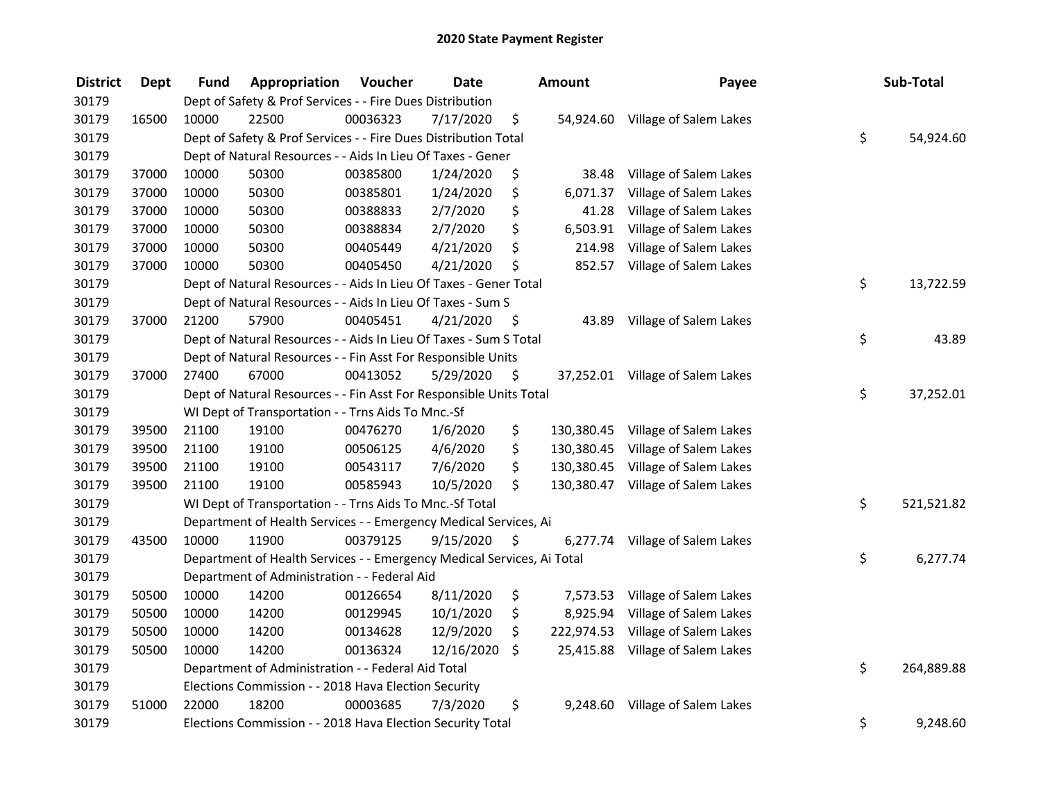# 2020 State Payment Register

| District | Dept | Fund | Appropriation | Voucher | Date | Amount | Payee | Sub-Total |
|---|---|---|---|---|---|---|---|---|
| 30179 | | Dept of Safety & Prof Services - - Fire Dues Distribution | | | | | | |
| 30179 | 16500 | 10000 | 22500 | 00036323 | 7/17/2020 | $ 54,924.60 | Village of Salem Lakes | |
| 30179 | | Dept of Safety & Prof Services - - Fire Dues Distribution Total | | | | | | $ 54,924.60 |
| 30179 | | Dept of Natural Resources - - Aids In Lieu Of Taxes - Gener | | | | | | |
| 30179 | 37000 | 10000 | 50300 | 00385800 | 1/24/2020 | $ 38.48 | Village of Salem Lakes | |
| 30179 | 37000 | 10000 | 50300 | 00385801 | 1/24/2020 | $ 6,071.37 | Village of Salem Lakes | |
| 30179 | 37000 | 10000 | 50300 | 00388833 | 2/7/2020 | $ 41.28 | Village of Salem Lakes | |
| 30179 | 37000 | 10000 | 50300 | 00388834 | 2/7/2020 | $ 6,503.91 | Village of Salem Lakes | |
| 30179 | 37000 | 10000 | 50300 | 00405449 | 4/21/2020 | $ 214.98 | Village of Salem Lakes | |
| 30179 | 37000 | 10000 | 50300 | 00405450 | 4/21/2020 | $ 852.57 | Village of Salem Lakes | |
| 30179 | | Dept of Natural Resources - - Aids In Lieu Of Taxes - Gener Total | | | | | | $ 13,722.59 |
| 30179 | | Dept of Natural Resources - - Aids In Lieu Of Taxes - Sum S | | | | | | |
| 30179 | 37000 | 21200 | 57900 | 00405451 | 4/21/2020 | $ 43.89 | Village of Salem Lakes | |
| 30179 | | Dept of Natural Resources - - Aids In Lieu Of Taxes - Sum S Total | | | | | | $ 43.89 |
| 30179 | | Dept of Natural Resources - - Fin Asst For Responsible Units | | | | | | |
| 30179 | 37000 | 27400 | 67000 | 00413052 | 5/29/2020 | $ 37,252.01 | Village of Salem Lakes | |
| 30179 | | Dept of Natural Resources - - Fin Asst For Responsible Units Total | | | | | | $ 37,252.01 |
| 30179 | | WI Dept of Transportation - - Trns Aids To Mnc.-Sf | | | | | | |
| 30179 | 39500 | 21100 | 19100 | 00476270 | 1/6/2020 | $ 130,380.45 | Village of Salem Lakes | |
| 30179 | 39500 | 21100 | 19100 | 00506125 | 4/6/2020 | $ 130,380.45 | Village of Salem Lakes | |
| 30179 | 39500 | 21100 | 19100 | 00543117 | 7/6/2020 | $ 130,380.45 | Village of Salem Lakes | |
| 30179 | 39500 | 21100 | 19100 | 00585943 | 10/5/2020 | $ 130,380.47 | Village of Salem Lakes | |
| 30179 | | WI Dept of Transportation - - Trns Aids To Mnc.-Sf Total | | | | | | $ 521,521.82 |
| 30179 | | Department of Health Services - - Emergency Medical Services, Ai | | | | | | |
| 30179 | 43500 | 10000 | 11900 | 00379125 | 9/15/2020 | $ 6,277.74 | Village of Salem Lakes | |
| 30179 | | Department of Health Services - - Emergency Medical Services, Ai Total | | | | | | $ 6,277.74 |
| 30179 | | Department of Administration - - Federal Aid | | | | | | |
| 30179 | 50500 | 10000 | 14200 | 00126654 | 8/11/2020 | $ 7,573.53 | Village of Salem Lakes | |
| 30179 | 50500 | 10000 | 14200 | 00129945 | 10/1/2020 | $ 8,925.94 | Village of Salem Lakes | |
| 30179 | 50500 | 10000 | 14200 | 00134628 | 12/9/2020 | $ 222,974.53 | Village of Salem Lakes | |
| 30179 | 50500 | 10000 | 14200 | 00136324 | 12/16/2020 | $ 25,415.88 | Village of Salem Lakes | |
| 30179 | | Department of Administration - - Federal Aid Total | | | | | | $ 264,889.88 |
| 30179 | | Elections Commission - - 2018 Hava Election Security | | | | | | |
| 30179 | 51000 | 22000 | 18200 | 00003685 | 7/3/2020 | $ 9,248.60 | Village of Salem Lakes | |
| 30179 | | Elections Commission - - 2018 Hava Election Security Total | | | | | | $ 9,248.60 |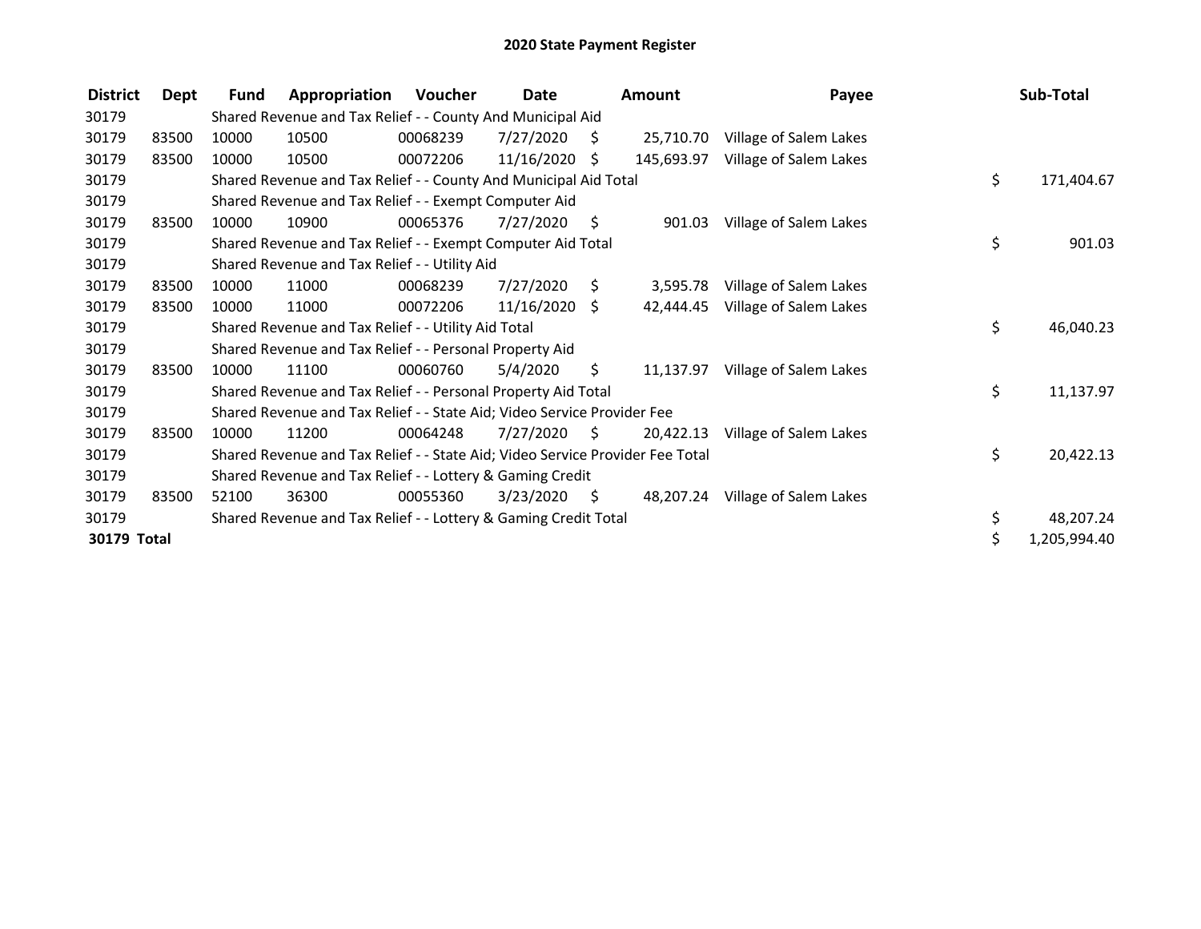# 2020 State Payment Register

| District | Dept | Fund | Appropriation | Voucher | Date | Amount | Payee | Sub-Total |
|---|---|---|---|---|---|---|---|---|
| 30179 | | Shared Revenue and Tax Relief - - County And Municipal Aid | | | | | | |
| 30179 | 83500 | 10000 | 10500 | 00068239 | 7/27/2020 | $ 25,710.70 | Village of Salem Lakes | |
| 30179 | 83500 | 10000 | 10500 | 00072206 | 11/16/2020 | $ 145,693.97 | Village of Salem Lakes | |
| 30179 | | Shared Revenue and Tax Relief - - County And Municipal Aid Total | | | | | | $ 171,404.67 |
| 30179 | | Shared Revenue and Tax Relief - - Exempt Computer Aid | | | | | | |
| 30179 | 83500 | 10000 | 10900 | 00065376 | 7/27/2020 | $ 901.03 | Village of Salem Lakes | |
| 30179 | | Shared Revenue and Tax Relief - - Exempt Computer Aid Total | | | | | | $ 901.03 |
| 30179 | | Shared Revenue and Tax Relief - - Utility Aid | | | | | | |
| 30179 | 83500 | 10000 | 11000 | 00068239 | 7/27/2020 | $ 3,595.78 | Village of Salem Lakes | |
| 30179 | 83500 | 10000 | 11000 | 00072206 | 11/16/2020 | $ 42,444.45 | Village of Salem Lakes | |
| 30179 | | Shared Revenue and Tax Relief - - Utility Aid Total | | | | | | $ 46,040.23 |
| 30179 | | Shared Revenue and Tax Relief - - Personal Property Aid | | | | | | |
| 30179 | 83500 | 10000 | 11100 | 00060760 | 5/4/2020 | $ 11,137.97 | Village of Salem Lakes | |
| 30179 | | Shared Revenue and Tax Relief - - Personal Property Aid Total | | | | | | $ 11,137.97 |
| 30179 | | Shared Revenue and Tax Relief - - State Aid; Video Service Provider Fee | | | | | | |
| 30179 | 83500 | 10000 | 11200 | 00064248 | 7/27/2020 | $ 20,422.13 | Village of Salem Lakes | |
| 30179 | | Shared Revenue and Tax Relief - - State Aid; Video Service Provider Fee Total | | | | | | $ 20,422.13 |
| 30179 | | Shared Revenue and Tax Relief - - Lottery & Gaming Credit | | | | | | |
| 30179 | 83500 | 52100 | 36300 | 00055360 | 3/23/2020 | $ 48,207.24 | Village of Salem Lakes | |
| 30179 | | Shared Revenue and Tax Relief - - Lottery & Gaming Credit Total | | | | | | $ 48,207.24 |
| **30179 Total** | | | | | | | | $ 1,205,994.40 |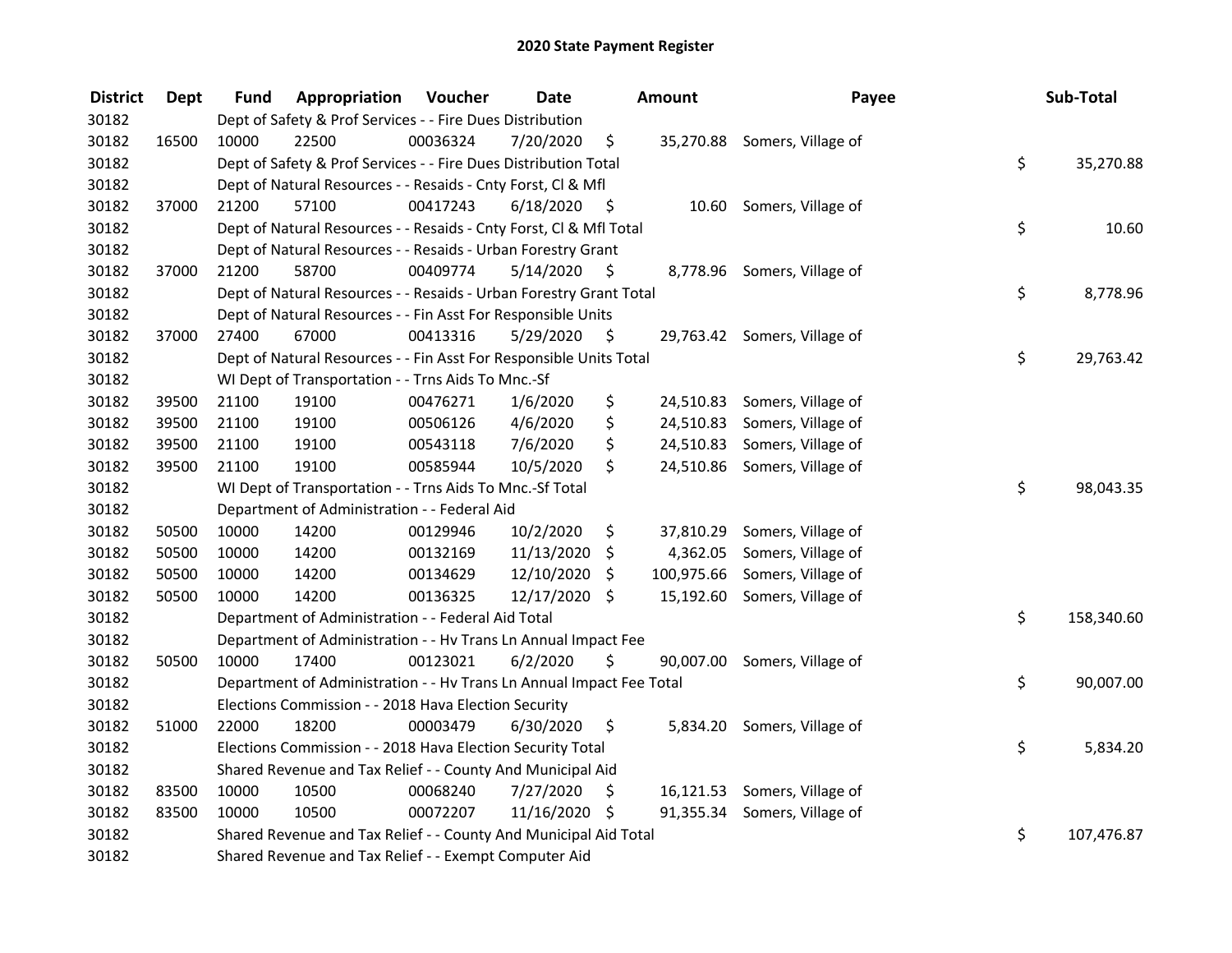## 2020 State Payment Register

| District | Dept | Fund | Appropriation | Voucher | Date | Amount | Payee | Sub-Total |
|---|---|---|---|---|---|---|---|---|
| 30182 | | Dept of Safety & Prof Services - - Fire Dues Distribution | | | | | | |
| 30182 | 16500 | 10000 | 22500 | 00036324 | 7/20/2020 | $ 35,270.88 | Somers, Village of | |
| 30182 | | Dept of Safety & Prof Services - - Fire Dues Distribution Total | | | | | | $ 35,270.88 |
| 30182 | | Dept of Natural Resources - - Resaids - Cnty Forst, Cl & Mfl | | | | | | |
| 30182 | 37000 | 21200 | 57100 | 00417243 | 6/18/2020 | $ 10.60 | Somers, Village of | |
| 30182 | | Dept of Natural Resources - - Resaids - Cnty Forst, Cl & Mfl Total | | | | | | $ 10.60 |
| 30182 | | Dept of Natural Resources - - Resaids - Urban Forestry Grant | | | | | | |
| 30182 | 37000 | 21200 | 58700 | 00409774 | 5/14/2020 | $ 8,778.96 | Somers, Village of | |
| 30182 | | Dept of Natural Resources - - Resaids - Urban Forestry Grant Total | | | | | | $ 8,778.96 |
| 30182 | | Dept of Natural Resources - - Fin Asst For Responsible Units | | | | | | |
| 30182 | 37000 | 27400 | 67000 | 00413316 | 5/29/2020 | $ 29,763.42 | Somers, Village of | |
| 30182 | | Dept of Natural Resources - - Fin Asst For Responsible Units Total | | | | | | $ 29,763.42 |
| 30182 | | WI Dept of Transportation - - Trns Aids To Mnc.-Sf | | | | | | |
| 30182 | 39500 | 21100 | 19100 | 00476271 | 1/6/2020 | $ 24,510.83 | Somers, Village of | |
| 30182 | 39500 | 21100 | 19100 | 00506126 | 4/6/2020 | $ 24,510.83 | Somers, Village of | |
| 30182 | 39500 | 21100 | 19100 | 00543118 | 7/6/2020 | $ 24,510.83 | Somers, Village of | |
| 30182 | 39500 | 21100 | 19100 | 00585944 | 10/5/2020 | $ 24,510.86 | Somers, Village of | |
| 30182 | | WI Dept of Transportation - - Trns Aids To Mnc.-Sf Total | | | | | | $ 98,043.35 |
| 30182 | | Department of Administration - - Federal Aid | | | | | | |
| 30182 | 50500 | 10000 | 14200 | 00129946 | 10/2/2020 | $ 37,810.29 | Somers, Village of | |
| 30182 | 50500 | 10000 | 14200 | 00132169 | 11/13/2020 | $ 4,362.05 | Somers, Village of | |
| 30182 | 50500 | 10000 | 14200 | 00134629 | 12/10/2020 | $ 100,975.66 | Somers, Village of | |
| 30182 | 50500 | 10000 | 14200 | 00136325 | 12/17/2020 | $ 15,192.60 | Somers, Village of | |
| 30182 | | Department of Administration - - Federal Aid Total | | | | | | $ 158,340.60 |
| 30182 | | Department of Administration - - Hv Trans Ln Annual Impact Fee | | | | | | |
| 30182 | 50500 | 10000 | 17400 | 00123021 | 6/2/2020 | $ 90,007.00 | Somers, Village of | |
| 30182 | | Department of Administration - - Hv Trans Ln Annual Impact Fee Total | | | | | | $ 90,007.00 |
| 30182 | | Elections Commission - - 2018 Hava Election Security | | | | | | |
| 30182 | 51000 | 22000 | 18200 | 00003479 | 6/30/2020 | $ 5,834.20 | Somers, Village of | |
| 30182 | | Elections Commission - - 2018 Hava Election Security Total | | | | | | $ 5,834.20 |
| 30182 | | Shared Revenue and Tax Relief - - County And Municipal Aid | | | | | | |
| 30182 | 83500 | 10000 | 10500 | 00068240 | 7/27/2020 | $ 16,121.53 | Somers, Village of | |
| 30182 | 83500 | 10000 | 10500 | 00072207 | 11/16/2020 | $ 91,355.34 | Somers, Village of | |
| 30182 | | Shared Revenue and Tax Relief - - County And Municipal Aid Total | | | | | | $ 107,476.87 |
| 30182 | | Shared Revenue and Tax Relief - - Exempt Computer Aid | | | | | | |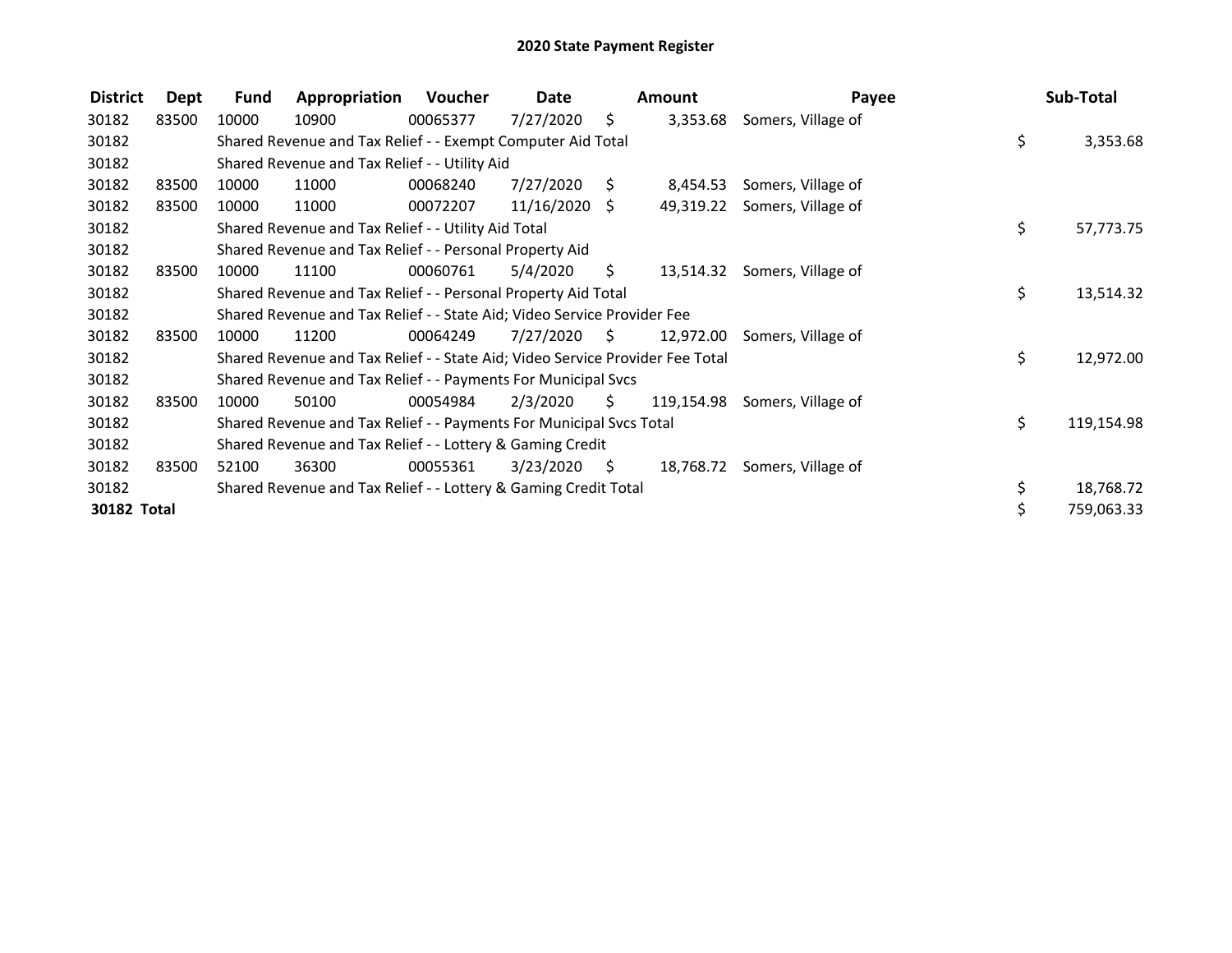# 2020 State Payment Register

| District | Dept | Fund | Appropriation | Voucher | Date | Amount | Payee | Sub-Total |
|---|---|---|---|---|---|---|---|---|
| 30182 | 83500 | 10000 | 10900 | 00065377 | 7/27/2020 | $ 3,353.68 | Somers, Village of | |
| 30182 | | Shared Revenue and Tax Relief - - Exempt Computer Aid Total | | | | | | $ 3,353.68 |
| 30182 | | Shared Revenue and Tax Relief - - Utility Aid | | | | | | |
| 30182 | 83500 | 10000 | 11000 | 00068240 | 7/27/2020 | $ 8,454.53 | Somers, Village of | |
| 30182 | 83500 | 10000 | 11000 | 00072207 | 11/16/2020 | $ 49,319.22 | Somers, Village of | |
| 30182 | | Shared Revenue and Tax Relief - - Utility Aid Total | | | | | | $ 57,773.75 |
| 30182 | | Shared Revenue and Tax Relief - - Personal Property Aid | | | | | | |
| 30182 | 83500 | 10000 | 11100 | 00060761 | 5/4/2020 | $ 13,514.32 | Somers, Village of | |
| 30182 | | Shared Revenue and Tax Relief - - Personal Property Aid Total | | | | | | $ 13,514.32 |
| 30182 | | Shared Revenue and Tax Relief - - State Aid; Video Service Provider Fee | | | | | | |
| 30182 | 83500 | 10000 | 11200 | 00064249 | 7/27/2020 | $ 12,972.00 | Somers, Village of | |
| 30182 | | Shared Revenue and Tax Relief - - State Aid; Video Service Provider Fee Total | | | | | | $ 12,972.00 |
| 30182 | | Shared Revenue and Tax Relief - - Payments For Municipal Svcs | | | | | | |
| 30182 | 83500 | 10000 | 50100 | 00054984 | 2/3/2020 | $ 119,154.98 | Somers, Village of | |
| 30182 | | Shared Revenue and Tax Relief - - Payments For Municipal Svcs Total | | | | | | $ 119,154.98 |
| 30182 | | Shared Revenue and Tax Relief - - Lottery & Gaming Credit | | | | | | |
| 30182 | 83500 | 52100 | 36300 | 00055361 | 3/23/2020 | $ 18,768.72 | Somers, Village of | |
| 30182 | | Shared Revenue and Tax Relief - - Lottery & Gaming Credit Total | | | | | | $ 18,768.72 |
| **30182 Total** | | | | | | | | $ 759,063.33 |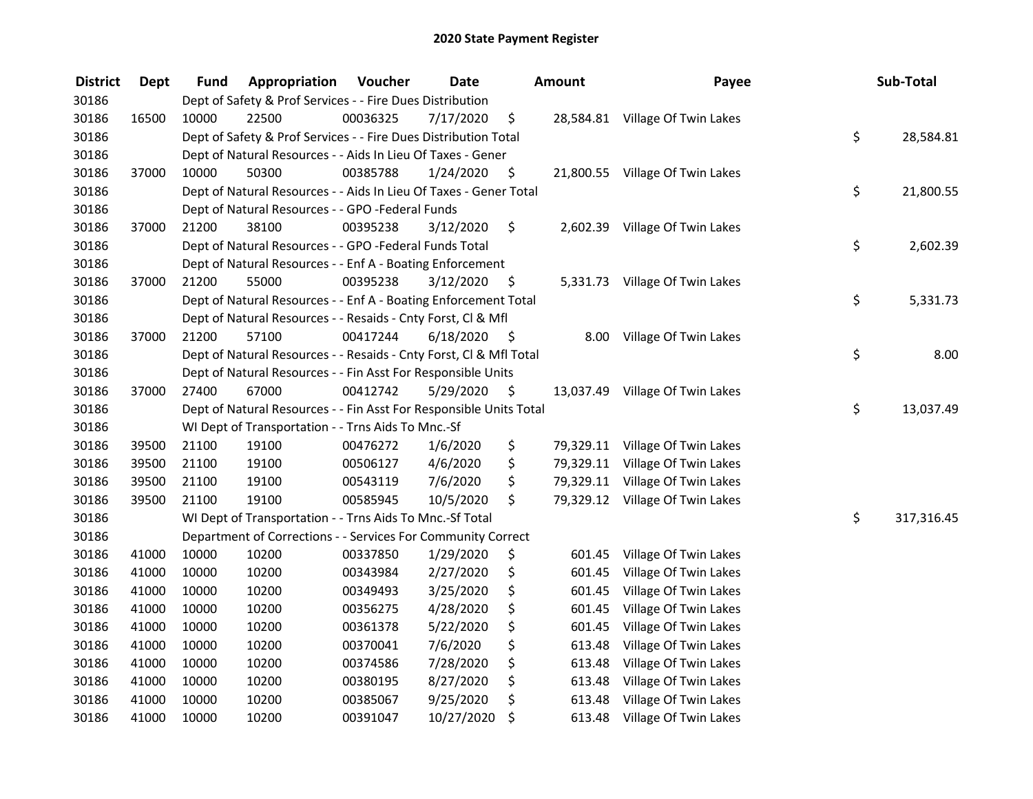# 2020 State Payment Register

| District | Dept | Fund | Appropriation | Voucher | Date | Amount | Payee | Sub-Total |
|---|---|---|---|---|---|---|---|---|
| 30186 | | Dept of Safety & Prof Services - - Fire Dues Distribution | | | | | | |
| 30186 | 16500 | 10000 | 22500 | 00036325 | 7/17/2020 | $ 28,584.81 | Village Of Twin Lakes | |
| 30186 | | Dept of Safety & Prof Services - - Fire Dues Distribution Total | | | | | | $ 28,584.81 |
| 30186 | | Dept of Natural Resources - - Aids In Lieu Of Taxes - Gener | | | | | | |
| 30186 | 37000 | 10000 | 50300 | 00385788 | 1/24/2020 | $ 21,800.55 | Village Of Twin Lakes | |
| 30186 | | Dept of Natural Resources - - Aids In Lieu Of Taxes - Gener Total | | | | | | $ 21,800.55 |
| 30186 | | Dept of Natural Resources - - GPO -Federal Funds | | | | | | |
| 30186 | 37000 | 21200 | 38100 | 00395238 | 3/12/2020 | $ 2,602.39 | Village Of Twin Lakes | |
| 30186 | | Dept of Natural Resources - - GPO -Federal Funds Total | | | | | | $ 2,602.39 |
| 30186 | | Dept of Natural Resources - - Enf A - Boating Enforcement | | | | | | |
| 30186 | 37000 | 21200 | 55000 | 00395238 | 3/12/2020 | $ 5,331.73 | Village Of Twin Lakes | |
| 30186 | | Dept of Natural Resources - - Enf A - Boating Enforcement Total | | | | | | $ 5,331.73 |
| 30186 | | Dept of Natural Resources - - Resaids - Cnty Forst, Cl & Mfl | | | | | | |
| 30186 | 37000 | 21200 | 57100 | 00417244 | 6/18/2020 | $ 8.00 | Village Of Twin Lakes | |
| 30186 | | Dept of Natural Resources - - Resaids - Cnty Forst, Cl & Mfl Total | | | | | | $ 8.00 |
| 30186 | | Dept of Natural Resources - - Fin Asst For Responsible Units | | | | | | |
| 30186 | 37000 | 27400 | 67000 | 00412742 | 5/29/2020 | $ 13,037.49 | Village Of Twin Lakes | |
| 30186 | | Dept of Natural Resources - - Fin Asst For Responsible Units Total | | | | | | $ 13,037.49 |
| 30186 | | WI Dept of Transportation - - Trns Aids To Mnc.-Sf | | | | | | |
| 30186 | 39500 | 21100 | 19100 | 00476272 | 1/6/2020 | $ 79,329.11 | Village Of Twin Lakes | |
| 30186 | 39500 | 21100 | 19100 | 00506127 | 4/6/2020 | $ 79,329.11 | Village Of Twin Lakes | |
| 30186 | 39500 | 21100 | 19100 | 00543119 | 7/6/2020 | $ 79,329.11 | Village Of Twin Lakes | |
| 30186 | 39500 | 21100 | 19100 | 00585945 | 10/5/2020 | $ 79,329.12 | Village Of Twin Lakes | |
| 30186 | | WI Dept of Transportation - - Trns Aids To Mnc.-Sf Total | | | | | | $ 317,316.45 |
| 30186 | | Department of Corrections - - Services For Community Correct | | | | | | |
| 30186 | 41000 | 10000 | 10200 | 00337850 | 1/29/2020 | $ 601.45 | Village Of Twin Lakes | |
| 30186 | 41000 | 10000 | 10200 | 00343984 | 2/27/2020 | $ 601.45 | Village Of Twin Lakes | |
| 30186 | 41000 | 10000 | 10200 | 00349493 | 3/25/2020 | $ 601.45 | Village Of Twin Lakes | |
| 30186 | 41000 | 10000 | 10200 | 00356275 | 4/28/2020 | $ 601.45 | Village Of Twin Lakes | |
| 30186 | 41000 | 10000 | 10200 | 00361378 | 5/22/2020 | $ 601.45 | Village Of Twin Lakes | |
| 30186 | 41000 | 10000 | 10200 | 00370041 | 7/6/2020 | $ 613.48 | Village Of Twin Lakes | |
| 30186 | 41000 | 10000 | 10200 | 00374586 | 7/28/2020 | $ 613.48 | Village Of Twin Lakes | |
| 30186 | 41000 | 10000 | 10200 | 00380195 | 8/27/2020 | $ 613.48 | Village Of Twin Lakes | |
| 30186 | 41000 | 10000 | 10200 | 00385067 | 9/25/2020 | $ 613.48 | Village Of Twin Lakes | |
| 30186 | 41000 | 10000 | 10200 | 00391047 | 10/27/2020 | $ 613.48 | Village Of Twin Lakes | |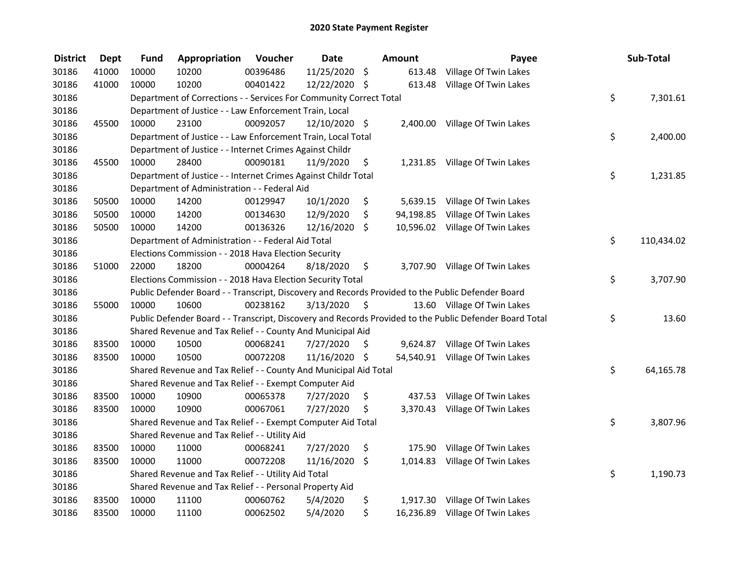# 2020 State Payment Register

| District | Dept | Fund | Appropriation | Voucher | Date | Amount | Payee | Sub-Total |
|---|---|---|---|---|---|---|---|---|
| 30186 | 41000 | 10000 | 10200 | 00396486 | 11/25/2020 | $ 613.48 | Village Of Twin Lakes | |
| 30186 | 41000 | 10000 | 10200 | 00401422 | 12/22/2020 | $ 613.48 | Village Of Twin Lakes | |
| 30186 | | Department of Corrections - - Services For Community Correct Total | | | | | | $ 7,301.61 |
| 30186 | | Department of Justice - - Law Enforcement Train, Local | | | | | | |
| 30186 | 45500 | 10000 | 23100 | 00092057 | 12/10/2020 | $ 2,400.00 | Village Of Twin Lakes | |
| 30186 | | Department of Justice - - Law Enforcement Train, Local Total | | | | | | $ 2,400.00 |
| 30186 | | Department of Justice - - Internet Crimes Against Childr | | | | | | |
| 30186 | 45500 | 10000 | 28400 | 00090181 | 11/9/2020 | $ 1,231.85 | Village Of Twin Lakes | |
| 30186 | | Department of Justice - - Internet Crimes Against Childr Total | | | | | | $ 1,231.85 |
| 30186 | | Department of Administration - - Federal Aid | | | | | | |
| 30186 | 50500 | 10000 | 14200 | 00129947 | 10/1/2020 | $ 5,639.15 | Village Of Twin Lakes | |
| 30186 | 50500 | 10000 | 14200 | 00134630 | 12/9/2020 | $ 94,198.85 | Village Of Twin Lakes | |
| 30186 | 50500 | 10000 | 14200 | 00136326 | 12/16/2020 | $ 10,596.02 | Village Of Twin Lakes | |
| 30186 | | Department of Administration - - Federal Aid Total | | | | | | $ 110,434.02 |
| 30186 | | Elections Commission - - 2018 Hava Election Security | | | | | | |
| 30186 | 51000 | 22000 | 18200 | 00004264 | 8/18/2020 | $ 3,707.90 | Village Of Twin Lakes | |
| 30186 | | Elections Commission - - 2018 Hava Election Security Total | | | | | | $ 3,707.90 |
| 30186 | | Public Defender Board - - Transcript, Discovery and Records Provided to the Public Defender Board | | | | | | |
| 30186 | 55000 | 10000 | 10600 | 00238162 | 3/13/2020 | $ 13.60 | Village Of Twin Lakes | |
| 30186 | | Public Defender Board - - Transcript, Discovery and Records Provided to the Public Defender Board Total | | | | | | $ 13.60 |
| 30186 | | Shared Revenue and Tax Relief - - County And Municipal Aid | | | | | | |
| 30186 | 83500 | 10000 | 10500 | 00068241 | 7/27/2020 | $ 9,624.87 | Village Of Twin Lakes | |
| 30186 | 83500 | 10000 | 10500 | 00072208 | 11/16/2020 | $ 54,540.91 | Village Of Twin Lakes | |
| 30186 | | Shared Revenue and Tax Relief - - County And Municipal Aid Total | | | | | | $ 64,165.78 |
| 30186 | | Shared Revenue and Tax Relief - - Exempt Computer Aid | | | | | | |
| 30186 | 83500 | 10000 | 10900 | 00065378 | 7/27/2020 | $ 437.53 | Village Of Twin Lakes | |
| 30186 | 83500 | 10000 | 10900 | 00067061 | 7/27/2020 | $ 3,370.43 | Village Of Twin Lakes | |
| 30186 | | Shared Revenue and Tax Relief - - Exempt Computer Aid Total | | | | | | $ 3,807.96 |
| 30186 | | Shared Revenue and Tax Relief - - Utility Aid | | | | | | |
| 30186 | 83500 | 10000 | 11000 | 00068241 | 7/27/2020 | $ 175.90 | Village Of Twin Lakes | |
| 30186 | 83500 | 10000 | 11000 | 00072208 | 11/16/2020 | $ 1,014.83 | Village Of Twin Lakes | |
| 30186 | | Shared Revenue and Tax Relief - - Utility Aid Total | | | | | | $ 1,190.73 |
| 30186 | | Shared Revenue and Tax Relief - - Personal Property Aid | | | | | | |
| 30186 | 83500 | 10000 | 11100 | 00060762 | 5/4/2020 | $ 1,917.30 | Village Of Twin Lakes | |
| 30186 | 83500 | 10000 | 11100 | 00062502 | 5/4/2020 | $ 16,236.89 | Village Of Twin Lakes | |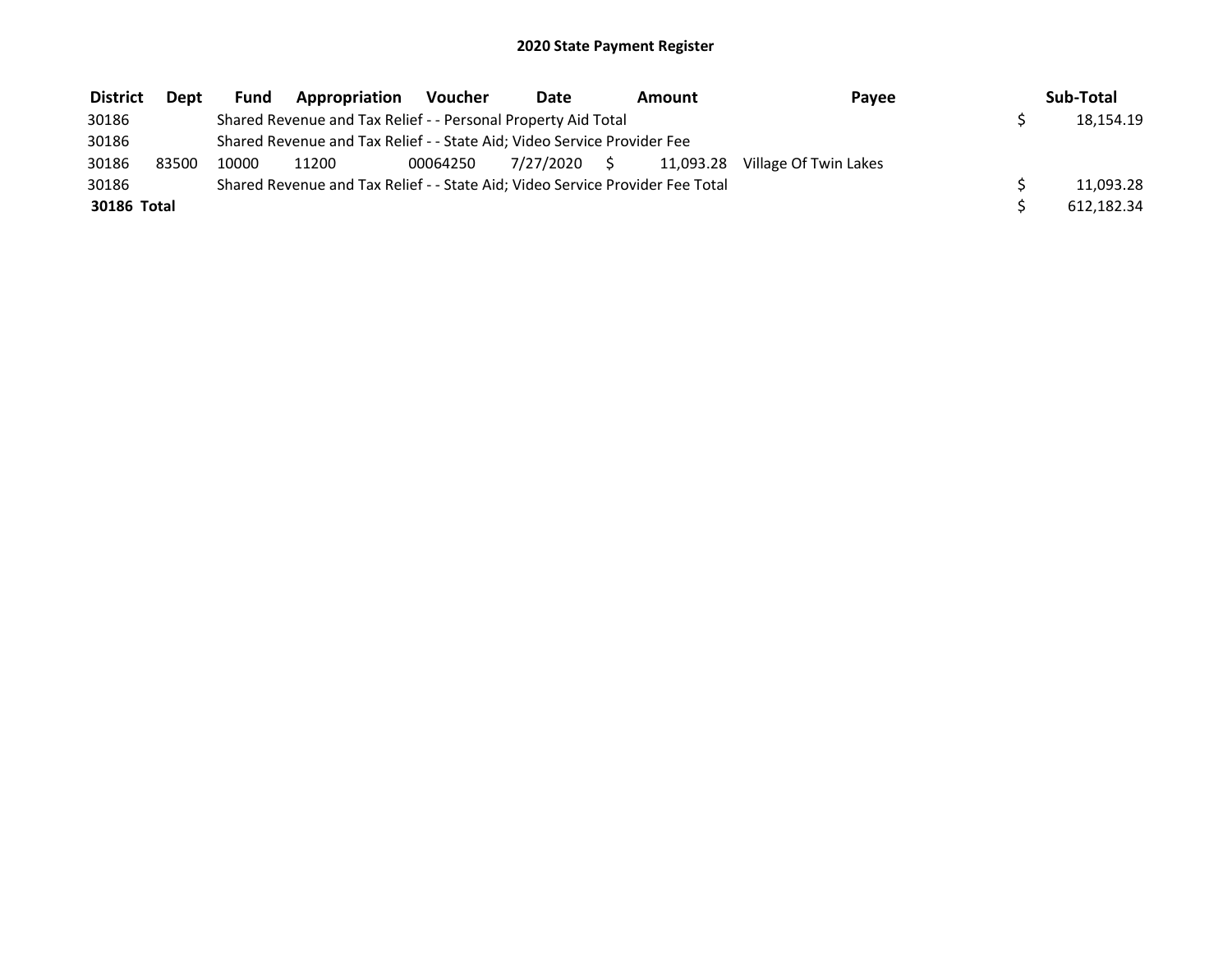# 2020 State Payment Register

| District | Dept | Fund | Appropriation | Voucher | Date | Amount | Payee | Sub-Total |
|---|---|---|---|---|---|---|---|---|
| 30186 | | Shared Revenue and Tax Relief - - Personal Property Aid Total | | | | | | $ 18,154.19 |
| 30186 | | Shared Revenue and Tax Relief - - State Aid; Video Service Provider Fee | | | | | | |
| 30186 | 83500 | 10000 | 11200 | 00064250 | 7/27/2020 | $ 11,093.28 | Village Of Twin Lakes | |
| 30186 | | Shared Revenue and Tax Relief - - State Aid; Video Service Provider Fee Total | | | | | | $ 11,093.28 |
| **30186 Total** | | | | | | | | $ 612,182.34 |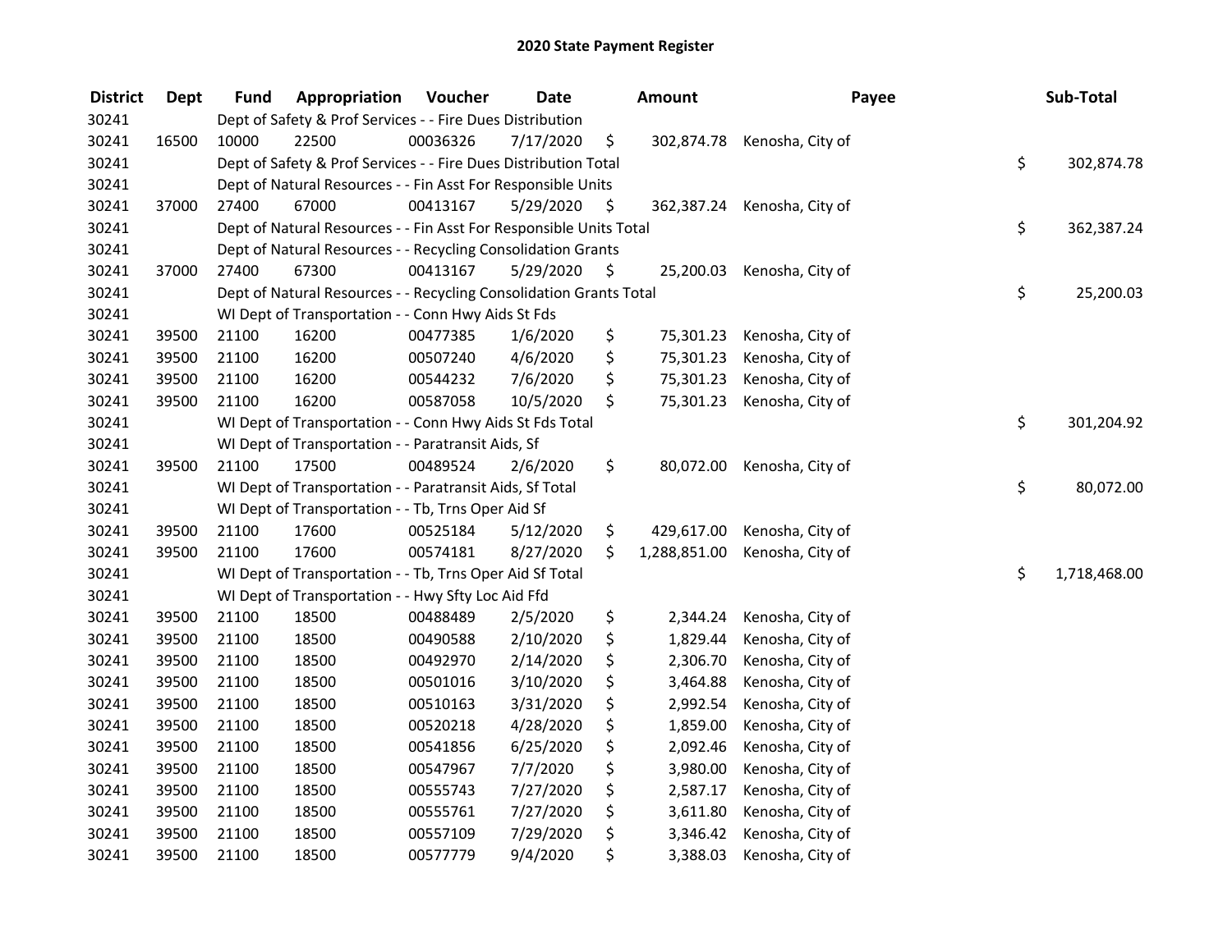# 2020 State Payment Register

| District | Dept | Fund | Appropriation | Voucher | Date | Amount | Payee | Sub-Total |
|---|---|---|---|---|---|---|---|---|
| 30241 | | Dept of Safety & Prof Services - - Fire Dues Distribution | | | | | | |
| 30241 | 16500 | 10000 | 22500 | 00036326 | 7/17/2020 | $ 302,874.78 | Kenosha, City of | |
| 30241 | | Dept of Safety & Prof Services - - Fire Dues Distribution Total | | | | | | $ 302,874.78 |
| 30241 | | Dept of Natural Resources - - Fin Asst For Responsible Units | | | | | | |
| 30241 | 37000 | 27400 | 67000 | 00413167 | 5/29/2020 | $ 362,387.24 | Kenosha, City of | |
| 30241 | | Dept of Natural Resources - - Fin Asst For Responsible Units Total | | | | | | $ 362,387.24 |
| 30241 | | Dept of Natural Resources - - Recycling Consolidation Grants | | | | | | |
| 30241 | 37000 | 27400 | 67300 | 00413167 | 5/29/2020 | $ 25,200.03 | Kenosha, City of | |
| 30241 | | Dept of Natural Resources - - Recycling Consolidation Grants Total | | | | | | $ 25,200.03 |
| 30241 | | WI Dept of Transportation - - Conn Hwy Aids St Fds | | | | | | |
| 30241 | 39500 | 21100 | 16200 | 00477385 | 1/6/2020 | $ 75,301.23 | Kenosha, City of | |
| 30241 | 39500 | 21100 | 16200 | 00507240 | 4/6/2020 | $ 75,301.23 | Kenosha, City of | |
| 30241 | 39500 | 21100 | 16200 | 00544232 | 7/6/2020 | $ 75,301.23 | Kenosha, City of | |
| 30241 | 39500 | 21100 | 16200 | 00587058 | 10/5/2020 | $ 75,301.23 | Kenosha, City of | |
| 30241 | | WI Dept of Transportation - - Conn Hwy Aids St Fds Total | | | | | | $ 301,204.92 |
| 30241 | | WI Dept of Transportation - - Paratransit Aids, Sf | | | | | | |
| 30241 | 39500 | 21100 | 17500 | 00489524 | 2/6/2020 | $ 80,072.00 | Kenosha, City of | |
| 30241 | | WI Dept of Transportation - - Paratransit Aids, Sf Total | | | | | | $ 80,072.00 |
| 30241 | | WI Dept of Transportation - - Tb, Trns Oper Aid Sf | | | | | | |
| 30241 | 39500 | 21100 | 17600 | 00525184 | 5/12/2020 | $ 429,617.00 | Kenosha, City of | |
| 30241 | 39500 | 21100 | 17600 | 00574181 | 8/27/2020 | $ 1,288,851.00 | Kenosha, City of | |
| 30241 | | WI Dept of Transportation - - Tb, Trns Oper Aid Sf Total | | | | | | $ 1,718,468.00 |
| 30241 | | WI Dept of Transportation - - Hwy Sfty Loc Aid Ffd | | | | | | |
| 30241 | 39500 | 21100 | 18500 | 00488489 | 2/5/2020 | $ 2,344.24 | Kenosha, City of | |
| 30241 | 39500 | 21100 | 18500 | 00490588 | 2/10/2020 | $ 1,829.44 | Kenosha, City of | |
| 30241 | 39500 | 21100 | 18500 | 00492970 | 2/14/2020 | $ 2,306.70 | Kenosha, City of | |
| 30241 | 39500 | 21100 | 18500 | 00501016 | 3/10/2020 | $ 3,464.88 | Kenosha, City of | |
| 30241 | 39500 | 21100 | 18500 | 00510163 | 3/31/2020 | $ 2,992.54 | Kenosha, City of | |
| 30241 | 39500 | 21100 | 18500 | 00520218 | 4/28/2020 | $ 1,859.00 | Kenosha, City of | |
| 30241 | 39500 | 21100 | 18500 | 00541856 | 6/25/2020 | $ 2,092.46 | Kenosha, City of | |
| 30241 | 39500 | 21100 | 18500 | 00547967 | 7/7/2020 | $ 3,980.00 | Kenosha, City of | |
| 30241 | 39500 | 21100 | 18500 | 00555743 | 7/27/2020 | $ 2,587.17 | Kenosha, City of | |
| 30241 | 39500 | 21100 | 18500 | 00555761 | 7/27/2020 | $ 3,611.80 | Kenosha, City of | |
| 30241 | 39500 | 21100 | 18500 | 00557109 | 7/29/2020 | $ 3,346.42 | Kenosha, City of | |
| 30241 | 39500 | 21100 | 18500 | 00577779 | 9/4/2020 | $ 3,388.03 | Kenosha, City of | |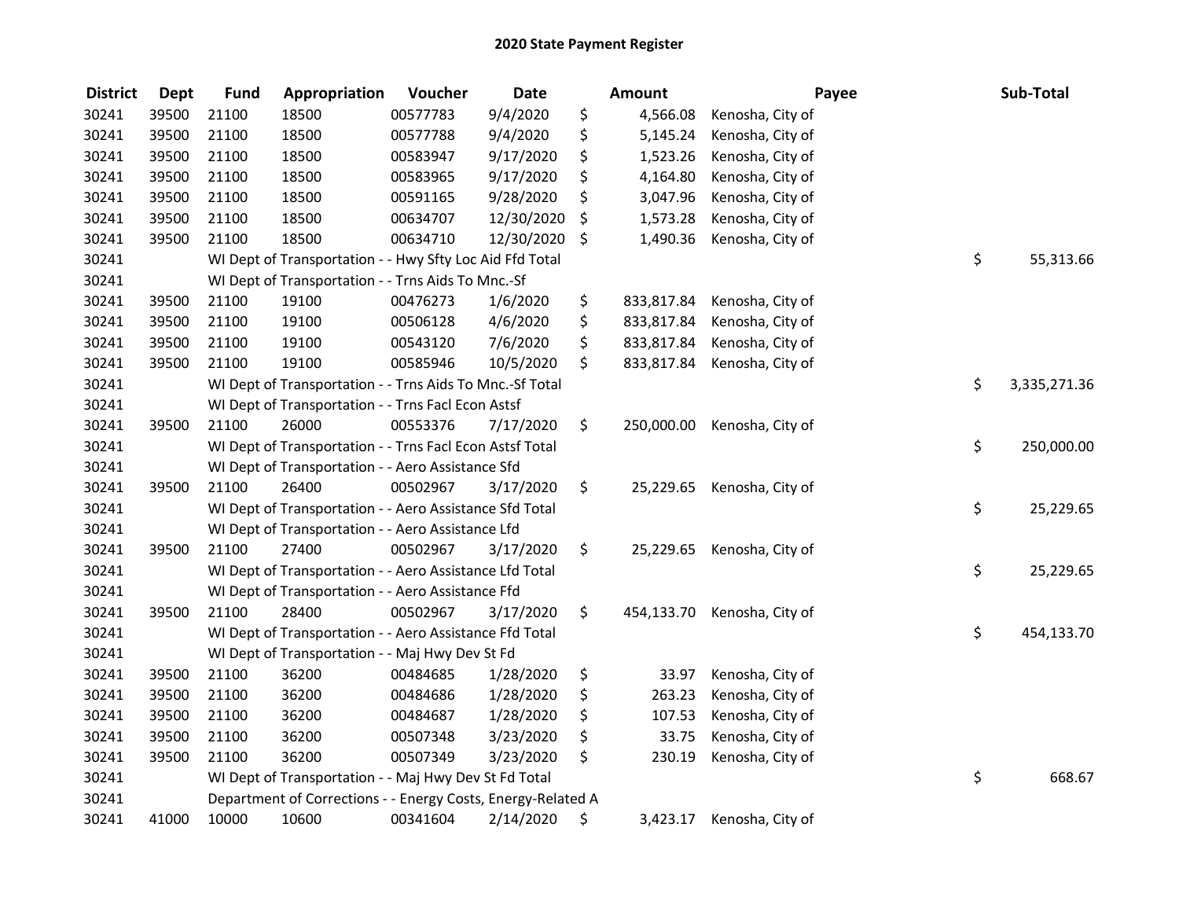# 2020 State Payment Register

| District | Dept | Fund | Appropriation | Voucher | Date | Amount | Payee | Sub-Total |
|---|---|---|---|---|---|---|---|---|
| 30241 | 39500 | 21100 | 18500 | 00577783 | 9/4/2020 | $ 4,566.08 | Kenosha, City of | |
| 30241 | 39500 | 21100 | 18500 | 00577788 | 9/4/2020 | $ 5,145.24 | Kenosha, City of | |
| 30241 | 39500 | 21100 | 18500 | 00583947 | 9/17/2020 | $ 1,523.26 | Kenosha, City of | |
| 30241 | 39500 | 21100 | 18500 | 00583965 | 9/17/2020 | $ 4,164.80 | Kenosha, City of | |
| 30241 | 39500 | 21100 | 18500 | 00591165 | 9/28/2020 | $ 3,047.96 | Kenosha, City of | |
| 30241 | 39500 | 21100 | 18500 | 00634707 | 12/30/2020 | $ 1,573.28 | Kenosha, City of | |
| 30241 | 39500 | 21100 | 18500 | 00634710 | 12/30/2020 | $ 1,490.36 | Kenosha, City of | |
| 30241 | | WI Dept of Transportation - - Hwy Sfty Loc Aid Ffd Total | | | | | | $ 55,313.66 |
| 30241 | | WI Dept of Transportation - - Trns Aids To Mnc.-Sf | | | | | | |
| 30241 | 39500 | 21100 | 19100 | 00476273 | 1/6/2020 | $ 833,817.84 | Kenosha, City of | |
| 30241 | 39500 | 21100 | 19100 | 00506128 | 4/6/2020 | $ 833,817.84 | Kenosha, City of | |
| 30241 | 39500 | 21100 | 19100 | 00543120 | 7/6/2020 | $ 833,817.84 | Kenosha, City of | |
| 30241 | 39500 | 21100 | 19100 | 00585946 | 10/5/2020 | $ 833,817.84 | Kenosha, City of | |
| 30241 | | WI Dept of Transportation - - Trns Aids To Mnc.-Sf Total | | | | | | $ 3,335,271.36 |
| 30241 | | WI Dept of Transportation - - Trns Facl Econ Astsf | | | | | | |
| 30241 | 39500 | 21100 | 26000 | 00553376 | 7/17/2020 | $ 250,000.00 | Kenosha, City of | |
| 30241 | | WI Dept of Transportation - - Trns Facl Econ Astsf Total | | | | | | $ 250,000.00 |
| 30241 | | WI Dept of Transportation - - Aero Assistance Sfd | | | | | | |
| 30241 | 39500 | 21100 | 26400 | 00502967 | 3/17/2020 | $ 25,229.65 | Kenosha, City of | |
| 30241 | | WI Dept of Transportation - - Aero Assistance Sfd Total | | | | | | $ 25,229.65 |
| 30241 | | WI Dept of Transportation - - Aero Assistance Lfd | | | | | | |
| 30241 | 39500 | 21100 | 27400 | 00502967 | 3/17/2020 | $ 25,229.65 | Kenosha, City of | |
| 30241 | | WI Dept of Transportation - - Aero Assistance Lfd Total | | | | | | $ 25,229.65 |
| 30241 | | WI Dept of Transportation - - Aero Assistance Ffd | | | | | | |
| 30241 | 39500 | 21100 | 28400 | 00502967 | 3/17/2020 | $ 454,133.70 | Kenosha, City of | |
| 30241 | | WI Dept of Transportation - - Aero Assistance Ffd Total | | | | | | $ 454,133.70 |
| 30241 | | WI Dept of Transportation - - Maj Hwy Dev St Fd | | | | | | |
| 30241 | 39500 | 21100 | 36200 | 00484685 | 1/28/2020 | $ 33.97 | Kenosha, City of | |
| 30241 | 39500 | 21100 | 36200 | 00484686 | 1/28/2020 | $ 263.23 | Kenosha, City of | |
| 30241 | 39500 | 21100 | 36200 | 00484687 | 1/28/2020 | $ 107.53 | Kenosha, City of | |
| 30241 | 39500 | 21100 | 36200 | 00507348 | 3/23/2020 | $ 33.75 | Kenosha, City of | |
| 30241 | 39500 | 21100 | 36200 | 00507349 | 3/23/2020 | $ 230.19 | Kenosha, City of | |
| 30241 | | WI Dept of Transportation - - Maj Hwy Dev St Fd Total | | | | | | $ 668.67 |
| 30241 | | Department of Corrections - - Energy Costs, Energy-Related A | | | | | | |
| 30241 | 41000 | 10000 | 10600 | 00341604 | 2/14/2020 | $ 3,423.17 | Kenosha, City of | |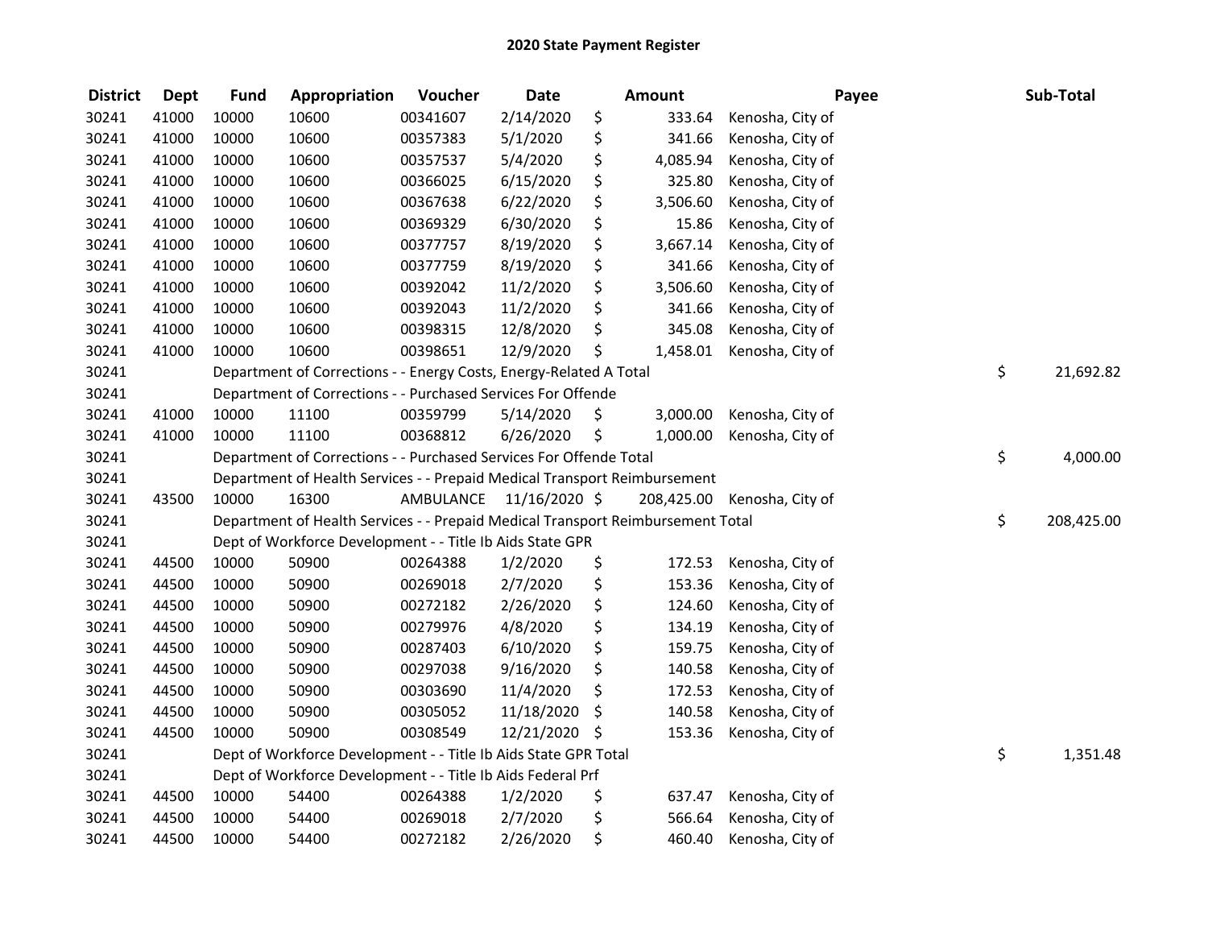# 2020 State Payment Register

| District | Dept | Fund | Appropriation | Voucher | Date | Amount | Payee | Sub-Total |
|---|---|---|---|---|---|---|---|---|
| 30241 | 41000 | 10000 | 10600 | 00341607 | 2/14/2020 | $ 333.64 | Kenosha, City of | |
| 30241 | 41000 | 10000 | 10600 | 00357383 | 5/1/2020 | $ 341.66 | Kenosha, City of | |
| 30241 | 41000 | 10000 | 10600 | 00357537 | 5/4/2020 | $ 4,085.94 | Kenosha, City of | |
| 30241 | 41000 | 10000 | 10600 | 00366025 | 6/15/2020 | $ 325.80 | Kenosha, City of | |
| 30241 | 41000 | 10000 | 10600 | 00367638 | 6/22/2020 | $ 3,506.60 | Kenosha, City of | |
| 30241 | 41000 | 10000 | 10600 | 00369329 | 6/30/2020 | $ 15.86 | Kenosha, City of | |
| 30241 | 41000 | 10000 | 10600 | 00377757 | 8/19/2020 | $ 3,667.14 | Kenosha, City of | |
| 30241 | 41000 | 10000 | 10600 | 00377759 | 8/19/2020 | $ 341.66 | Kenosha, City of | |
| 30241 | 41000 | 10000 | 10600 | 00392042 | 11/2/2020 | $ 3,506.60 | Kenosha, City of | |
| 30241 | 41000 | 10000 | 10600 | 00392043 | 11/2/2020 | $ 341.66 | Kenosha, City of | |
| 30241 | 41000 | 10000 | 10600 | 00398315 | 12/8/2020 | $ 345.08 | Kenosha, City of | |
| 30241 | 41000 | 10000 | 10600 | 00398651 | 12/9/2020 | $ 1,458.01 | Kenosha, City of | |
| 30241 | | Department of Corrections - - Energy Costs, Energy-Related A Total | | | | | | $ 21,692.82 |
| 30241 | | Department of Corrections - - Purchased Services For Offende | | | | | | |
| 30241 | 41000 | 10000 | 11100 | 00359799 | 5/14/2020 | $ 3,000.00 | Kenosha, City of | |
| 30241 | 41000 | 10000 | 11100 | 00368812 | 6/26/2020 | $ 1,000.00 | Kenosha, City of | |
| 30241 | | Department of Corrections - - Purchased Services For Offende Total | | | | | | $ 4,000.00 |
| 30241 | | Department of Health Services - - Prepaid Medical Transport Reimbursement | | | | | | |
| 30241 | 43500 | 10000 | 16300 | AMBULANCE | 11/16/2020 | $ 208,425.00 | Kenosha, City of | |
| 30241 | | Department of Health Services - - Prepaid Medical Transport Reimbursement Total | | | | | | $ 208,425.00 |
| 30241 | | Dept of Workforce Development - - Title Ib Aids State GPR | | | | | | |
| 30241 | 44500 | 10000 | 50900 | 00264388 | 1/2/2020 | $ 172.53 | Kenosha, City of | |
| 30241 | 44500 | 10000 | 50900 | 00269018 | 2/7/2020 | $ 153.36 | Kenosha, City of | |
| 30241 | 44500 | 10000 | 50900 | 00272182 | 2/26/2020 | $ 124.60 | Kenosha, City of | |
| 30241 | 44500 | 10000 | 50900 | 00279976 | 4/8/2020 | $ 134.19 | Kenosha, City of | |
| 30241 | 44500 | 10000 | 50900 | 00287403 | 6/10/2020 | $ 159.75 | Kenosha, City of | |
| 30241 | 44500 | 10000 | 50900 | 00297038 | 9/16/2020 | $ 140.58 | Kenosha, City of | |
| 30241 | 44500 | 10000 | 50900 | 00303690 | 11/4/2020 | $ 172.53 | Kenosha, City of | |
| 30241 | 44500 | 10000 | 50900 | 00305052 | 11/18/2020 | $ 140.58 | Kenosha, City of | |
| 30241 | 44500 | 10000 | 50900 | 00308549 | 12/21/2020 | $ 153.36 | Kenosha, City of | |
| 30241 | | Dept of Workforce Development - - Title Ib Aids State GPR Total | | | | | | $ 1,351.48 |
| 30241 | | Dept of Workforce Development - - Title Ib Aids Federal Prf | | | | | | |
| 30241 | 44500 | 10000 | 54400 | 00264388 | 1/2/2020 | $ 637.47 | Kenosha, City of | |
| 30241 | 44500 | 10000 | 54400 | 00269018 | 2/7/2020 | $ 566.64 | Kenosha, City of | |
| 30241 | 44500 | 10000 | 54400 | 00272182 | 2/26/2020 | $ 460.40 | Kenosha, City of | |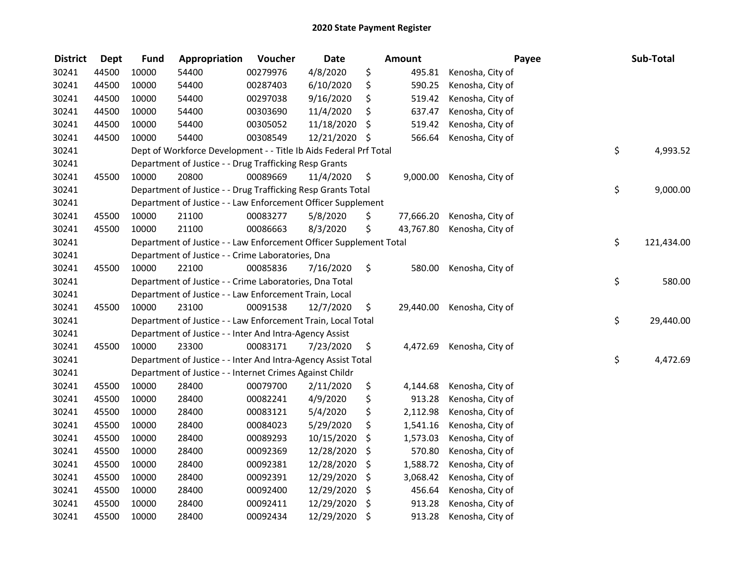# 2020 State Payment Register

| District | Dept | Fund | Appropriation | Voucher | Date | Amount | Payee | Sub-Total |
|---|---|---|---|---|---|---|---|---|
| 30241 | 44500 | 10000 | 54400 | 00279976 | 4/8/2020 | $ 495.81 | Kenosha, City of | |
| 30241 | 44500 | 10000 | 54400 | 00287403 | 6/10/2020 | $ 590.25 | Kenosha, City of | |
| 30241 | 44500 | 10000 | 54400 | 00297038 | 9/16/2020 | $ 519.42 | Kenosha, City of | |
| 30241 | 44500 | 10000 | 54400 | 00303690 | 11/4/2020 | $ 637.47 | Kenosha, City of | |
| 30241 | 44500 | 10000 | 54400 | 00305052 | 11/18/2020 | $ 519.42 | Kenosha, City of | |
| 30241 | 44500 | 10000 | 54400 | 00308549 | 12/21/2020 | $ 566.64 | Kenosha, City of | |
| 30241 | | Dept of Workforce Development - - Title Ib Aids Federal Prf Total | | | | | | $ 4,993.52 |
| 30241 | | Department of Justice - - Drug Trafficking Resp Grants | | | | | | |
| 30241 | 45500 | 10000 | 20800 | 00089669 | 11/4/2020 | $ 9,000.00 | Kenosha, City of | |
| 30241 | | Department of Justice - - Drug Trafficking Resp Grants Total | | | | | | $ 9,000.00 |
| 30241 | | Department of Justice - - Law Enforcement Officer Supplement | | | | | | |
| 30241 | 45500 | 10000 | 21100 | 00083277 | 5/8/2020 | $ 77,666.20 | Kenosha, City of | |
| 30241 | 45500 | 10000 | 21100 | 00086663 | 8/3/2020 | $ 43,767.80 | Kenosha, City of | |
| 30241 | | Department of Justice - - Law Enforcement Officer Supplement Total | | | | | | $ 121,434.00 |
| 30241 | | Department of Justice - - Crime Laboratories, Dna | | | | | | |
| 30241 | 45500 | 10000 | 22100 | 00085836 | 7/16/2020 | $ 580.00 | Kenosha, City of | |
| 30241 | | Department of Justice - - Crime Laboratories, Dna Total | | | | | | $ 580.00 |
| 30241 | | Department of Justice - - Law Enforcement Train, Local | | | | | | |
| 30241 | 45500 | 10000 | 23100 | 00091538 | 12/7/2020 | $ 29,440.00 | Kenosha, City of | |
| 30241 | | Department of Justice - - Law Enforcement Train, Local Total | | | | | | $ 29,440.00 |
| 30241 | | Department of Justice - - Inter And Intra-Agency Assist | | | | | | |
| 30241 | 45500 | 10000 | 23300 | 00083171 | 7/23/2020 | $ 4,472.69 | Kenosha, City of | |
| 30241 | | Department of Justice - - Inter And Intra-Agency Assist Total | | | | | | $ 4,472.69 |
| 30241 | | Department of Justice - - Internet Crimes Against Childr | | | | | | |
| 30241 | 45500 | 10000 | 28400 | 00079700 | 2/11/2020 | $ 4,144.68 | Kenosha, City of | |
| 30241 | 45500 | 10000 | 28400 | 00082241 | 4/9/2020 | $ 913.28 | Kenosha, City of | |
| 30241 | 45500 | 10000 | 28400 | 00083121 | 5/4/2020 | $ 2,112.98 | Kenosha, City of | |
| 30241 | 45500 | 10000 | 28400 | 00084023 | 5/29/2020 | $ 1,541.16 | Kenosha, City of | |
| 30241 | 45500 | 10000 | 28400 | 00089293 | 10/15/2020 | $ 1,573.03 | Kenosha, City of | |
| 30241 | 45500 | 10000 | 28400 | 00092369 | 12/28/2020 | $ 570.80 | Kenosha, City of | |
| 30241 | 45500 | 10000 | 28400 | 00092381 | 12/28/2020 | $ 1,588.72 | Kenosha, City of | |
| 30241 | 45500 | 10000 | 28400 | 00092391 | 12/29/2020 | $ 3,068.42 | Kenosha, City of | |
| 30241 | 45500 | 10000 | 28400 | 00092400 | 12/29/2020 | $ 456.64 | Kenosha, City of | |
| 30241 | 45500 | 10000 | 28400 | 00092411 | 12/29/2020 | $ 913.28 | Kenosha, City of | |
| 30241 | 45500 | 10000 | 28400 | 00092434 | 12/29/2020 | $ 913.28 | Kenosha, City of | |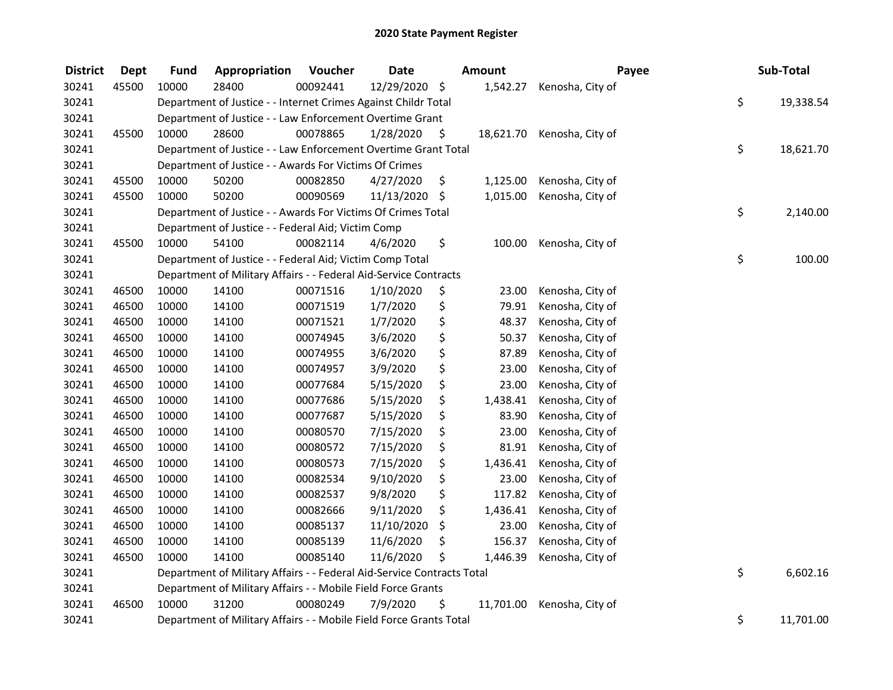# 2020 State Payment Register

| District | Dept | Fund | Appropriation | Voucher | Date | Amount | Payee | Sub-Total |
|---|---|---|---|---|---|---|---|---|
| 30241 | 45500 | 10000 | 28400 | 00092441 | 12/29/2020 | $ 1,542.27 | Kenosha, City of | |
| 30241 | | Department of Justice - - Internet Crimes Against Childr Total | | | | | | $ 19,338.54 |
| 30241 | | Department of Justice - - Law Enforcement Overtime Grant | | | | | | |
| 30241 | 45500 | 10000 | 28600 | 00078865 | 1/28/2020 | $ 18,621.70 | Kenosha, City of | |
| 30241 | | Department of Justice - - Law Enforcement Overtime Grant Total | | | | | | $ 18,621.70 |
| 30241 | | Department of Justice - - Awards For Victims Of Crimes | | | | | | |
| 30241 | 45500 | 10000 | 50200 | 00082850 | 4/27/2020 | $ 1,125.00 | Kenosha, City of | |
| 30241 | 45500 | 10000 | 50200 | 00090569 | 11/13/2020 | $ 1,015.00 | Kenosha, City of | |
| 30241 | | Department of Justice - - Awards For Victims Of Crimes Total | | | | | | $ 2,140.00 |
| 30241 | | Department of Justice - - Federal Aid; Victim Comp | | | | | | |
| 30241 | 45500 | 10000 | 54100 | 00082114 | 4/6/2020 | $ 100.00 | Kenosha, City of | |
| 30241 | | Department of Justice - - Federal Aid; Victim Comp Total | | | | | | $ 100.00 |
| 30241 | | Department of Military Affairs - - Federal Aid-Service Contracts | | | | | | |
| 30241 | 46500 | 10000 | 14100 | 00071516 | 1/10/2020 | $ 23.00 | Kenosha, City of | |
| 30241 | 46500 | 10000 | 14100 | 00071519 | 1/7/2020 | $ 79.91 | Kenosha, City of | |
| 30241 | 46500 | 10000 | 14100 | 00071521 | 1/7/2020 | $ 48.37 | Kenosha, City of | |
| 30241 | 46500 | 10000 | 14100 | 00074945 | 3/6/2020 | $ 50.37 | Kenosha, City of | |
| 30241 | 46500 | 10000 | 14100 | 00074955 | 3/6/2020 | $ 87.89 | Kenosha, City of | |
| 30241 | 46500 | 10000 | 14100 | 00074957 | 3/9/2020 | $ 23.00 | Kenosha, City of | |
| 30241 | 46500 | 10000 | 14100 | 00077684 | 5/15/2020 | $ 23.00 | Kenosha, City of | |
| 30241 | 46500 | 10000 | 14100 | 00077686 | 5/15/2020 | $ 1,438.41 | Kenosha, City of | |
| 30241 | 46500 | 10000 | 14100 | 00077687 | 5/15/2020 | $ 83.90 | Kenosha, City of | |
| 30241 | 46500 | 10000 | 14100 | 00080570 | 7/15/2020 | $ 23.00 | Kenosha, City of | |
| 30241 | 46500 | 10000 | 14100 | 00080572 | 7/15/2020 | $ 81.91 | Kenosha, City of | |
| 30241 | 46500 | 10000 | 14100 | 00080573 | 7/15/2020 | $ 1,436.41 | Kenosha, City of | |
| 30241 | 46500 | 10000 | 14100 | 00082534 | 9/10/2020 | $ 23.00 | Kenosha, City of | |
| 30241 | 46500 | 10000 | 14100 | 00082537 | 9/8/2020 | $ 117.82 | Kenosha, City of | |
| 30241 | 46500 | 10000 | 14100 | 00082666 | 9/11/2020 | $ 1,436.41 | Kenosha, City of | |
| 30241 | 46500 | 10000 | 14100 | 00085137 | 11/10/2020 | $ 23.00 | Kenosha, City of | |
| 30241 | 46500 | 10000 | 14100 | 00085139 | 11/6/2020 | $ 156.37 | Kenosha, City of | |
| 30241 | 46500 | 10000 | 14100 | 00085140 | 11/6/2020 | $ 1,446.39 | Kenosha, City of | |
| 30241 | | Department of Military Affairs - - Federal Aid-Service Contracts Total | | | | | | $ 6,602.16 |
| 30241 | | Department of Military Affairs - - Mobile Field Force Grants | | | | | | |
| 30241 | 46500 | 10000 | 31200 | 00080249 | 7/9/2020 | $ 11,701.00 | Kenosha, City of | |
| 30241 | | Department of Military Affairs - - Mobile Field Force Grants Total | | | | | | $ 11,701.00 |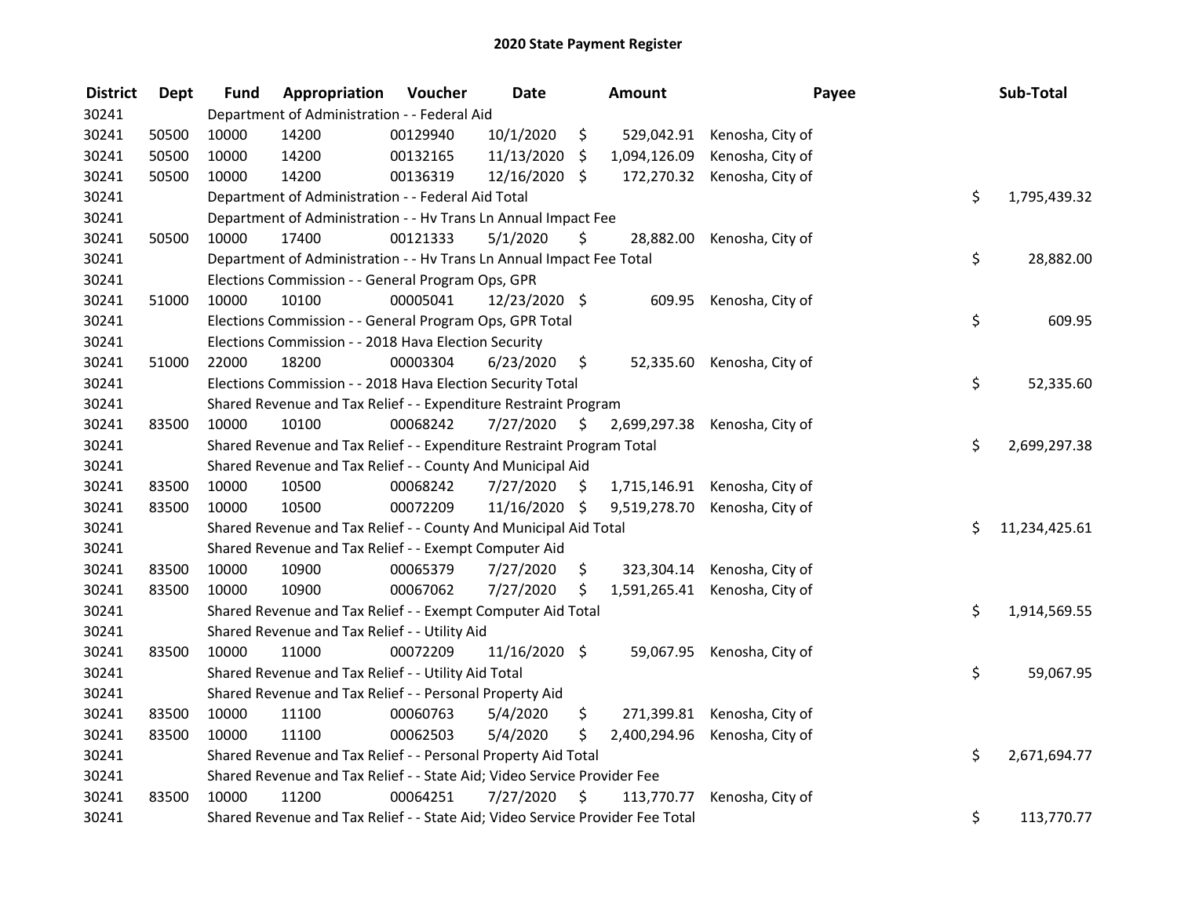# 2020 State Payment Register

| District | Dept | Fund | Appropriation | Voucher | Date | Amount | Payee | Sub-Total |
|---|---|---|---|---|---|---|---|---|
| 30241 | | Department of Administration - - Federal Aid | | | | | | |
| 30241 | 50500 | 10000 | 14200 | 00129940 | 10/1/2020 | $ 529,042.91 | Kenosha, City of | |
| 30241 | 50500 | 10000 | 14200 | 00132165 | 11/13/2020 | $ 1,094,126.09 | Kenosha, City of | |
| 30241 | 50500 | 10000 | 14200 | 00136319 | 12/16/2020 | $ 172,270.32 | Kenosha, City of | |
| 30241 | | Department of Administration - - Federal Aid Total | | | | | | $ 1,795,439.32 |
| 30241 | | Department of Administration - - Hv Trans Ln Annual Impact Fee | | | | | | |
| 30241 | 50500 | 10000 | 17400 | 00121333 | 5/1/2020 | $ 28,882.00 | Kenosha, City of | |
| 30241 | | Department of Administration - - Hv Trans Ln Annual Impact Fee Total | | | | | | $ 28,882.00 |
| 30241 | | Elections Commission - - General Program Ops, GPR | | | | | | |
| 30241 | 51000 | 10000 | 10100 | 00005041 | 12/23/2020 | $ 609.95 | Kenosha, City of | |
| 30241 | | Elections Commission - - General Program Ops, GPR Total | | | | | | $ 609.95 |
| 30241 | | Elections Commission - - 2018 Hava Election Security | | | | | | |
| 30241 | 51000 | 22000 | 18200 | 00003304 | 6/23/2020 | $ 52,335.60 | Kenosha, City of | |
| 30241 | | Elections Commission - - 2018 Hava Election Security Total | | | | | | $ 52,335.60 |
| 30241 | | Shared Revenue and Tax Relief - - Expenditure Restraint Program | | | | | | |
| 30241 | 83500 | 10000 | 10100 | 00068242 | 7/27/2020 | $ 2,699,297.38 | Kenosha, City of | |
| 30241 | | Shared Revenue and Tax Relief - - Expenditure Restraint Program Total | | | | | | $ 2,699,297.38 |
| 30241 | | Shared Revenue and Tax Relief - - County And Municipal Aid | | | | | | |
| 30241 | 83500 | 10000 | 10500 | 00068242 | 7/27/2020 | $ 1,715,146.91 | Kenosha, City of | |
| 30241 | 83500 | 10000 | 10500 | 00072209 | 11/16/2020 | $ 9,519,278.70 | Kenosha, City of | |
| 30241 | | Shared Revenue and Tax Relief - - County And Municipal Aid Total | | | | | | $ 11,234,425.61 |
| 30241 | | Shared Revenue and Tax Relief - - Exempt Computer Aid | | | | | | |
| 30241 | 83500 | 10000 | 10900 | 00065379 | 7/27/2020 | $ 323,304.14 | Kenosha, City of | |
| 30241 | 83500 | 10000 | 10900 | 00067062 | 7/27/2020 | $ 1,591,265.41 | Kenosha, City of | |
| 30241 | | Shared Revenue and Tax Relief - - Exempt Computer Aid Total | | | | | | $ 1,914,569.55 |
| 30241 | | Shared Revenue and Tax Relief - - Utility Aid | | | | | | |
| 30241 | 83500 | 10000 | 11000 | 00072209 | 11/16/2020 | $ 59,067.95 | Kenosha, City of | |
| 30241 | | Shared Revenue and Tax Relief - - Utility Aid Total | | | | | | $ 59,067.95 |
| 30241 | | Shared Revenue and Tax Relief - - Personal Property Aid | | | | | | |
| 30241 | 83500 | 10000 | 11100 | 00060763 | 5/4/2020 | $ 271,399.81 | Kenosha, City of | |
| 30241 | 83500 | 10000 | 11100 | 00062503 | 5/4/2020 | $ 2,400,294.96 | Kenosha, City of | |
| 30241 | | Shared Revenue and Tax Relief - - Personal Property Aid Total | | | | | | $ 2,671,694.77 |
| 30241 | | Shared Revenue and Tax Relief - - State Aid; Video Service Provider Fee | | | | | | |
| 30241 | 83500 | 10000 | 11200 | 00064251 | 7/27/2020 | $ 113,770.77 | Kenosha, City of | |
| 30241 | | Shared Revenue and Tax Relief - - State Aid; Video Service Provider Fee Total | | | | | | $ 113,770.77 |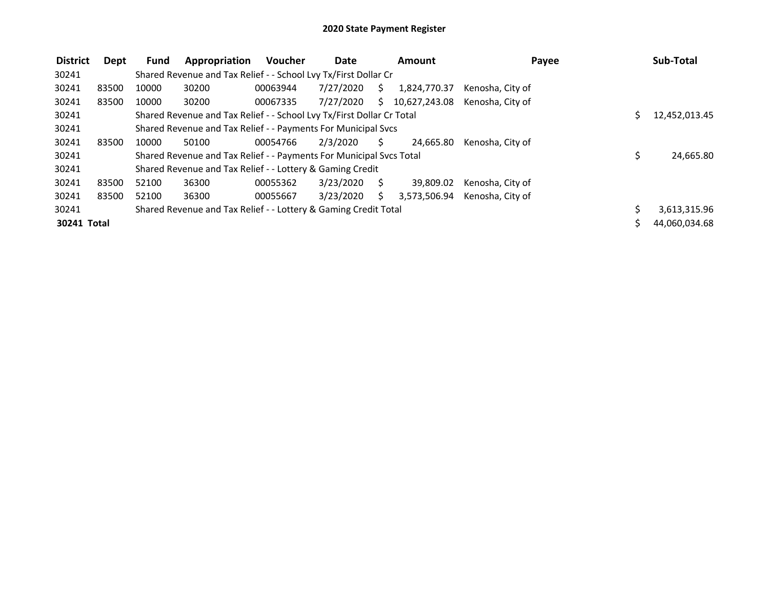# 2020 State Payment Register

| District | Dept | Fund | Appropriation | Voucher | Date | Amount | Payee | Sub-Total |
|---|---|---|---|---|---|---|---|---|
| 30241 | | Shared Revenue and Tax Relief - - School Lvy Tx/First Dollar Cr | | | | | | |
| 30241 | 83500 | 10000 | 30200 | 00063944 | 7/27/2020 | $ 1,824,770.37 | Kenosha, City of | |
| 30241 | 83500 | 10000 | 30200 | 00067335 | 7/27/2020 | $ 10,627,243.08 | Kenosha, City of | |
| 30241 | | Shared Revenue and Tax Relief - - School Lvy Tx/First Dollar Cr Total | | | | | | $ 12,452,013.45 |
| 30241 | | Shared Revenue and Tax Relief - - Payments For Municipal Svcs | | | | | | |
| 30241 | 83500 | 10000 | 50100 | 00054766 | 2/3/2020 | $ 24,665.80 | Kenosha, City of | |
| 30241 | | Shared Revenue and Tax Relief - - Payments For Municipal Svcs Total | | | | | | $ 24,665.80 |
| 30241 | | Shared Revenue and Tax Relief - - Lottery & Gaming Credit | | | | | | |
| 30241 | 83500 | 52100 | 36300 | 00055362 | 3/23/2020 | $ 39,809.02 | Kenosha, City of | |
| 30241 | 83500 | 52100 | 36300 | 00055667 | 3/23/2020 | $ 3,573,506.94 | Kenosha, City of | |
| 30241 | | Shared Revenue and Tax Relief - - Lottery & Gaming Credit Total | | | | | | $ 3,613,315.96 |
| **30241 Total** | | | | | | | | $ 44,060,034.68 |